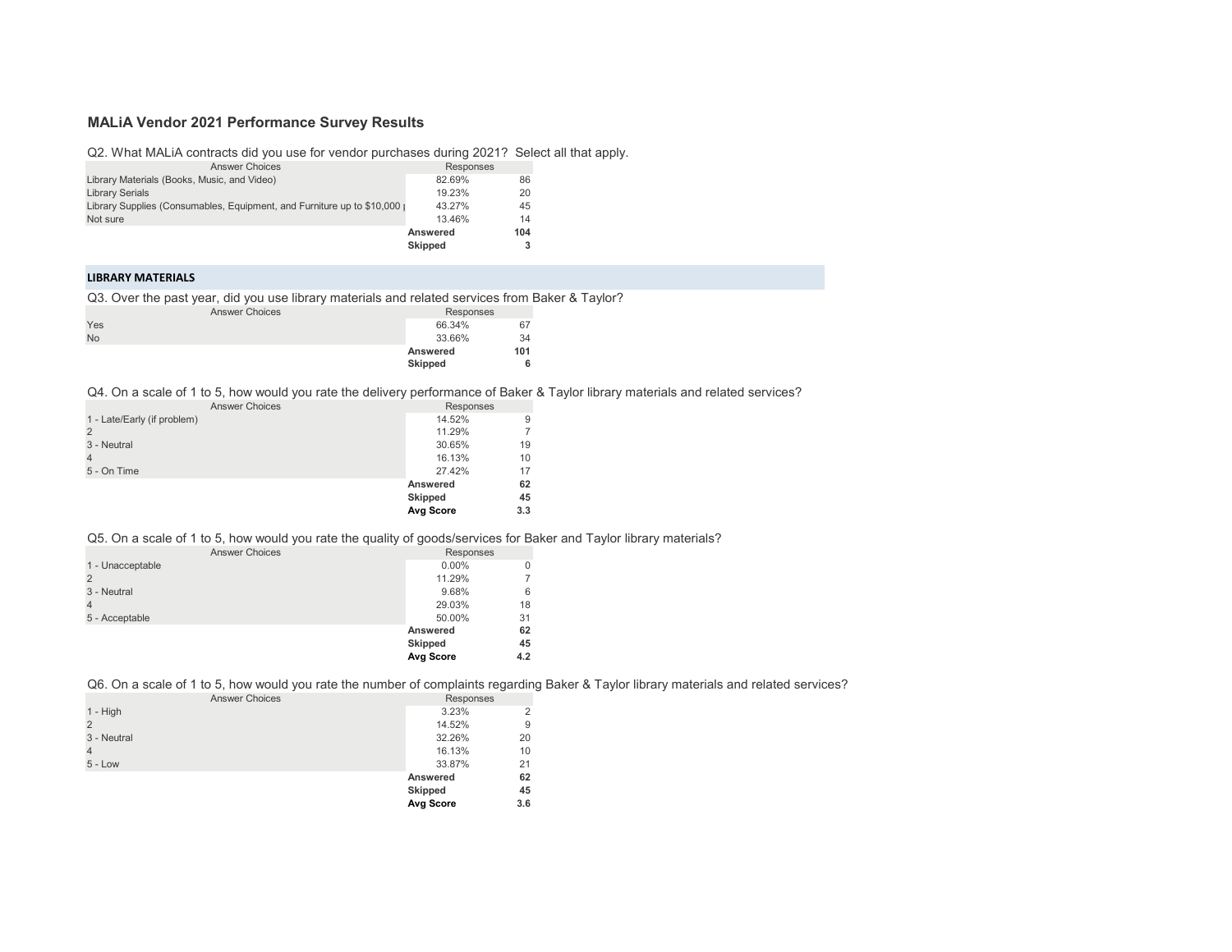# MALiA Vendor 2021 Performance Survey Results

Q2. What MALiA contracts did you use for vendor purchases during 2021? Select all that apply.

| Answer Choices | Responses | |
|---|---|---|
| Library Materials (Books, Music, and Video) | 82.69% | 86 |
| Library Serials | 19.23% | 20 |
| Library Supplies (Consumables, Equipment, and Furniture up to $10,000 p | 43.27% | 45 |
| Not sure | 13.46% | 14 |
| | **Answered** | **104** |
| | **Skipped** | **3** |

## LIBRARY MATERIALS

Q3. Over the past year, did you use library materials and related services from Baker & Taylor?

| Answer Choices | Responses | |
|---|---|---|
| Yes | 66.34% | 67 |
| No | 33.66% | 34 |
| | **Answered** | **101** |
| | **Skipped** | **6** |

Q4. On a scale of 1 to 5, how would you rate the delivery performance of Baker & Taylor library materials and related services?

| Answer Choices | Responses | |
|---|---|---|
| 1 - Late/Early (if problem) | 14.52% | 9 |
| 2 | 11.29% | 7 |
| 3 - Neutral | 30.65% | 19 |
| 4 | 16.13% | 10 |
| 5 - On Time | 27.42% | 17 |
| | **Answered** | **62** |
| | **Skipped** | **45** |
| | **Avg Score** | **3.3** |

Q5. On a scale of 1 to 5, how would you rate the quality of goods/services for Baker and Taylor library materials?

| Answer Choices | Responses | |
|---|---|---|
| 1 - Unacceptable | 0.00% | 0 |
| 2 | 11.29% | 7 |
| 3 - Neutral | 9.68% | 6 |
| 4 | 29.03% | 18 |
| 5 - Acceptable | 50.00% | 31 |
| | **Answered** | **62** |
| | **Skipped** | **45** |
| | **Avg Score** | **4.2** |

Q6. On a scale of 1 to 5, how would you rate the number of complaints regarding Baker & Taylor library materials and related services?

| Answer Choices | Responses | |
|---|---|---|
| 1 - High | 3.23% | 2 |
| 2 | 14.52% | 9 |
| 3 - Neutral | 32.26% | 20 |
| 4 | 16.13% | 10 |
| 5 - Low | 33.87% | 21 |
| | **Answered** | **62** |
| | **Skipped** | **45** |
| | **Avg Score** | **3.6** |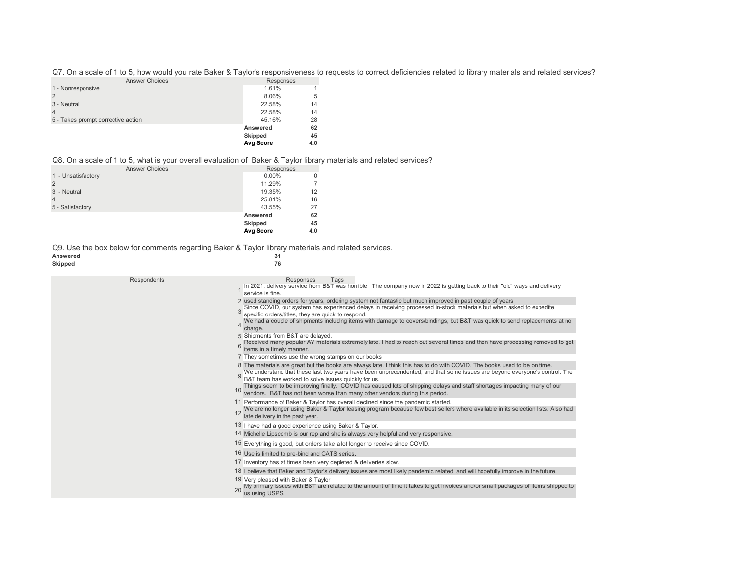Q7. On a scale of 1 to 5, how would you rate Baker & Taylor's responsiveness to requests to correct deficiencies related to library materials and related services?

| Answer Choices | Responses | |
|---|---|---|
| 1 - Nonresponsive | 1.61% | 1 |
| 2 | 8.06% | 5 |
| 3 - Neutral | 22.58% | 14 |
| 4 | 22.58% | 14 |
| 5 - Takes prompt corrective action | 45.16% | 28 |
| | **Answered** | **62** |
| | **Skipped** | **45** |
| | **Avg Score** | **4.0** |

Q8. On a scale of 1 to 5, what is your overall evaluation of Baker & Taylor library materials and related services?

| Answer Choices | Responses | |
|---|---|---|
| 1 - Unsatisfactory | 0.00% | 0 |
| 2 | 11.29% | 7 |
| 3 - Neutral | 19.35% | 12 |
| 4 | 25.81% | 16 |
| 5 - Satisfactory | 43.55% | 27 |
| | **Answered** | **62** |
| | **Skipped** | **45** |
| | **Avg Score** | **4.0** |

Q9. Use the box below for comments regarding Baker & Taylor library materials and related services.

| | |
|---|---|
| **Answered** | **31** |
| **Skipped** | **76** |

| Respondents | Responses | Tags |
|---|---|---|
| 1 | In 2021, delivery service from B&T was horrible. The company now in 2022 is getting back to their "old" ways and delivery service is fine. | |
| 2 | used standing orders for years, ordering system not fantastic but much improved in past couple of years | |
| 3 | Since COVID, our system has experienced delays in receiving processed in-stock materials but when asked to expedite specific orders/titles, they are quick to respond. | |
| 4 | We had a couple of shipments including items with damage to covers/bindings, but B&T was quick to send replacements at no charge. | |
| 5 | Shipments from B&T are delayed. | |
| 6 | Received many popular AY materials extremely late. I had to reach out several times and then have processing removed to get items in a timely manner. | |
| 7 | They sometimes use the wrong stamps on our books | |
| 8 | The materials are great but the books are always late. I think this has to do with COVID. The books used to be on time. | |
| 9 | We understand that these last two years have been unprecendented, and that some issues are beyond everyone's control. The B&T team has worked to solve issues quickly for us. | |
| 10 | Things seem to be improving finally. COVID has caused lots of shipping delays and staff shortages impacting many of our vendors. B&T has not been worse than many other vendors during this period. | |
| 11 | Performance of Baker & Taylor has overall declined since the pandemic started. | |
| 12 | We are no longer using Baker & Taylor leasing program because few best sellers where available in its selection lists. Also had late delivery in the past year. | |
| 13 | I have had a good experience using Baker & Taylor. | |
| 14 | Michelle Lipscomb is our rep and she is always very helpful and very responsive. | |
| 15 | Everything is good, but orders take a lot longer to receive since COVID. | |
| 16 | Use is limited to pre-bind and CATS series. | |
| 17 | Inventory has at times been very depleted & deliveries slow. | |
| 18 | I believe that Baker and Taylor's delivery issues are most likely pandemic related, and will hopefully improve in the future. | |
| 19 | Very pleased with Baker & Taylor | |
| 20 | My primary issues with B&T are related to the amount of time it takes to get invoices and/or small packages of items shipped to us using USPS. | |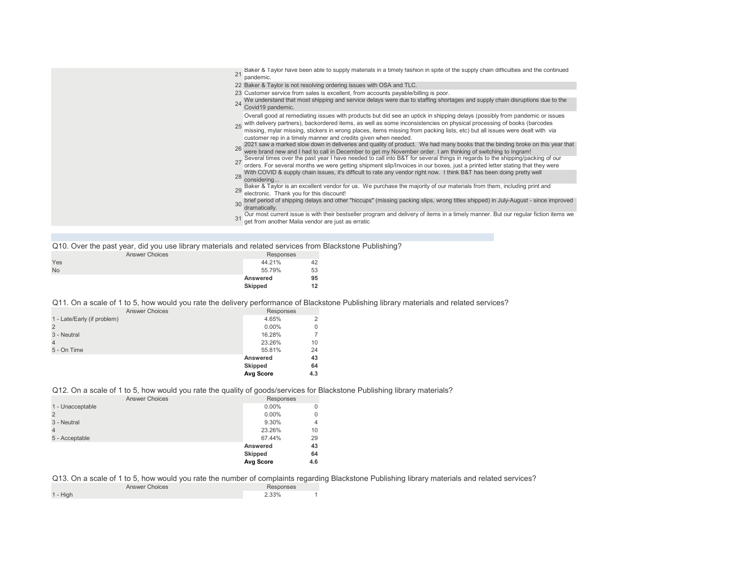| | |
|---|---|
| 21 | Baker & Taylor have been able to supply materials in a timely fashion in spite of the supply chain difficulties and the continued pandemic. |
| 22 | Baker & Taylor is not resolving ordering issues with OSA and TLC. |
| 23 | Customer service from sales is excellent, from accounts payable/billing is poor. |
| 24 | We understand that most shipping and service delays were due to staffing shortages and supply chain disruptions due to the Covid19 pandemic. |
| 25 | Overall good at remediating issues with products but did see an uptick in shipping delays (possibly from pandemic or issues with delivery partners), backordered items, as well as some inconsistencies on physical processing of books (barcodes missing, mylar missing, stickers in wrong places, items missing from packing lists, etc) but all issues were dealt with via customer rep in a timely manner and credits given when needed. |
| 26 | 2021 saw a marked slow down in deliveries and quality of product. We had many books that the binding broke on this year that were brand new and I had to call in December to get my November order. I am thinking of switching to Ingram! |
| 27 | Several times over the past year I have needed to call into B&T for several things in regards to the shipping/packing of our orders. For several months we were getting shipment slip/Invoices in our boxes, just a printed letter stating that they were |
| 28 | With COVID & supply chain issues, it's difficult to rate any vendor right now. I think B&T has been doing pretty well considering... |
| 29 | Baker & Taylor is an excellent vendor for us. We purchase the majority of our materials from them, including print and electronic. Thank you for this discount! |
| 30 | brief period of shipping delays and other "hiccups" (missing packing slips, wrong titles shipped) in July-August - since improved dramatically. |
| 31 | Our most current issue is with their bestseller program and delivery of items in a timely manner. But our regular fiction items we get from another Malia vendor are just as erratic |

Q10. Over the past year, did you use library materials and related services from Blackstone Publishing?

| Answer Choices | Responses | |
|---|---|---|
| Yes | 44.21% | 42 |
| No | 55.79% | 53 |
| | **Answered** | **95** |
| | **Skipped** | **12** |

Q11. On a scale of 1 to 5, how would you rate the delivery performance of Blackstone Publishing library materials and related services?

| Answer Choices | Responses | |
|---|---|---|
| 1 - Late/Early (if problem) | 4.65% | 2 |
| 2 | 0.00% | 0 |
| 3 - Neutral | 16.28% | 7 |
| 4 | 23.26% | 10 |
| 5 - On Time | 55.81% | 24 |
| | **Answered** | **43** |
| | **Skipped** | **64** |
| | **Avg Score** | **4.3** |

Q12. On a scale of 1 to 5, how would you rate the quality of goods/services for Blackstone Publishing library materials?

| Answer Choices | Responses | |
|---|---|---|
| 1 - Unacceptable | 0.00% | 0 |
| 2 | 0.00% | 0 |
| 3 - Neutral | 9.30% | 4 |
| 4 | 23.26% | 10 |
| 5 - Acceptable | 67.44% | 29 |
| | **Answered** | **43** |
| | **Skipped** | **64** |
| | **Avg Score** | **4.6** |

Q13. On a scale of 1 to 5, how would you rate the number of complaints regarding Blackstone Publishing library materials and related services?

| Answer Choices | Responses | |
|---|---|---|
| 1 - High | 2.33% | 1 |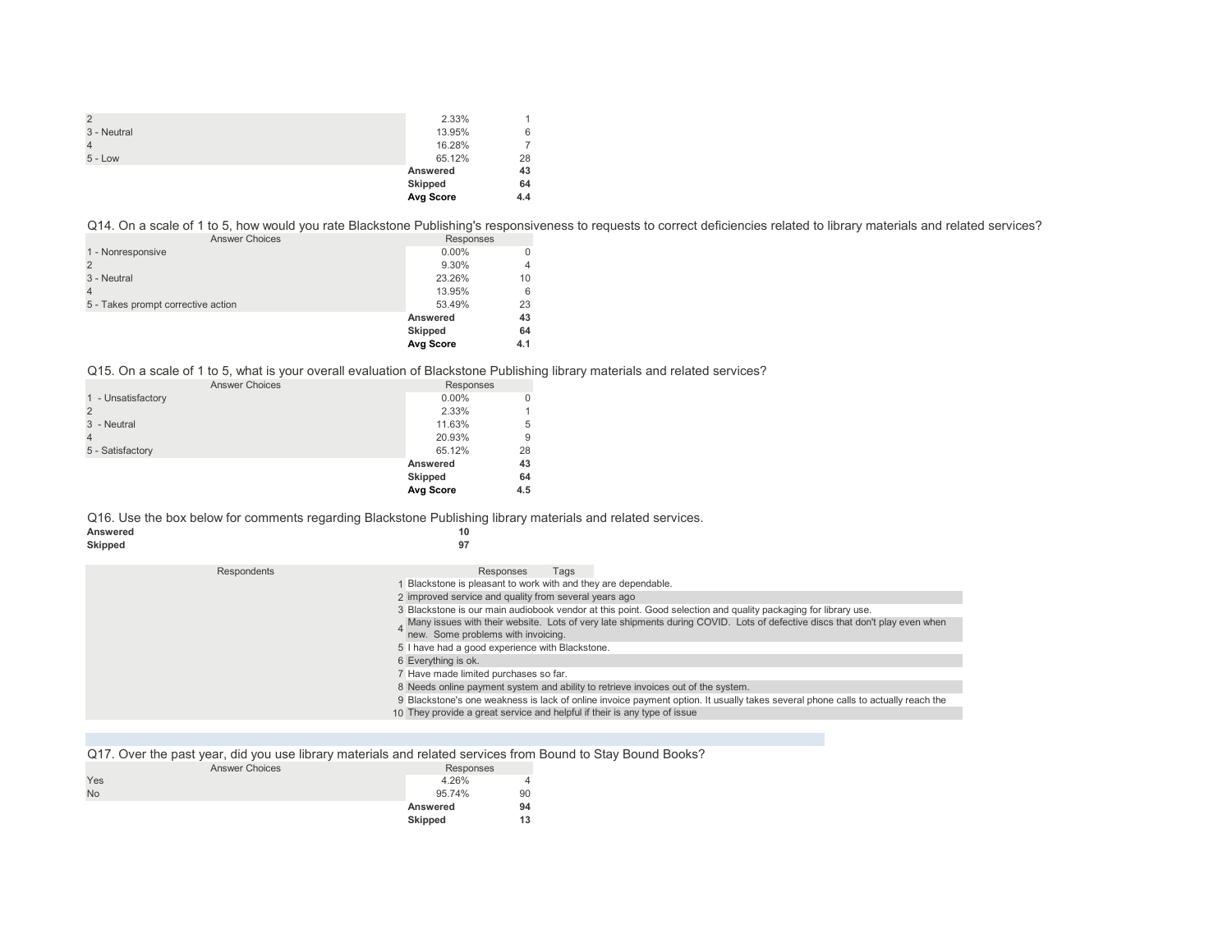| | | |
|---|---|---|
| 2 | 2.33% | 1 |
| 3 - Neutral | 13.95% | 6 |
| 4 | 16.28% | 7 |
| 5 - Low | 65.12% | 28 |
| | **Answered** | **43** |
| | **Skipped** | **64** |
| | **Avg Score** | **4.4** |

Q14. On a scale of 1 to 5, how would you rate Blackstone Publishing's responsiveness to requests to correct deficiencies related to library materials and related services?

| Answer Choices | Responses | |
|---|---|---|
| 1 - Nonresponsive | 0.00% | 0 |
| 2 | 9.30% | 4 |
| 3 - Neutral | 23.26% | 10 |
| 4 | 13.95% | 6 |
| 5 - Takes prompt corrective action | 53.49% | 23 |
| | **Answered** | **43** |
| | **Skipped** | **64** |
| | **Avg Score** | **4.1** |

Q15. On a scale of 1 to 5, what is your overall evaluation of Blackstone Publishing library materials and related services?

| Answer Choices | Responses | |
|---|---|---|
| 1 - Unsatisfactory | 0.00% | 0 |
| 2 | 2.33% | 1 |
| 3 - Neutral | 11.63% | 5 |
| 4 | 20.93% | 9 |
| 5 - Satisfactory | 65.12% | 28 |
| | **Answered** | **43** |
| | **Skipped** | **64** |
| | **Avg Score** | **4.5** |

Q16. Use the box below for comments regarding Blackstone Publishing library materials and related services.

| | |
|---|---|
| **Answered** | **10** |
| **Skipped** | **97** |

| Respondents | Responses | Tags |
|---|---|---|
| 1 | Blackstone is pleasant to work with and they are dependable. | |
| 2 | improved service and quality from several years ago | |
| 3 | Blackstone is our main audiobook vendor at this point. Good selection and quality packaging for library use. | |
| 4 | Many issues with their website. Lots of very late shipments during COVID. Lots of defective discs that don't play even when new. Some problems with invoicing. | |
| 5 | I have had a good experience with Blackstone. | |
| 6 | Everything is ok. | |
| 7 | Have made limited purchases so far. | |
| 8 | Needs online payment system and ability to retrieve invoices out of the system. | |
| 9 | Blackstone's one weakness is lack of online invoice payment option. It usually takes several phone calls to actually reach the | |
| 10 | They provide a great service and helpful if their is any type of issue | |

Q17. Over the past year, did you use library materials and related services from Bound to Stay Bound Books?

| Answer Choices | Responses | |
|---|---|---|
| Yes | 4.26% | 4 |
| No | 95.74% | 90 |
| | **Answered** | **94** |
| | **Skipped** | **13** |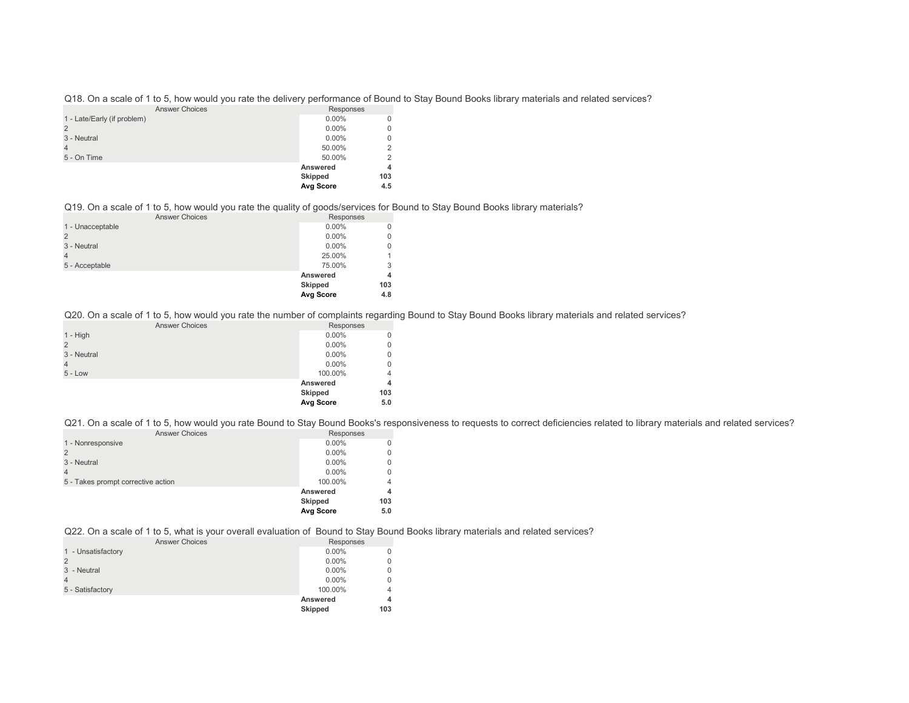Q18. On a scale of 1 to 5, how would you rate the delivery performance of Bound to Stay Bound Books library materials and related services?

| Answer Choices | Responses | |
|---|---|---|
| 1 - Late/Early (if problem) | 0.00% | 0 |
| 2 | 0.00% | 0 |
| 3 - Neutral | 0.00% | 0 |
| 4 | 50.00% | 2 |
| 5 - On Time | 50.00% | 2 |
| | **Answered** | **4** |
| | **Skipped** | **103** |
| | **Avg Score** | **4.5** |

Q19. On a scale of 1 to 5, how would you rate the quality of goods/services for Bound to Stay Bound Books library materials?

| Answer Choices | Responses | |
|---|---|---|
| 1 - Unacceptable | 0.00% | 0 |
| 2 | 0.00% | 0 |
| 3 - Neutral | 0.00% | 0 |
| 4 | 25.00% | 1 |
| 5 - Acceptable | 75.00% | 3 |
| | **Answered** | **4** |
| | **Skipped** | **103** |
| | **Avg Score** | **4.8** |

Q20. On a scale of 1 to 5, how would you rate the number of complaints regarding Bound to Stay Bound Books library materials and related services?

| Answer Choices | Responses | |
|---|---|---|
| 1 - High | 0.00% | 0 |
| 2 | 0.00% | 0 |
| 3 - Neutral | 0.00% | 0 |
| 4 | 0.00% | 0 |
| 5 - Low | 100.00% | 4 |
| | **Answered** | **4** |
| | **Skipped** | **103** |
| | **Avg Score** | **5.0** |

Q21. On a scale of 1 to 5, how would you rate Bound to Stay Bound Books's responsiveness to requests to correct deficiencies related to library materials and related services?

| Answer Choices | Responses | |
|---|---|---|
| 1 - Nonresponsive | 0.00% | 0 |
| 2 | 0.00% | 0 |
| 3 - Neutral | 0.00% | 0 |
| 4 | 0.00% | 0 |
| 5 - Takes prompt corrective action | 100.00% | 4 |
| | **Answered** | **4** |
| | **Skipped** | **103** |
| | **Avg Score** | **5.0** |

Q22. On a scale of 1 to 5, what is your overall evaluation of Bound to Stay Bound Books library materials and related services?

| Answer Choices | Responses | |
|---|---|---|
| 1 - Unsatisfactory | 0.00% | 0 |
| 2 | 0.00% | 0 |
| 3 - Neutral | 0.00% | 0 |
| 4 | 0.00% | 0 |
| 5 - Satisfactory | 100.00% | 4 |
| | **Answered** | **4** |
| | **Skipped** | **103** |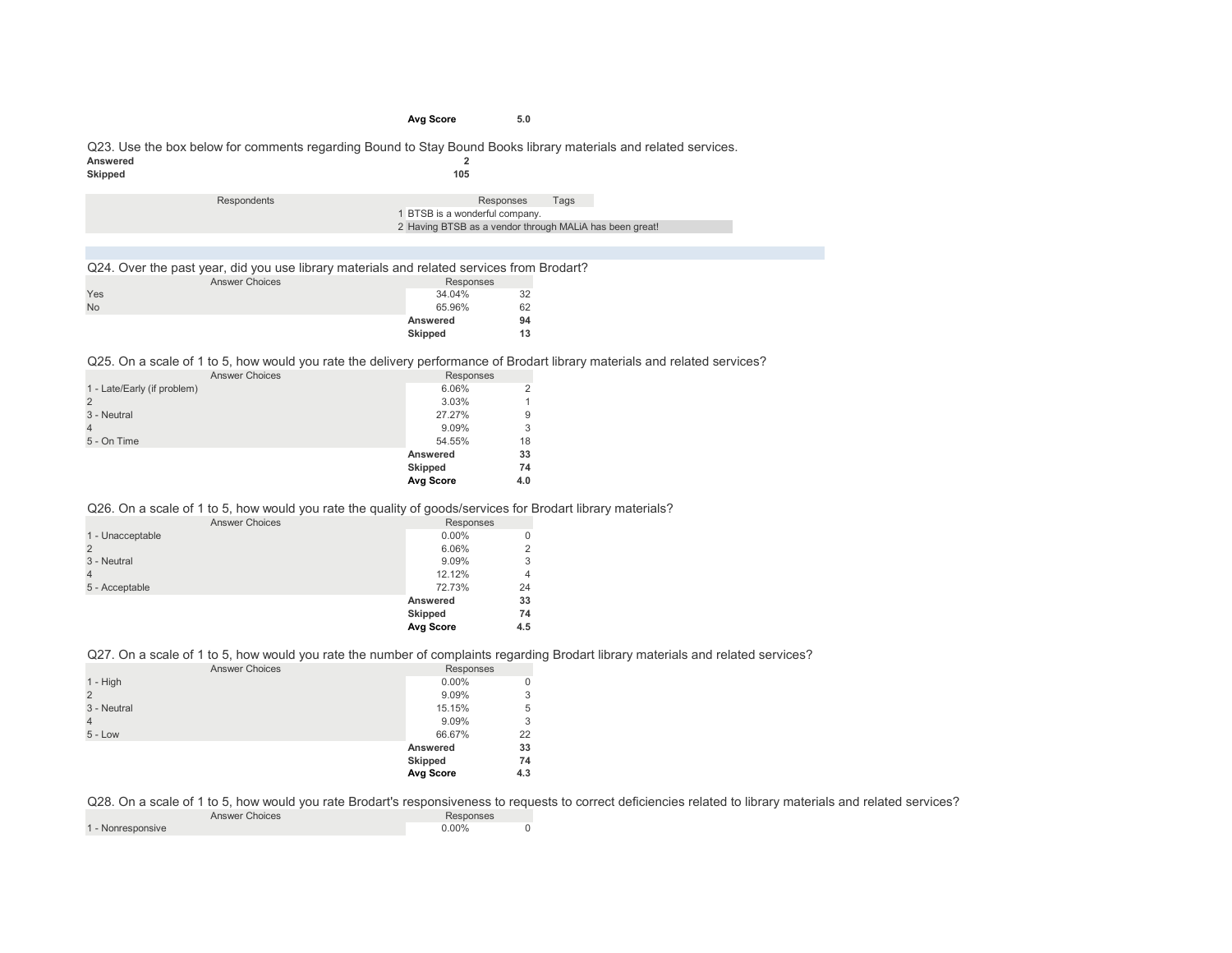| | | |
|---|---|---|
| | **Avg Score** | **5.0** |

Q23. Use the box below for comments regarding Bound to Stay Bound Books library materials and related services.

| | |
|---|---|
| **Answered** | **2** |
| **Skipped** | **105** |

| Respondents | | Responses | Tags |
|---|---|---|---|
| | 1 | BTSB is a wonderful company. | |
| | 2 | Having BTSB as a vendor through MALiA has been great! | |

Q24. Over the past year, did you use library materials and related services from Brodart?

| Answer Choices | Responses | |
|---|---|---|
| Yes | 34.04% | 32 |
| No | 65.96% | 62 |
| | **Answered** | **94** |
| | **Skipped** | **13** |

Q25. On a scale of 1 to 5, how would you rate the delivery performance of Brodart library materials and related services?

| Answer Choices | Responses | |
|---|---|---|
| 1 - Late/Early (if problem) | 6.06% | 2 |
| 2 | 3.03% | 1 |
| 3 - Neutral | 27.27% | 9 |
| 4 | 9.09% | 3 |
| 5 - On Time | 54.55% | 18 |
| | **Answered** | **33** |
| | **Skipped** | **74** |
| | **Avg Score** | **4.0** |

Q26. On a scale of 1 to 5, how would you rate the quality of goods/services for Brodart library materials?

| Answer Choices | Responses | |
|---|---|---|
| 1 - Unacceptable | 0.00% | 0 |
| 2 | 6.06% | 2 |
| 3 - Neutral | 9.09% | 3 |
| 4 | 12.12% | 4 |
| 5 - Acceptable | 72.73% | 24 |
| | **Answered** | **33** |
| | **Skipped** | **74** |
| | **Avg Score** | **4.5** |

Q27. On a scale of 1 to 5, how would you rate the number of complaints regarding Brodart library materials and related services?

| Answer Choices | Responses | |
|---|---|---|
| 1 - High | 0.00% | 0 |
| 2 | 9.09% | 3 |
| 3 - Neutral | 15.15% | 5 |
| 4 | 9.09% | 3 |
| 5 - Low | 66.67% | 22 |
| | **Answered** | **33** |
| | **Skipped** | **74** |
| | **Avg Score** | **4.3** |

Q28. On a scale of 1 to 5, how would you rate Brodart's responsiveness to requests to correct deficiencies related to library materials and related services?

| Answer Choices | Responses | |
|---|---|---|
| 1 - Nonresponsive | 0.00% | 0 |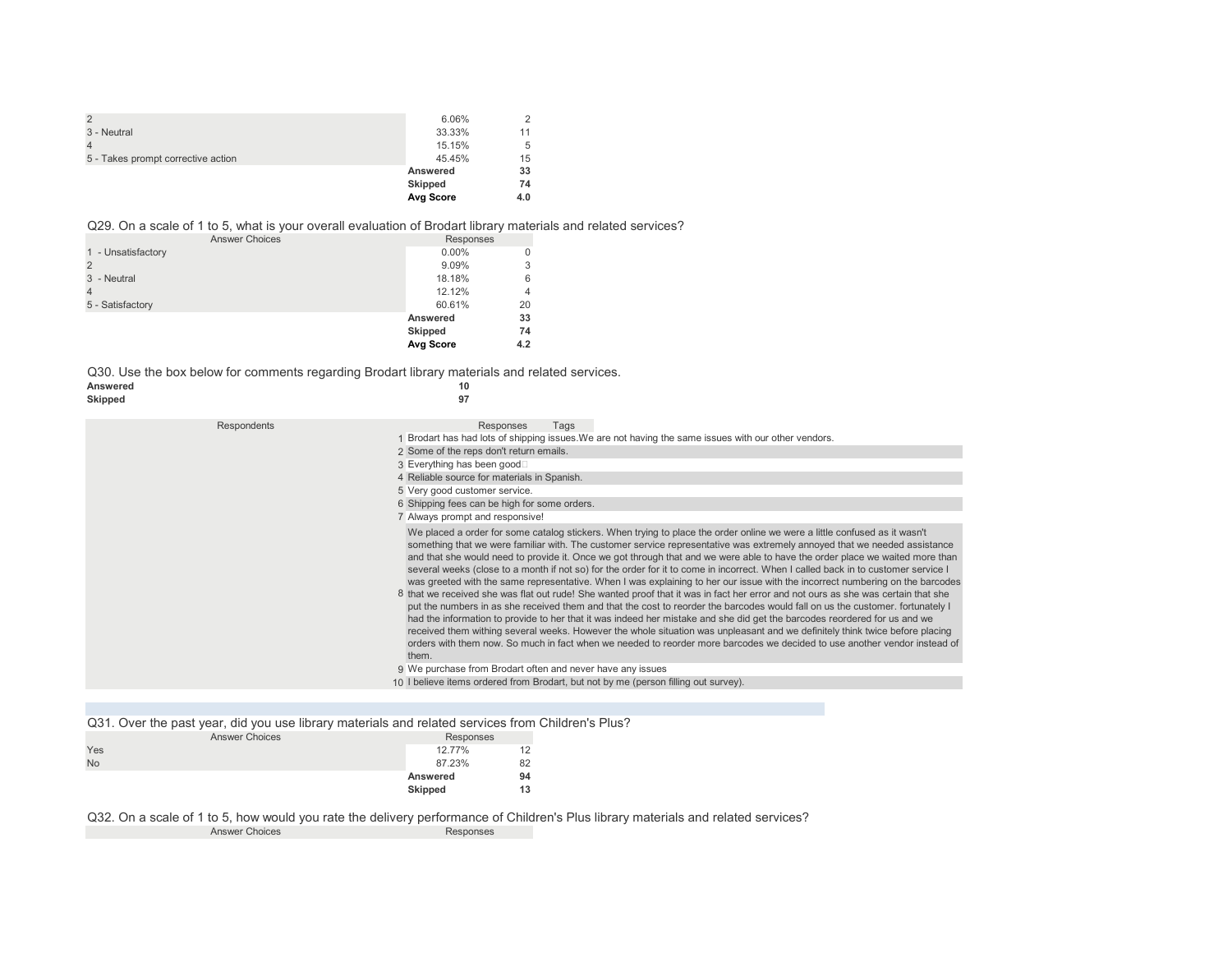| | | |
|---|---|---|
| 2 | 6.06% | 2 |
| 3 - Neutral | 33.33% | 11 |
| 4 | 15.15% | 5 |
| 5 - Takes prompt corrective action | 45.45% | 15 |
| | **Answered** | **33** |
| | **Skipped** | **74** |
| | **Avg Score** | **4.0** |

Q29. On a scale of 1 to 5, what is your overall evaluation of Brodart library materials and related services?

| Answer Choices | Responses | |
|---|---|---|
| 1 - Unsatisfactory | 0.00% | 0 |
| 2 | 9.09% | 3 |
| 3 - Neutral | 18.18% | 6 |
| 4 | 12.12% | 4 |
| 5 - Satisfactory | 60.61% | 20 |
| | **Answered** | **33** |
| | **Skipped** | **74** |
| | **Avg Score** | **4.2** |

Q30. Use the box below for comments regarding Brodart library materials and related services.

| | |
|---|---|
| **Answered** | **10** |
| **Skipped** | **97** |

| Respondents | Responses | Tags |
|---|---|---|
| 1 | Brodart has had lots of shipping issues.We are not having the same issues with our other vendors. | |
| 2 | Some of the reps don't return emails. | |
| 3 | Everything has been good | |
| 4 | Reliable source for materials in Spanish. | |
| 5 | Very good customer service. | |
| 6 | Shipping fees can be high for some orders. | |
| 7 | Always prompt and responsive! | |
| 8 | We placed a order for some catalog stickers. When trying to place the order online we were a little confused as it wasn't something that we were familiar with. The customer service representative was extremely annoyed that we needed assistance and that she would need to provide it. Once we got through that and we were able to have the order place we waited more than several weeks (close to a month if not so) for the order for it to come in incorrect. When I called back in to customer service I was greeted with the same representative. When I was explaining to her our issue with the incorrect numbering on the barcodes that we received she was flat out rude! She wanted proof that it was in fact her error and not ours as she was certain that she put the numbers in as she received them and that the cost to reorder the barcodes would fall on us the customer. fortunately I had the information to provide to her that it was indeed her mistake and she did get the barcodes reordered for us and we received them withing several weeks. However the whole situation was unpleasant and we definitely think twice before placing orders with them now. So much in fact when we needed to reorder more barcodes we decided to use another vendor instead of them. | |
| 9 | We purchase from Brodart often and never have any issues | |
| 10 | I believe items ordered from Brodart, but not by me (person filling out survey). | |

Q31. Over the past year, did you use library materials and related services from Children's Plus?

| Answer Choices | Responses | |
|---|---|---|
| Yes | 12.77% | 12 |
| No | 87.23% | 82 |
| | **Answered** | **94** |
| | **Skipped** | **13** |

Q32. On a scale of 1 to 5, how would you rate the delivery performance of Children's Plus library materials and related services?

| Answer Choices | Responses |
|---|---|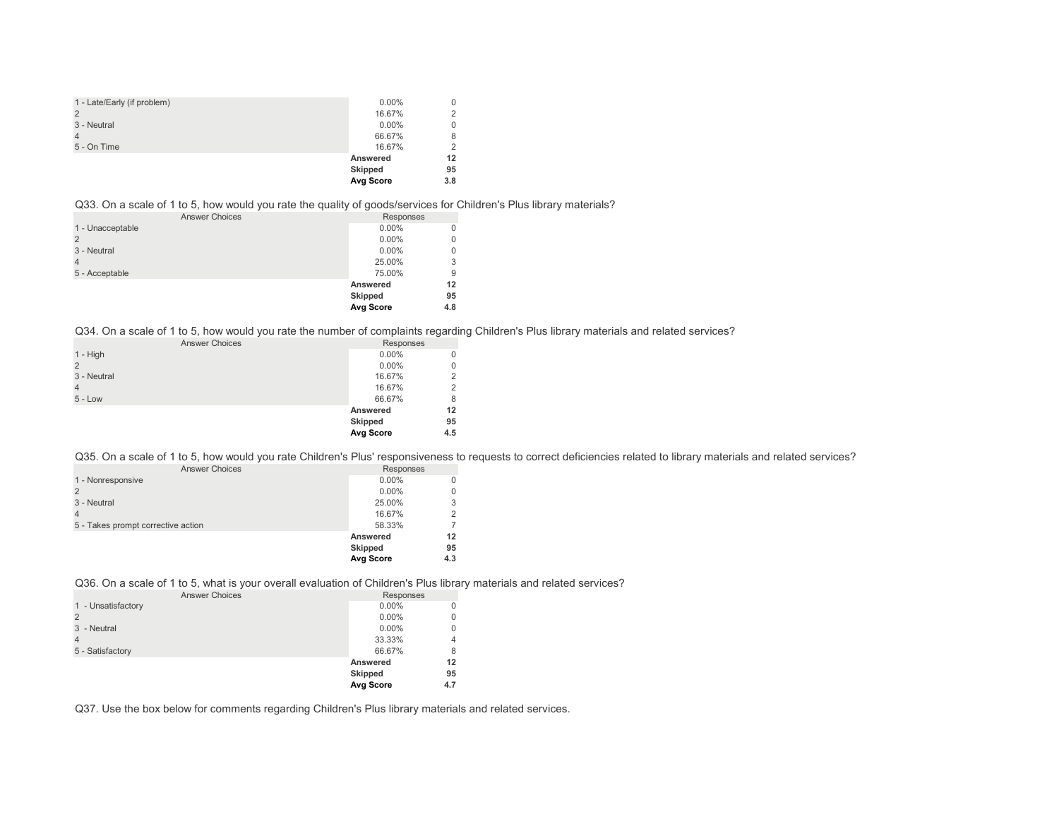| | | |
|---|---|---|
| 1 - Late/Early (if problem) | 0.00% | 0 |
| 2 | 16.67% | 2 |
| 3 - Neutral | 0.00% | 0 |
| 4 | 66.67% | 8 |
| 5 - On Time | 16.67% | 2 |
| | **Answered** | **12** |
| | **Skipped** | **95** |
| | **Avg Score** | **3.8** |

Q33. On a scale of 1 to 5, how would you rate the quality of goods/services for Children's Plus library materials?

| Answer Choices | Responses | |
|---|---|---|
| 1 - Unacceptable | 0.00% | 0 |
| 2 | 0.00% | 0 |
| 3 - Neutral | 0.00% | 0 |
| 4 | 25.00% | 3 |
| 5 - Acceptable | 75.00% | 9 |
| | **Answered** | **12** |
| | **Skipped** | **95** |
| | **Avg Score** | **4.8** |

Q34. On a scale of 1 to 5, how would you rate the number of complaints regarding Children's Plus library materials and related services?

| Answer Choices | Responses | |
|---|---|---|
| 1 - High | 0.00% | 0 |
| 2 | 0.00% | 0 |
| 3 - Neutral | 16.67% | 2 |
| 4 | 16.67% | 2 |
| 5 - Low | 66.67% | 8 |
| | **Answered** | **12** |
| | **Skipped** | **95** |
| | **Avg Score** | **4.5** |

Q35. On a scale of 1 to 5, how would you rate Children's Plus' responsiveness to requests to correct deficiencies related to library materials and related services?

| Answer Choices | Responses | |
|---|---|---|
| 1 - Nonresponsive | 0.00% | 0 |
| 2 | 0.00% | 0 |
| 3 - Neutral | 25.00% | 3 |
| 4 | 16.67% | 2 |
| 5 - Takes prompt corrective action | 58.33% | 7 |
| | **Answered** | **12** |
| | **Skipped** | **95** |
| | **Avg Score** | **4.3** |

Q36. On a scale of 1 to 5, what is your overall evaluation of Children's Plus library materials and related services?

| Answer Choices | Responses | |
|---|---|---|
| 1 - Unsatisfactory | 0.00% | 0 |
| 2 | 0.00% | 0 |
| 3 - Neutral | 0.00% | 0 |
| 4 | 33.33% | 4 |
| 5 - Satisfactory | 66.67% | 8 |
| | **Answered** | **12** |
| | **Skipped** | **95** |
| | **Avg Score** | **4.7** |

Q37. Use the box below for comments regarding Children's Plus library materials and related services.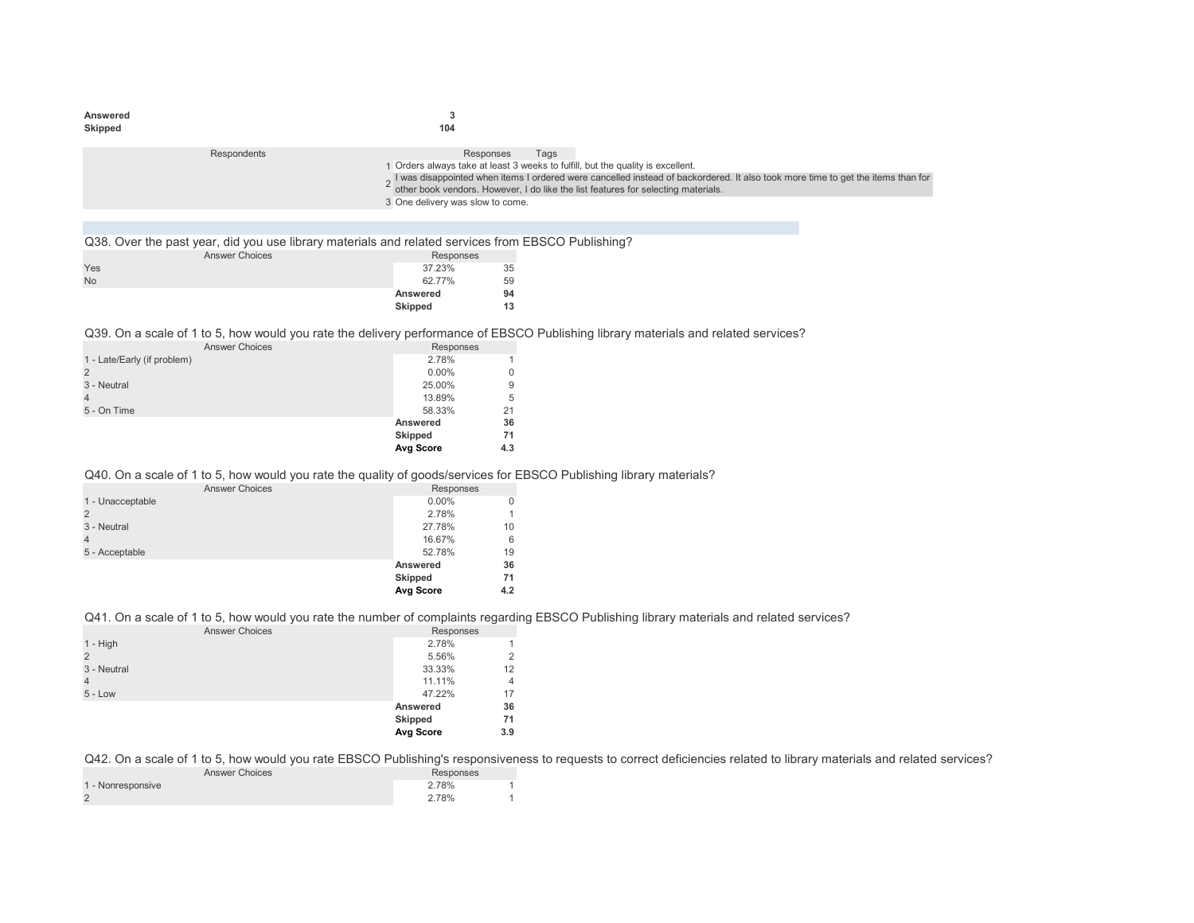| | |
|---|---|
| **Answered** | **3** |
| **Skipped** | **104** |

| Respondents | | Responses | Tags |
|---|---|---|---|
| | 1 | Orders always take at least 3 weeks to fulfill, but the quality is excellent. | |
| | 2 | I was disappointed when items I ordered were cancelled instead of backordered. It also took more time to get the items than for other book vendors. However, I do like the list features for selecting materials. | |
| | 3 | One delivery was slow to come. | |

## Q38. Over the past year, did you use library materials and related services from EBSCO Publishing?

| Answer Choices | Responses | |
|---|---|---|
| Yes | 37.23% | 35 |
| No | 62.77% | 59 |
| | **Answered** | **94** |
| | **Skipped** | **13** |

## Q39. On a scale of 1 to 5, how would you rate the delivery performance of EBSCO Publishing library materials and related services?

| Answer Choices | Responses | |
|---|---|---|
| 1 - Late/Early (if problem) | 2.78% | 1 |
| 2 | 0.00% | 0 |
| 3 - Neutral | 25.00% | 9 |
| 4 | 13.89% | 5 |
| 5 - On Time | 58.33% | 21 |
| | **Answered** | **36** |
| | **Skipped** | **71** |
| | **Avg Score** | **4.3** |

## Q40. On a scale of 1 to 5, how would you rate the quality of goods/services for EBSCO Publishing library materials?

| Answer Choices | Responses | |
|---|---|---|
| 1 - Unacceptable | 0.00% | 0 |
| 2 | 2.78% | 1 |
| 3 - Neutral | 27.78% | 10 |
| 4 | 16.67% | 6 |
| 5 - Acceptable | 52.78% | 19 |
| | **Answered** | **36** |
| | **Skipped** | **71** |
| | **Avg Score** | **4.2** |

## Q41. On a scale of 1 to 5, how would you rate the number of complaints regarding EBSCO Publishing library materials and related services?

| Answer Choices | Responses | |
|---|---|---|
| 1 - High | 2.78% | 1 |
| 2 | 5.56% | 2 |
| 3 - Neutral | 33.33% | 12 |
| 4 | 11.11% | 4 |
| 5 - Low | 47.22% | 17 |
| | **Answered** | **36** |
| | **Skipped** | **71** |
| | **Avg Score** | **3.9** |

## Q42. On a scale of 1 to 5, how would you rate EBSCO Publishing's responsiveness to requests to correct deficiencies related to library materials and related services?

| Answer Choices | Responses | |
|---|---|---|
| 1 - Nonresponsive | 2.78% | 1 |
| 2 | 2.78% | 1 |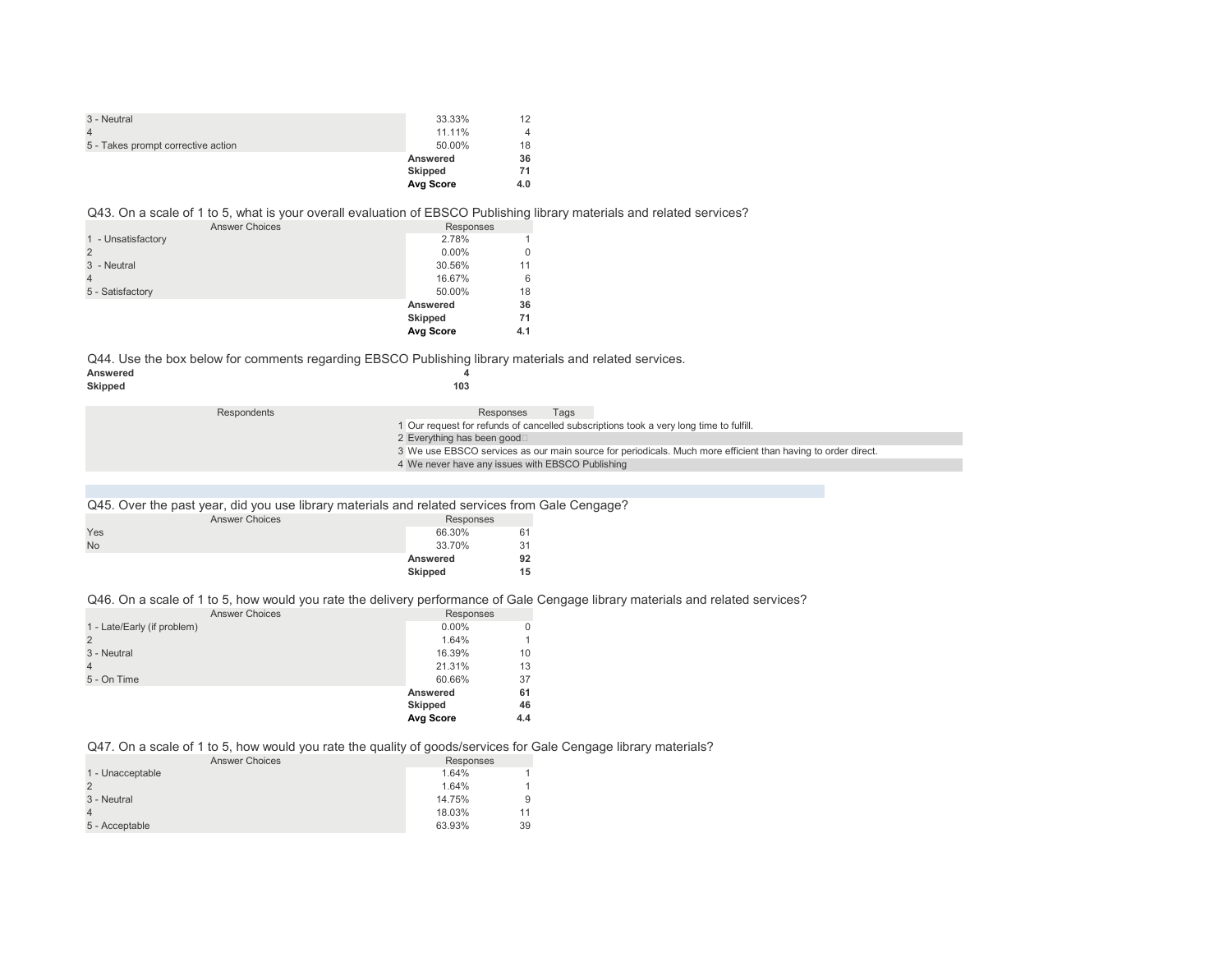| | | |
|---|---|---|
| 3 - Neutral | 33.33% | 12 |
| 4 | 11.11% | 4 |
| 5 - Takes prompt corrective action | 50.00% | 18 |
| | **Answered** | **36** |
| | **Skipped** | **71** |
| | **Avg Score** | **4.0** |

Q43. On a scale of 1 to 5, what is your overall evaluation of EBSCO Publishing library materials and related services?

| Answer Choices | Responses | |
|---|---|---|
| 1 - Unsatisfactory | 2.78% | 1 |
| 2 | 0.00% | 0 |
| 3 - Neutral | 30.56% | 11 |
| 4 | 16.67% | 6 |
| 5 - Satisfactory | 50.00% | 18 |
| | **Answered** | **36** |
| | **Skipped** | **71** |
| | **Avg Score** | **4.1** |

Q44. Use the box below for comments regarding EBSCO Publishing library materials and related services.

| | |
|---|---|
| **Answered** | **4** |
| **Skipped** | **103** |

| Respondents | Responses | Tags |
|---|---|---|
| 1 | Our request for refunds of cancelled subscriptions took a very long time to fulfill. | |
| 2 | Everything has been good | |
| 3 | We use EBSCO services as our main source for periodicals. Much more efficient than having to order direct. | |
| 4 | We never have any issues with EBSCO Publishing | |

Q45. Over the past year, did you use library materials and related services from Gale Cengage?

| Answer Choices | Responses | |
|---|---|---|
| Yes | 66.30% | 61 |
| No | 33.70% | 31 |
| | **Answered** | **92** |
| | **Skipped** | **15** |

Q46. On a scale of 1 to 5, how would you rate the delivery performance of Gale Cengage library materials and related services?

| Answer Choices | Responses | |
|---|---|---|
| 1 - Late/Early (if problem) | 0.00% | 0 |
| 2 | 1.64% | 1 |
| 3 - Neutral | 16.39% | 10 |
| 4 | 21.31% | 13 |
| 5 - On Time | 60.66% | 37 |
| | **Answered** | **61** |
| | **Skipped** | **46** |
| | **Avg Score** | **4.4** |

Q47. On a scale of 1 to 5, how would you rate the quality of goods/services for Gale Cengage library materials?

| Answer Choices | Responses | |
|---|---|---|
| 1 - Unacceptable | 1.64% | 1 |
| 2 | 1.64% | 1 |
| 3 - Neutral | 14.75% | 9 |
| 4 | 18.03% | 11 |
| 5 - Acceptable | 63.93% | 39 |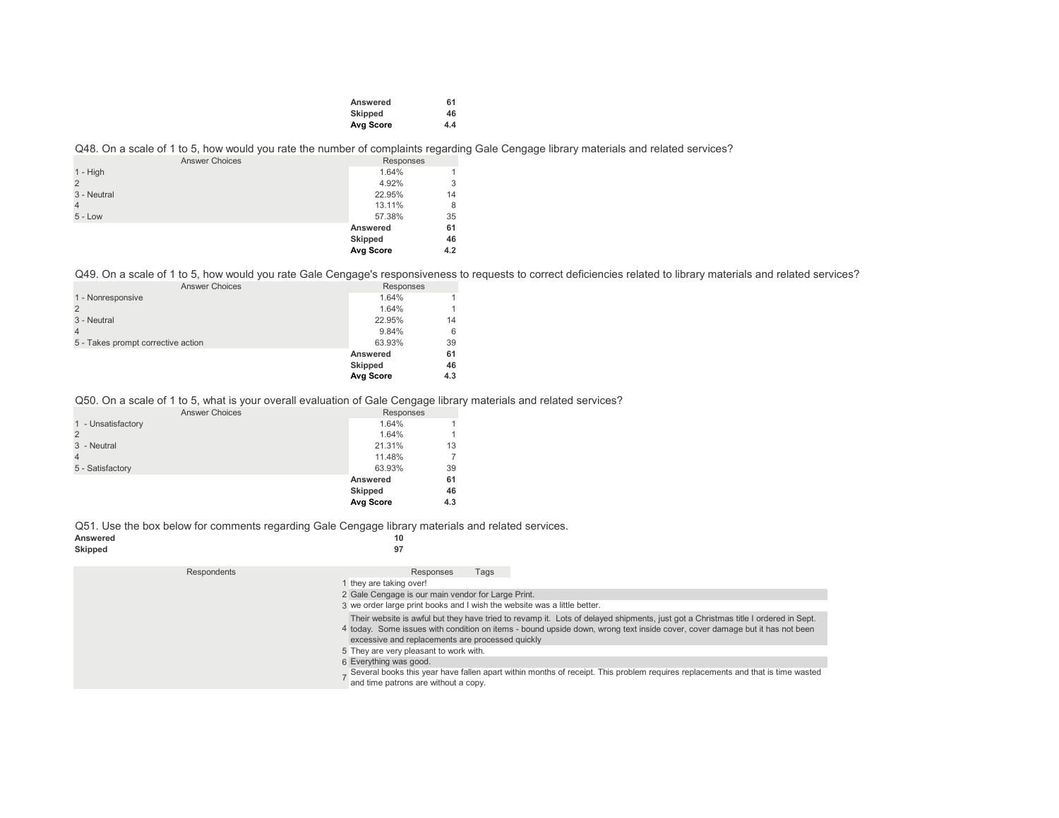| | | |
|---|---|---|
| | **Answered** | **61** |
| | **Skipped** | **46** |
| | **Avg Score** | **4.4** |

Q48. On a scale of 1 to 5, how would you rate the number of complaints regarding Gale Cengage library materials and related services?

| Answer Choices | Responses | |
|---|---|---|
| 1 - High | 1.64% | 1 |
| 2 | 4.92% | 3 |
| 3 - Neutral | 22.95% | 14 |
| 4 | 13.11% | 8 |
| 5 - Low | 57.38% | 35 |
| | **Answered** | **61** |
| | **Skipped** | **46** |
| | **Avg Score** | **4.2** |

Q49. On a scale of 1 to 5, how would you rate Gale Cengage's responsiveness to requests to correct deficiencies related to library materials and related services?

| Answer Choices | Responses | |
|---|---|---|
| 1 - Nonresponsive | 1.64% | 1 |
| 2 | 1.64% | 1 |
| 3 - Neutral | 22.95% | 14 |
| 4 | 9.84% | 6 |
| 5 - Takes prompt corrective action | 63.93% | 39 |
| | **Answered** | **61** |
| | **Skipped** | **46** |
| | **Avg Score** | **4.3** |

Q50. On a scale of 1 to 5, what is your overall evaluation of Gale Cengage library materials and related services?

| Answer Choices | Responses | |
|---|---|---|
| 1 - Unsatisfactory | 1.64% | 1 |
| 2 | 1.64% | 1 |
| 3 - Neutral | 21.31% | 13 |
| 4 | 11.48% | 7 |
| 5 - Satisfactory | 63.93% | 39 |
| | **Answered** | **61** |
| | **Skipped** | **46** |
| | **Avg Score** | **4.3** |

Q51. Use the box below for comments regarding Gale Cengage library materials and related services.

| | |
|---|---|
| **Answered** | **10** |
| **Skipped** | **97** |

| Respondents | Responses | Tags |
|---|---|---|
| 1 | they are taking over! | |
| 2 | Gale Cengage is our main vendor for Large Print. | |
| 3 | we order large print books and I wish the website was a little better. | |
| 4 | Their website is awful but they have tried to revamp it. Lots of delayed shipments, just got a Christmas title I ordered in Sept. today. Some issues with condition on items - bound upside down, wrong text inside cover, cover damage but it has not been excessive and replacements are processed quickly | |
| 5 | They are very pleasant to work with. | |
| 6 | Everything was good. | |
| 7 | Several books this year have fallen apart within months of receipt. This problem requires replacements and that is time wasted and time patrons are without a copy. | |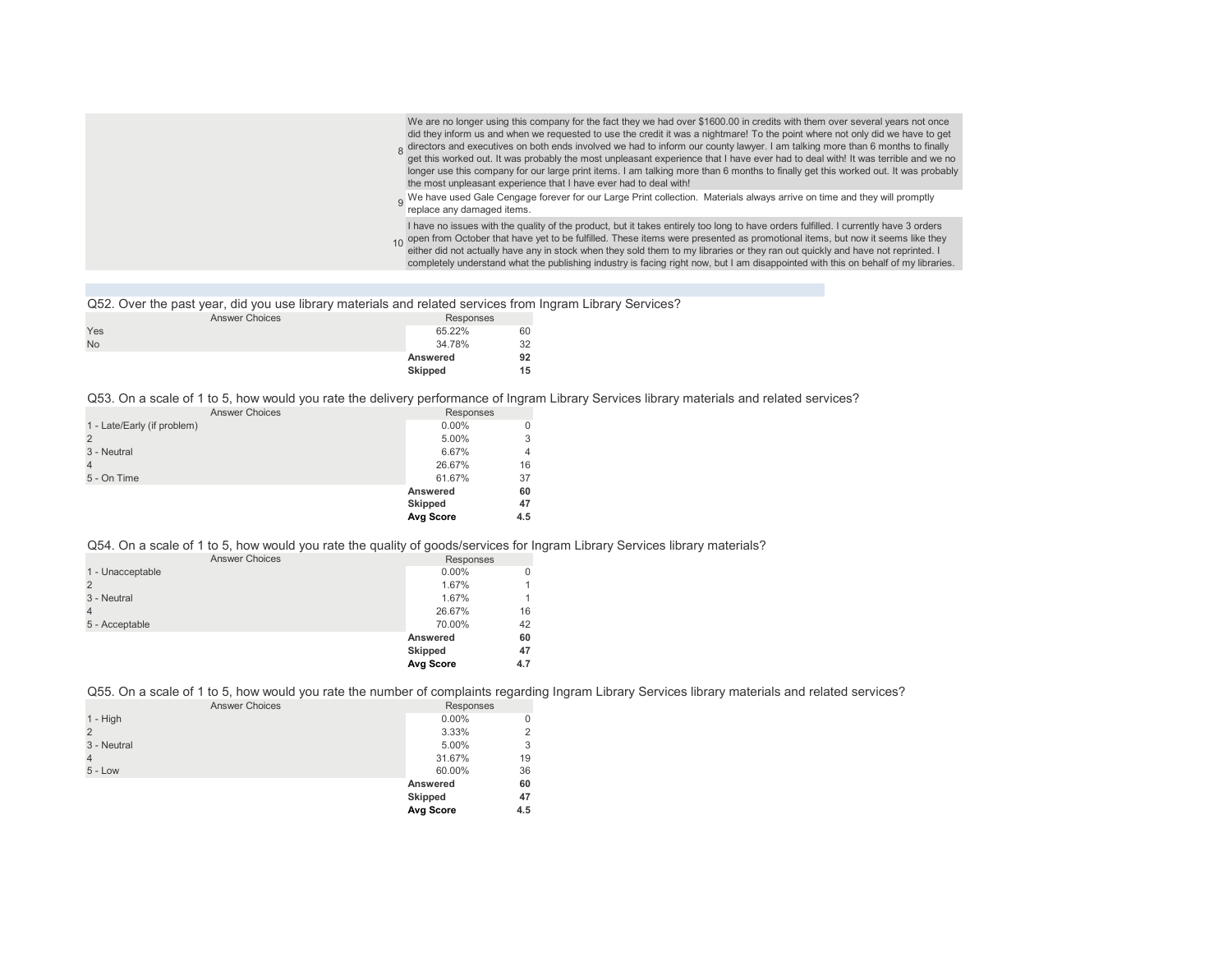| | |
|---|---|
| 8 | We are no longer using this company for the fact they we had over $1600.00 in credits with them over several years not once did they inform us and when we requested to use the credit it was a nightmare! To the point where not only did we have to get directors and executives on both ends involved we had to inform our county lawyer. I am talking more than 6 months to finally get this worked out. It was probably the most unpleasant experience that I have ever had to deal with! It was terrible and we no longer use this company for our large print items. I am talking more than 6 months to finally get this worked out. It was probably the most unpleasant experience that I have ever had to deal with! |
| 9 | We have used Gale Cengage forever for our Large Print collection. Materials always arrive on time and they will promptly replace any damaged items. |
| 10 | I have no issues with the quality of the product, but it takes entirely too long to have orders fulfilled. I currently have 3 orders open from October that have yet to be fulfilled. These items were presented as promotional items, but now it seems like they either did not actually have any in stock when they sold them to my libraries or they ran out quickly and have not reprinted. I completely understand what the publishing industry is facing right now, but I am disappointed with this on behalf of my libraries. |

Q52. Over the past year, did you use library materials and related services from Ingram Library Services?

| Answer Choices | Responses | |
|---|---|---|
| Yes | 65.22% | 60 |
| No | 34.78% | 32 |
| | **Answered** | **92** |
| | **Skipped** | **15** |

Q53. On a scale of 1 to 5, how would you rate the delivery performance of Ingram Library Services library materials and related services?

| Answer Choices | Responses | |
|---|---|---|
| 1 - Late/Early (if problem) | 0.00% | 0 |
| 2 | 5.00% | 3 |
| 3 - Neutral | 6.67% | 4 |
| 4 | 26.67% | 16 |
| 5 - On Time | 61.67% | 37 |
| | **Answered** | **60** |
| | **Skipped** | **47** |
| | **Avg Score** | **4.5** |

Q54. On a scale of 1 to 5, how would you rate the quality of goods/services for Ingram Library Services library materials?

| Answer Choices | Responses | |
|---|---|---|
| 1 - Unacceptable | 0.00% | 0 |
| 2 | 1.67% | 1 |
| 3 - Neutral | 1.67% | 1 |
| 4 | 26.67% | 16 |
| 5 - Acceptable | 70.00% | 42 |
| | **Answered** | **60** |
| | **Skipped** | **47** |
| | **Avg Score** | **4.7** |

Q55. On a scale of 1 to 5, how would you rate the number of complaints regarding Ingram Library Services library materials and related services?

| Answer Choices | Responses | |
|---|---|---|
| 1 - High | 0.00% | 0 |
| 2 | 3.33% | 2 |
| 3 - Neutral | 5.00% | 3 |
| 4 | 31.67% | 19 |
| 5 - Low | 60.00% | 36 |
| | **Answered** | **60** |
| | **Skipped** | **47** |
| | **Avg Score** | **4.5** |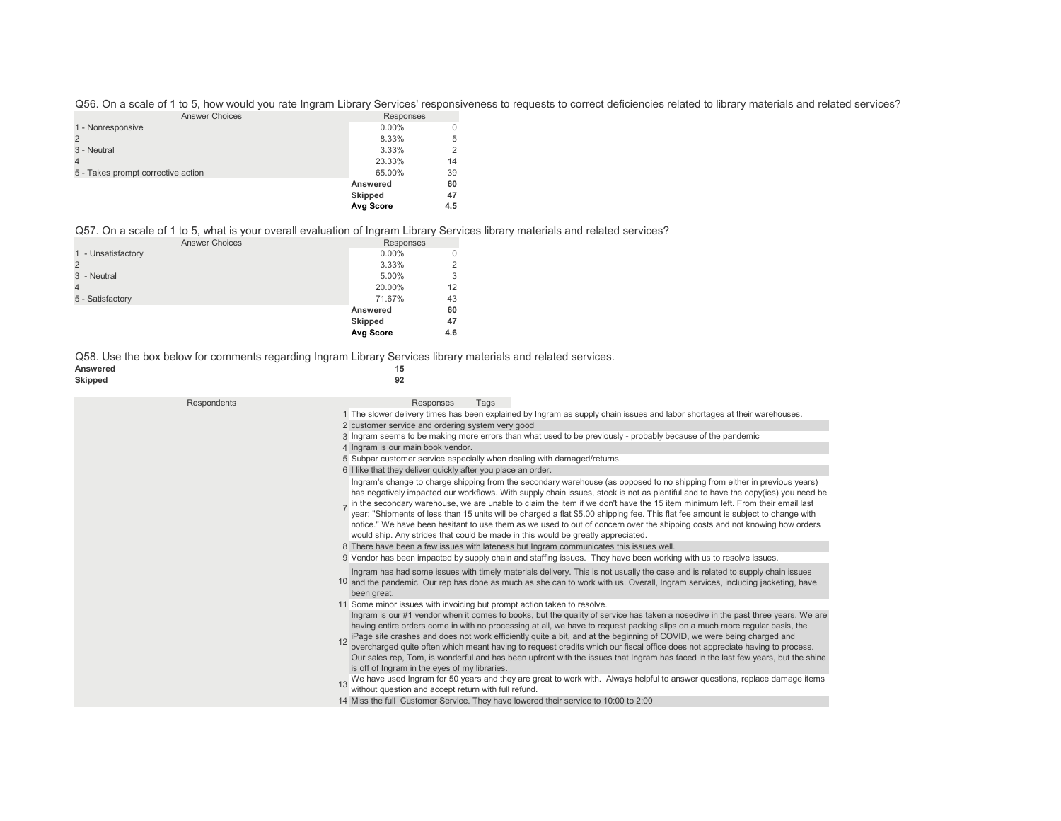Q56. On a scale of 1 to 5, how would you rate Ingram Library Services' responsiveness to requests to correct deficiencies related to library materials and related services?

| Answer Choices | Responses | |
|---|---|---|
| 1 - Nonresponsive | 0.00% | 0 |
| 2 | 8.33% | 5 |
| 3 - Neutral | 3.33% | 2 |
| 4 | 23.33% | 14 |
| 5 - Takes prompt corrective action | 65.00% | 39 |
| | **Answered** | **60** |
| | **Skipped** | **47** |
| | **Avg Score** | **4.5** |

Q57. On a scale of 1 to 5, what is your overall evaluation of Ingram Library Services library materials and related services?

| Answer Choices | Responses | |
|---|---|---|
| 1 - Unsatisfactory | 0.00% | 0 |
| 2 | 3.33% | 2 |
| 3 - Neutral | 5.00% | 3 |
| 4 | 20.00% | 12 |
| 5 - Satisfactory | 71.67% | 43 |
| | **Answered** | **60** |
| | **Skipped** | **47** |
| | **Avg Score** | **4.6** |

Q58. Use the box below for comments regarding Ingram Library Services library materials and related services.

| | |
|---|---|
| **Answered** | 15 |
| **Skipped** | 92 |

| Respondents | Responses | Tags |
|---|---|---|
| 1 | The slower delivery times has been explained by Ingram as supply chain issues and labor shortages at their warehouses. | |
| 2 | customer service and ordering system very good | |
| 3 | Ingram seems to be making more errors than what used to be previously - probably because of the pandemic | |
| 4 | Ingram is our main book vendor. | |
| 5 | Subpar customer service especially when dealing with damaged/returns. | |
| 6 | I like that they deliver quickly after you place an order. | |
| 7 | Ingram's change to charge shipping from the secondary warehouse (as opposed to no shipping from either in previous years) has negatively impacted our workflows. With supply chain issues, stock is not as plentiful and to have the copy(ies) you need be in the secondary warehouse, we are unable to claim the item if we don't have the 15 item minimum left. From their email last year: "Shipments of less than 15 units will be charged a flat $5.00 shipping fee. This flat fee amount is subject to change with notice." We have been hesitant to use them as we used to out of concern over the shipping costs and not knowing how orders would ship. Any strides that could be made in this would be greatly appreciated. | |
| 8 | There have been a few issues with lateness but Ingram communicates this issues well. | |
| 9 | Vendor has been impacted by supply chain and staffing issues. They have been working with us to resolve issues. | |
| 10 | Ingram has had some issues with timely materials delivery. This is not usually the case and is related to supply chain issues and the pandemic. Our rep has done as much as she can to work with us. Overall, Ingram services, including jacketing, have been great. | |
| 11 | Some minor issues with invoicing but prompt action taken to resolve. | |
| 12 | Ingram is our #1 vendor when it comes to books, but the quality of service has taken a nosedive in the past three years. We are having entire orders come in with no processing at all, we have to request packing slips on a much more regular basis, the iPage site crashes and does not work efficiently quite a bit, and at the beginning of COVID, we were being charged and overcharged quite often which meant having to request credits which our fiscal office does not appreciate having to process. Our sales rep, Tom, is wonderful and has been upfront with the issues that Ingram has faced in the last few years, but the shine is off of Ingram in the eyes of my libraries. | |
| 13 | We have used Ingram for 50 years and they are great to work with. Always helpful to answer questions, replace damage items without question and accept return with full refund. | |
| 14 | Miss the full Customer Service. They have lowered their service to 10:00 to 2:00 | |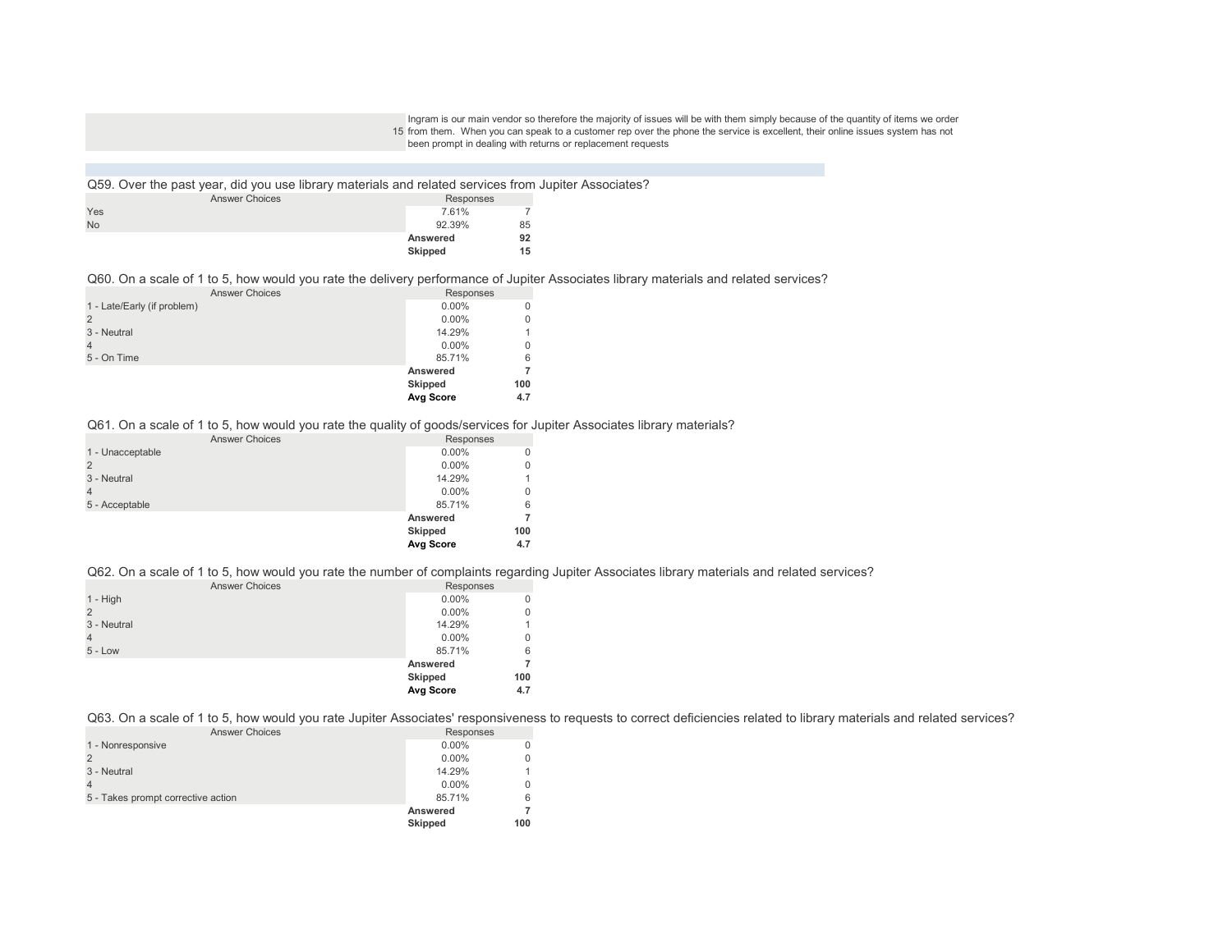| | |
|---|---|
| 15 | Ingram is our main vendor so therefore the majority of issues will be with them simply because of the quantity of items we order from them. When you can speak to a customer rep over the phone the service is excellent, their online issues system has not been prompt in dealing with returns or replacement requests |

Q59. Over the past year, did you use library materials and related services from Jupiter Associates?

| Answer Choices | Responses | |
|---|---|---|
| Yes | 7.61% | 7 |
| No | 92.39% | 85 |
| | **Answered** | **92** |
| | **Skipped** | **15** |

Q60. On a scale of 1 to 5, how would you rate the delivery performance of Jupiter Associates library materials and related services?

| Answer Choices | Responses | |
|---|---|---|
| 1 - Late/Early (if problem) | 0.00% | 0 |
| 2 | 0.00% | 0 |
| 3 - Neutral | 14.29% | 1 |
| 4 | 0.00% | 0 |
| 5 - On Time | 85.71% | 6 |
| | **Answered** | **7** |
| | **Skipped** | **100** |
| | **Avg Score** | **4.7** |

Q61. On a scale of 1 to 5, how would you rate the quality of goods/services for Jupiter Associates library materials?

| Answer Choices | Responses | |
|---|---|---|
| 1 - Unacceptable | 0.00% | 0 |
| 2 | 0.00% | 0 |
| 3 - Neutral | 14.29% | 1 |
| 4 | 0.00% | 0 |
| 5 - Acceptable | 85.71% | 6 |
| | **Answered** | **7** |
| | **Skipped** | **100** |
| | **Avg Score** | **4.7** |

Q62. On a scale of 1 to 5, how would you rate the number of complaints regarding Jupiter Associates library materials and related services?

| Answer Choices | Responses | |
|---|---|---|
| 1 - High | 0.00% | 0 |
| 2 | 0.00% | 0 |
| 3 - Neutral | 14.29% | 1 |
| 4 | 0.00% | 0 |
| 5 - Low | 85.71% | 6 |
| | **Answered** | **7** |
| | **Skipped** | **100** |
| | **Avg Score** | **4.7** |

Q63. On a scale of 1 to 5, how would you rate Jupiter Associates' responsiveness to requests to correct deficiencies related to library materials and related services?

| Answer Choices | Responses | |
|---|---|---|
| 1 - Nonresponsive | 0.00% | 0 |
| 2 | 0.00% | 0 |
| 3 - Neutral | 14.29% | 1 |
| 4 | 0.00% | 0 |
| 5 - Takes prompt corrective action | 85.71% | 6 |
| | **Answered** | **7** |
| | **Skipped** | **100** |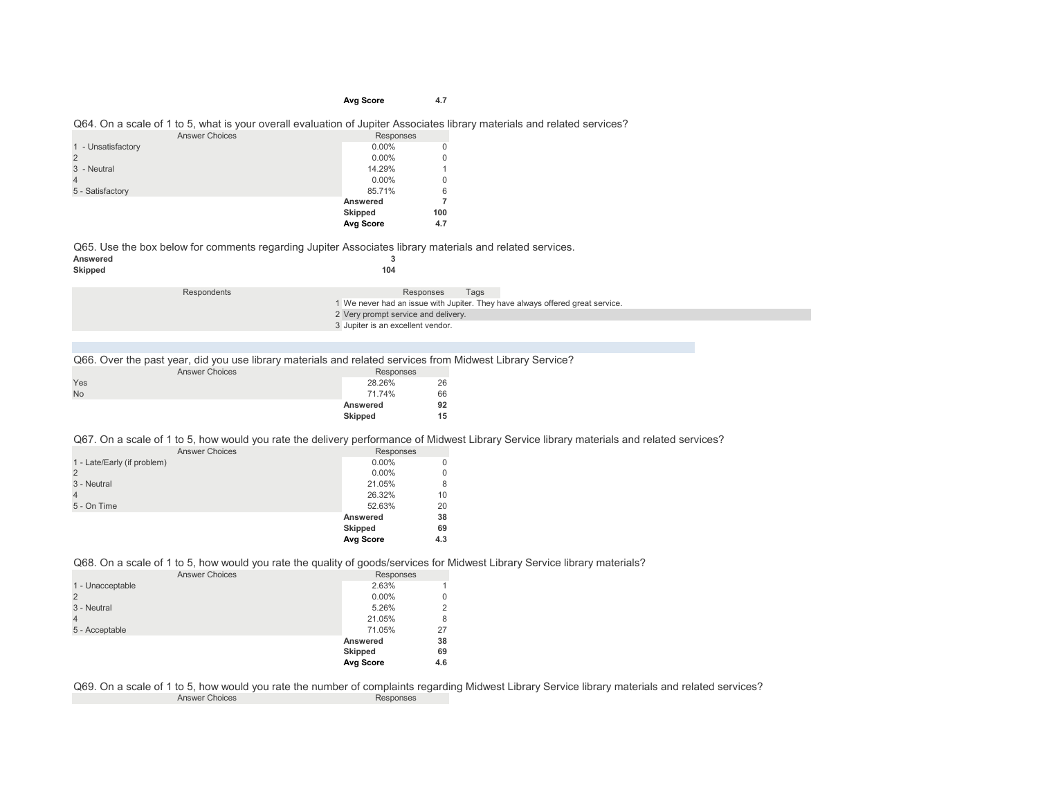| | Avg Score | 4.7 |
|---|---|---|

Q64. On a scale of 1 to 5, what is your overall evaluation of Jupiter Associates library materials and related services?

| Answer Choices | Responses | |
|---|---|---|
| 1 - Unsatisfactory | 0.00% | 0 |
| 2 | 0.00% | 0 |
| 3 - Neutral | 14.29% | 1 |
| 4 | 0.00% | 0 |
| 5 - Satisfactory | 85.71% | 6 |
| | **Answered** | **7** |
| | **Skipped** | **100** |
| | **Avg Score** | **4.7** |

Q65. Use the box below for comments regarding Jupiter Associates library materials and related services.

| | |
|---|---|
| **Answered** | **3** |
| **Skipped** | **104** |

| Respondents | Responses | Tags |
|---|---|---|
| 1 | We never had an issue with Jupiter. They have always offered great service. | |
| 2 | Very prompt service and delivery. | |
| 3 | Jupiter is an excellent vendor. | |

Q66. Over the past year, did you use library materials and related services from Midwest Library Service?

| Answer Choices | Responses | |
|---|---|---|
| Yes | 28.26% | 26 |
| No | 71.74% | 66 |
| | **Answered** | **92** |
| | **Skipped** | **15** |

Q67. On a scale of 1 to 5, how would you rate the delivery performance of Midwest Library Service library materials and related services?

| Answer Choices | Responses | |
|---|---|---|
| 1 - Late/Early (if problem) | 0.00% | 0 |
| 2 | 0.00% | 0 |
| 3 - Neutral | 21.05% | 8 |
| 4 | 26.32% | 10 |
| 5 - On Time | 52.63% | 20 |
| | **Answered** | **38** |
| | **Skipped** | **69** |
| | **Avg Score** | **4.3** |

Q68. On a scale of 1 to 5, how would you rate the quality of goods/services for Midwest Library Service library materials?

| Answer Choices | Responses | |
|---|---|---|
| 1 - Unacceptable | 2.63% | 1 |
| 2 | 0.00% | 0 |
| 3 - Neutral | 5.26% | 2 |
| 4 | 21.05% | 8 |
| 5 - Acceptable | 71.05% | 27 |
| | **Answered** | **38** |
| | **Skipped** | **69** |
| | **Avg Score** | **4.6** |

Q69. On a scale of 1 to 5, how would you rate the number of complaints regarding Midwest Library Service library materials and related services?

| Answer Choices | Responses |
|---|---|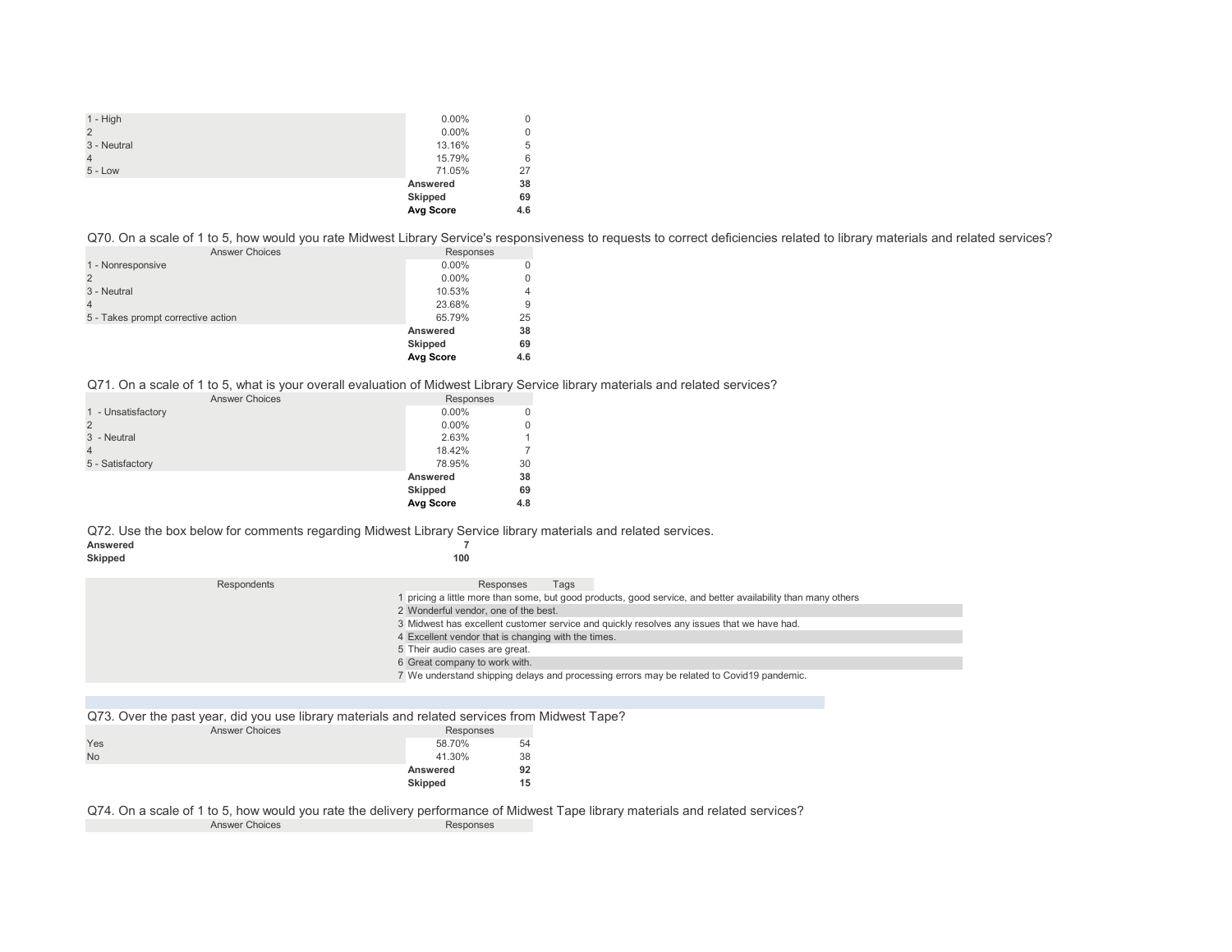| | | |
|---|---|---|
| 1 - High | 0.00% | 0 |
| 2 | 0.00% | 0 |
| 3 - Neutral | 13.16% | 5 |
| 4 | 15.79% | 6 |
| 5 - Low | 71.05% | 27 |
| | **Answered** | **38** |
| | **Skipped** | **69** |
| | **Avg Score** | **4.6** |

Q70. On a scale of 1 to 5, how would you rate Midwest Library Service's responsiveness to requests to correct deficiencies related to library materials and related services?

| Answer Choices | Responses | |
|---|---|---|
| 1 - Nonresponsive | 0.00% | 0 |
| 2 | 0.00% | 0 |
| 3 - Neutral | 10.53% | 4 |
| 4 | 23.68% | 9 |
| 5 - Takes prompt corrective action | 65.79% | 25 |
| | **Answered** | **38** |
| | **Skipped** | **69** |
| | **Avg Score** | **4.6** |

Q71. On a scale of 1 to 5, what is your overall evaluation of Midwest Library Service library materials and related services?

| Answer Choices | Responses | |
|---|---|---|
| 1 - Unsatisfactory | 0.00% | 0 |
| 2 | 0.00% | 0 |
| 3 - Neutral | 2.63% | 1 |
| 4 | 18.42% | 7 |
| 5 - Satisfactory | 78.95% | 30 |
| | **Answered** | **38** |
| | **Skipped** | **69** |
| | **Avg Score** | **4.8** |

Q72. Use the box below for comments regarding Midwest Library Service library materials and related services.

| | |
|---|---|
| **Answered** | **7** |
| **Skipped** | **100** |

| Respondents | Responses | Tags |
|---|---|---|
| 1 | pricing a little more than some, but good products, good service, and better availability than many others | |
| 2 | Wonderful vendor, one of the best. | |
| 3 | Midwest has excellent customer service and quickly resolves any issues that we have had. | |
| 4 | Excellent vendor that is changing with the times. | |
| 5 | Their audio cases are great. | |
| 6 | Great company to work with. | |
| 7 | We understand shipping delays and processing errors may be related to Covid19 pandemic. | |

Q73. Over the past year, did you use library materials and related services from Midwest Tape?

| Answer Choices | Responses | |
|---|---|---|
| Yes | 58.70% | 54 |
| No | 41.30% | 38 |
| | **Answered** | **92** |
| | **Skipped** | **15** |

Q74. On a scale of 1 to 5, how would you rate the delivery performance of Midwest Tape library materials and related services?

| Answer Choices | Responses |
|---|---|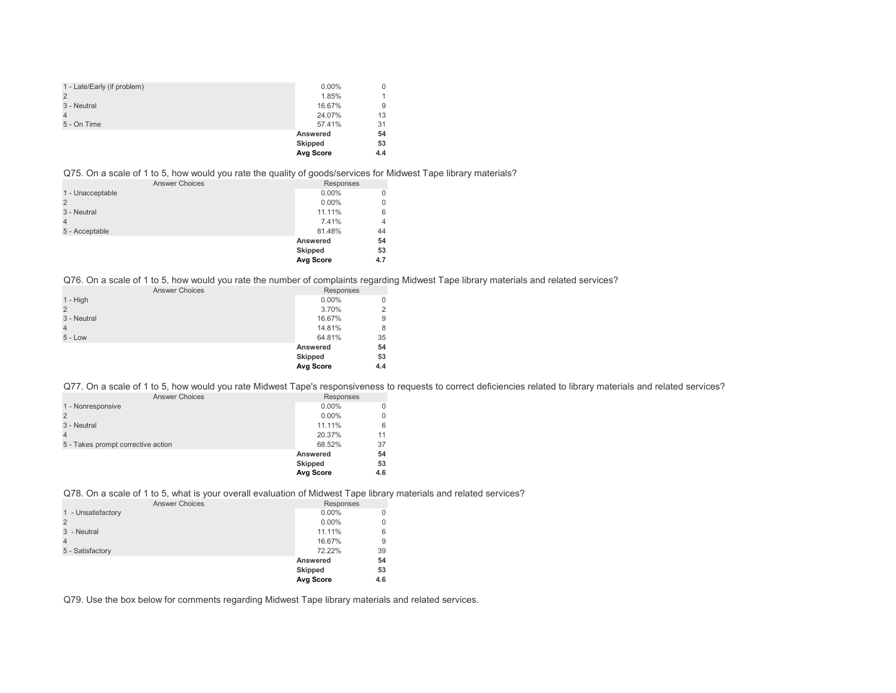| | | |
|---|---|---|
| 1 - Late/Early (if problem) | 0.00% | 0 |
| 2 | 1.85% | 1 |
| 3 - Neutral | 16.67% | 9 |
| 4 | 24.07% | 13 |
| 5 - On Time | 57.41% | 31 |
| | **Answered** | **54** |
| | **Skipped** | **53** |
| | **Avg Score** | **4.4** |

Q75. On a scale of 1 to 5, how would you rate the quality of goods/services for Midwest Tape library materials?

| Answer Choices | Responses | |
|---|---|---|
| 1 - Unacceptable | 0.00% | 0 |
| 2 | 0.00% | 0 |
| 3 - Neutral | 11.11% | 6 |
| 4 | 7.41% | 4 |
| 5 - Acceptable | 81.48% | 44 |
| | **Answered** | **54** |
| | **Skipped** | **53** |
| | **Avg Score** | **4.7** |

Q76. On a scale of 1 to 5, how would you rate the number of complaints regarding Midwest Tape library materials and related services?

| Answer Choices | Responses | |
|---|---|---|
| 1 - High | 0.00% | 0 |
| 2 | 3.70% | 2 |
| 3 - Neutral | 16.67% | 9 |
| 4 | 14.81% | 8 |
| 5 - Low | 64.81% | 35 |
| | **Answered** | **54** |
| | **Skipped** | **53** |
| | **Avg Score** | **4.4** |

Q77. On a scale of 1 to 5, how would you rate Midwest Tape's responsiveness to requests to correct deficiencies related to library materials and related services?

| Answer Choices | Responses | |
|---|---|---|
| 1 - Nonresponsive | 0.00% | 0 |
| 2 | 0.00% | 0 |
| 3 - Neutral | 11.11% | 6 |
| 4 | 20.37% | 11 |
| 5 - Takes prompt corrective action | 68.52% | 37 |
| | **Answered** | **54** |
| | **Skipped** | **53** |
| | **Avg Score** | **4.6** |

Q78. On a scale of 1 to 5, what is your overall evaluation of Midwest Tape library materials and related services?

| Answer Choices | Responses | |
|---|---|---|
| 1 - Unsatisfactory | 0.00% | 0 |
| 2 | 0.00% | 0 |
| 3 - Neutral | 11.11% | 6 |
| 4 | 16.67% | 9 |
| 5 - Satisfactory | 72.22% | 39 |
| | **Answered** | **54** |
| | **Skipped** | **53** |
| | **Avg Score** | **4.6** |

Q79. Use the box below for comments regarding Midwest Tape library materials and related services.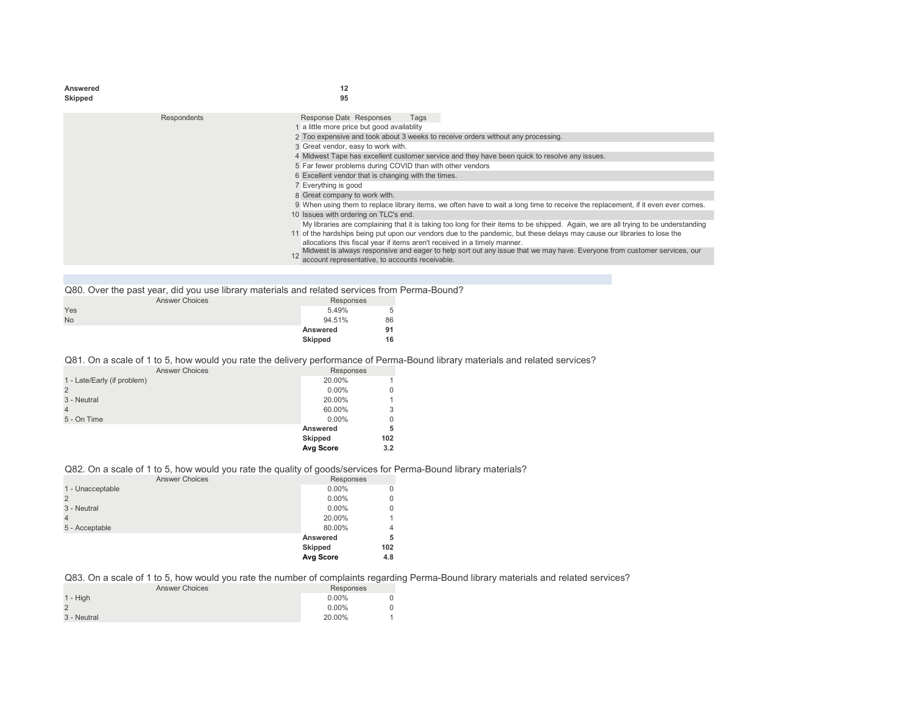| | |
|---|---|
| **Answered** | **12** |
| **Skipped** | **95** |

| Respondents | Response Date | Responses | Tags |
|---|---|---|---|
| 1 | | a little more price but good availablity | |
| 2 | | Too expensive and took about 3 weeks to receive orders without any processing. | |
| 3 | | Great vendor, easy to work with. | |
| 4 | | Midwest Tape has excellent customer service and they have been quick to resolve any issues. | |
| 5 | | Far fewer problems during COVID than with other vendors | |
| 6 | | Excellent vendor that is changing with the times. | |
| 7 | | Everything is good | |
| 8 | | Great company to work with. | |
| 9 | | When using them to replace library items, we often have to wait a long time to receive the replacement, if it even ever comes. | |
| 10 | | Issues with ordering on TLC's end. | |
| 11 | | My libraries are complaining that it is taking too long for their items to be shipped. Again, we are all trying to be understanding of the hardships being put upon our vendors due to the pandemic, but these delays may cause our libraries to lose the allocations this fiscal year if items aren't received in a timely manner. | |
| 12 | | Midwest is always responsive and eager to help sort out any issue that we may have. Everyone from customer services, our account representative, to accounts receivable. | |

## Q80. Over the past year, did you use library materials and related services from Perma-Bound?

| Answer Choices | Responses | |
|---|---|---|
| Yes | 5.49% | 5 |
| No | 94.51% | 86 |
| | **Answered** | **91** |
| | **Skipped** | **16** |

## Q81. On a scale of 1 to 5, how would you rate the delivery performance of Perma-Bound library materials and related services?

| Answer Choices | Responses | |
|---|---|---|
| 1 - Late/Early (if problem) | 20.00% | 1 |
| 2 | 0.00% | 0 |
| 3 - Neutral | 20.00% | 1 |
| 4 | 60.00% | 3 |
| 5 - On Time | 0.00% | 0 |
| | **Answered** | **5** |
| | **Skipped** | **102** |
| | **Avg Score** | **3.2** |

## Q82. On a scale of 1 to 5, how would you rate the quality of goods/services for Perma-Bound library materials?

| Answer Choices | Responses | |
|---|---|---|
| 1 - Unacceptable | 0.00% | 0 |
| 2 | 0.00% | 0 |
| 3 - Neutral | 0.00% | 0 |
| 4 | 20.00% | 1 |
| 5 - Acceptable | 80.00% | 4 |
| | **Answered** | **5** |
| | **Skipped** | **102** |
| | **Avg Score** | **4.8** |

## Q83. On a scale of 1 to 5, how would you rate the number of complaints regarding Perma-Bound library materials and related services?

| Answer Choices | Responses | |
|---|---|---|
| 1 - High | 0.00% | 0 |
| 2 | 0.00% | 0 |
| 3 - Neutral | 20.00% | 1 |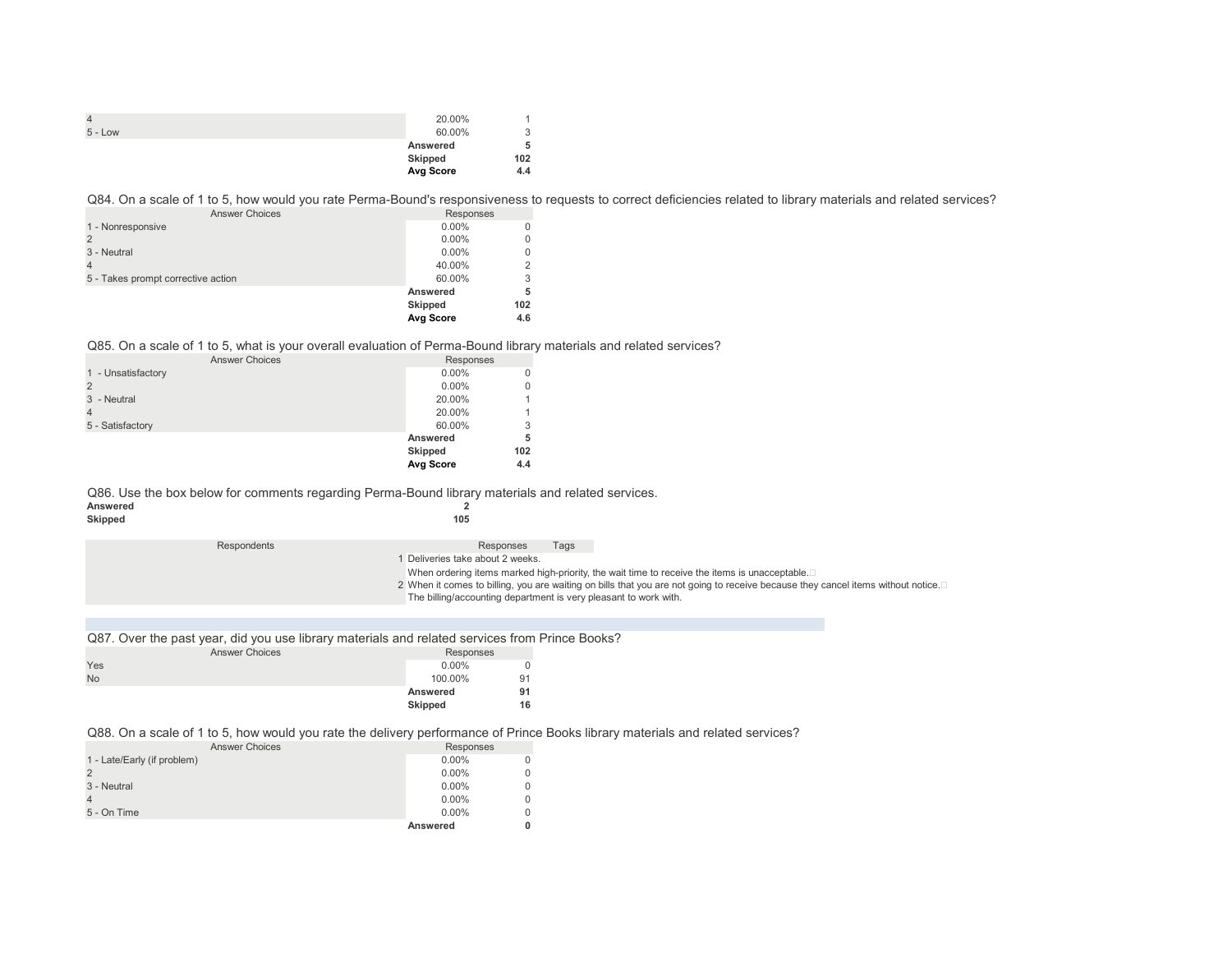| | | |
|---|---|---|
| 4 | 20.00% | 1 |
| 5 - Low | 60.00% | 3 |
| | **Answered** | **5** |
| | **Skipped** | **102** |
| | **Avg Score** | **4.4** |

Q84. On a scale of 1 to 5, how would you rate Perma-Bound's responsiveness to requests to correct deficiencies related to library materials and related services?

| Answer Choices | Responses | |
|---|---|---|
| 1 - Nonresponsive | 0.00% | 0 |
| 2 | 0.00% | 0 |
| 3 - Neutral | 0.00% | 0 |
| 4 | 40.00% | 2 |
| 5 - Takes prompt corrective action | 60.00% | 3 |
| | **Answered** | **5** |
| | **Skipped** | **102** |
| | **Avg Score** | **4.6** |

Q85. On a scale of 1 to 5, what is your overall evaluation of Perma-Bound library materials and related services?

| Answer Choices | Responses | |
|---|---|---|
| 1 - Unsatisfactory | 0.00% | 0 |
| 2 | 0.00% | 0 |
| 3 - Neutral | 20.00% | 1 |
| 4 | 20.00% | 1 |
| 5 - Satisfactory | 60.00% | 3 |
| | **Answered** | **5** |
| | **Skipped** | **102** |
| | **Avg Score** | **4.4** |

Q86. Use the box below for comments regarding Perma-Bound library materials and related services.

| | |
|---|---|
| **Answered** | **2** |
| **Skipped** | **105** |

| Respondents | Responses | Tags |
|---|---|---|
| 1 | Deliveries take about 2 weeks. When ordering items marked high-priority, the wait time to receive the items is unacceptable. | |
| 2 | When it comes to billing, you are waiting on bills that you are not going to receive because they cancel items without notice. The billing/accounting department is very pleasant to work with. | |

Q87. Over the past year, did you use library materials and related services from Prince Books?

| Answer Choices | Responses | |
|---|---|---|
| Yes | 0.00% | 0 |
| No | 100.00% | 91 |
| | **Answered** | **91** |
| | **Skipped** | **16** |

Q88. On a scale of 1 to 5, how would you rate the delivery performance of Prince Books library materials and related services?

| Answer Choices | Responses | |
|---|---|---|
| 1 - Late/Early (if problem) | 0.00% | 0 |
| 2 | 0.00% | 0 |
| 3 - Neutral | 0.00% | 0 |
| 4 | 0.00% | 0 |
| 5 - On Time | 0.00% | 0 |
| | **Answered** | **0** |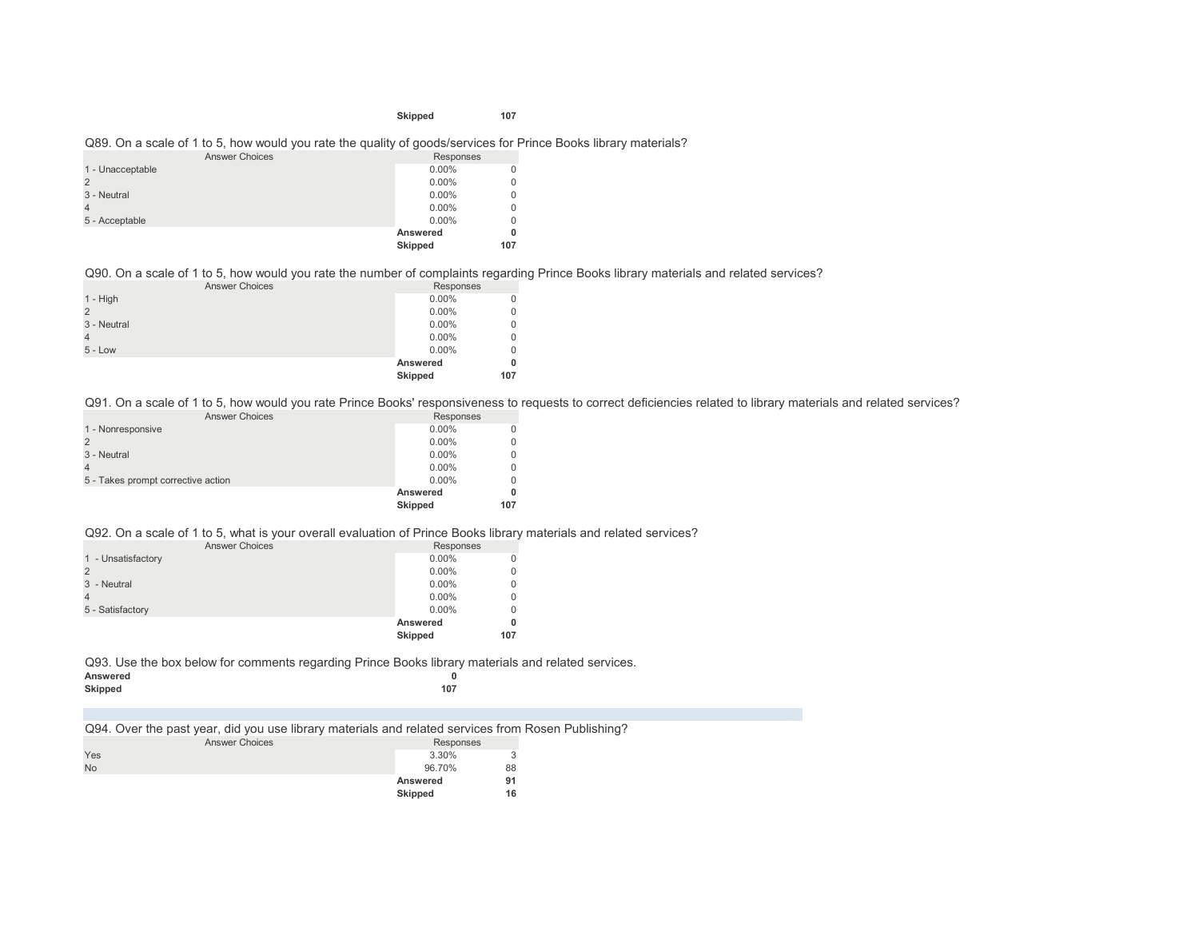| | | |
|---|---|---|
| | **Skipped** | **107** |

Q89. On a scale of 1 to 5, how would you rate the quality of goods/services for Prince Books library materials?

| Answer Choices | Responses | |
|---|---|---|
| 1 - Unacceptable | 0.00% | 0 |
| 2 | 0.00% | 0 |
| 3 - Neutral | 0.00% | 0 |
| 4 | 0.00% | 0 |
| 5 - Acceptable | 0.00% | 0 |
| | **Answered** | **0** |
| | **Skipped** | **107** |

Q90. On a scale of 1 to 5, how would you rate the number of complaints regarding Prince Books library materials and related services?

| Answer Choices | Responses | |
|---|---|---|
| 1 - High | 0.00% | 0 |
| 2 | 0.00% | 0 |
| 3 - Neutral | 0.00% | 0 |
| 4 | 0.00% | 0 |
| 5 - Low | 0.00% | 0 |
| | **Answered** | **0** |
| | **Skipped** | **107** |

Q91. On a scale of 1 to 5, how would you rate Prince Books' responsiveness to requests to correct deficiencies related to library materials and related services?

| Answer Choices | Responses | |
|---|---|---|
| 1 - Nonresponsive | 0.00% | 0 |
| 2 | 0.00% | 0 |
| 3 - Neutral | 0.00% | 0 |
| 4 | 0.00% | 0 |
| 5 - Takes prompt corrective action | 0.00% | 0 |
| | **Answered** | **0** |
| | **Skipped** | **107** |

Q92. On a scale of 1 to 5, what is your overall evaluation of Prince Books library materials and related services?

| Answer Choices | Responses | |
|---|---|---|
| 1 - Unsatisfactory | 0.00% | 0 |
| 2 | 0.00% | 0 |
| 3 - Neutral | 0.00% | 0 |
| 4 | 0.00% | 0 |
| 5 - Satisfactory | 0.00% | 0 |
| | **Answered** | **0** |
| | **Skipped** | **107** |

Q93. Use the box below for comments regarding Prince Books library materials and related services.

| | |
|---|---|
| **Answered** | **0** |
| **Skipped** | **107** |

Q94. Over the past year, did you use library materials and related services from Rosen Publishing?

| Answer Choices | Responses | |
|---|---|---|
| Yes | 3.30% | 3 |
| No | 96.70% | 88 |
| | **Answered** | **91** |
| | **Skipped** | **16** |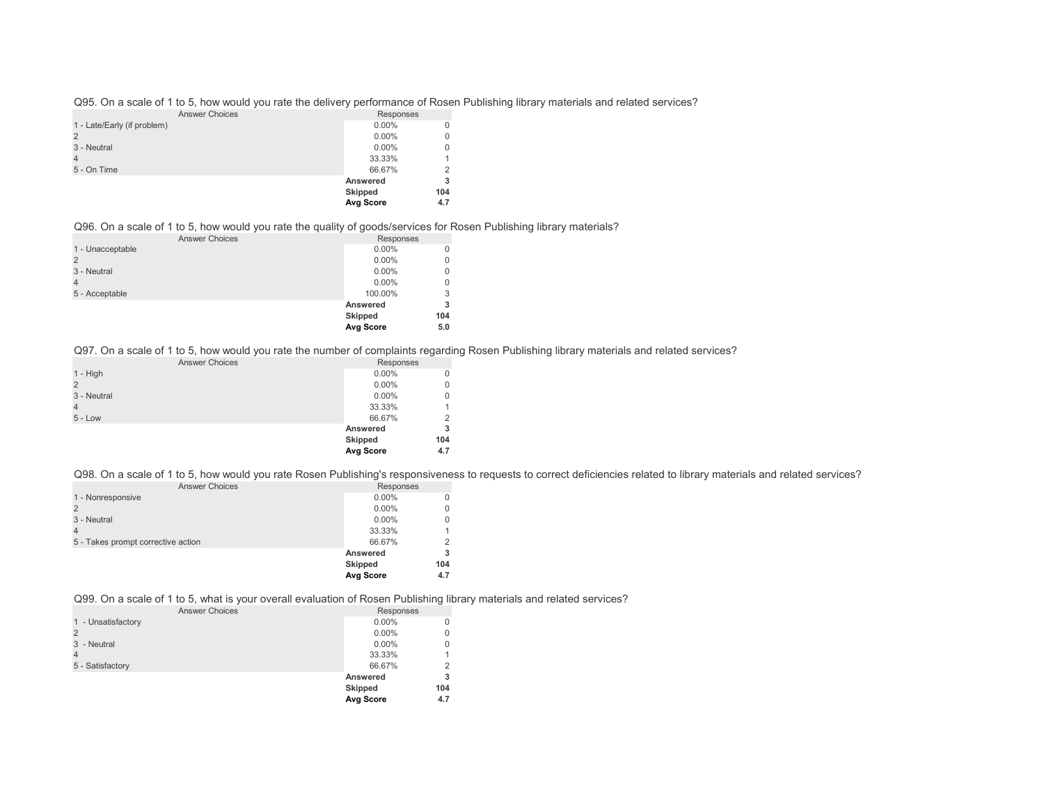Q95. On a scale of 1 to 5, how would you rate the delivery performance of Rosen Publishing library materials and related services?

| Answer Choices | Responses | |
|---|---|---|
| 1 - Late/Early (if problem) | 0.00% | 0 |
| 2 | 0.00% | 0 |
| 3 - Neutral | 0.00% | 0 |
| 4 | 33.33% | 1 |
| 5 - On Time | 66.67% | 2 |
| | **Answered** | **3** |
| | **Skipped** | **104** |
| | **Avg Score** | **4.7** |

Q96. On a scale of 1 to 5, how would you rate the quality of goods/services for Rosen Publishing library materials?

| Answer Choices | Responses | |
|---|---|---|
| 1 - Unacceptable | 0.00% | 0 |
| 2 | 0.00% | 0 |
| 3 - Neutral | 0.00% | 0 |
| 4 | 0.00% | 0 |
| 5 - Acceptable | 100.00% | 3 |
| | **Answered** | **3** |
| | **Skipped** | **104** |
| | **Avg Score** | **5.0** |

Q97. On a scale of 1 to 5, how would you rate the number of complaints regarding Rosen Publishing library materials and related services?

| Answer Choices | Responses | |
|---|---|---|
| 1 - High | 0.00% | 0 |
| 2 | 0.00% | 0 |
| 3 - Neutral | 0.00% | 0 |
| 4 | 33.33% | 1 |
| 5 - Low | 66.67% | 2 |
| | **Answered** | **3** |
| | **Skipped** | **104** |
| | **Avg Score** | **4.7** |

Q98. On a scale of 1 to 5, how would you rate Rosen Publishing's responsiveness to requests to correct deficiencies related to library materials and related services?

| Answer Choices | Responses | |
|---|---|---|
| 1 - Nonresponsive | 0.00% | 0 |
| 2 | 0.00% | 0 |
| 3 - Neutral | 0.00% | 0 |
| 4 | 33.33% | 1 |
| 5 - Takes prompt corrective action | 66.67% | 2 |
| | **Answered** | **3** |
| | **Skipped** | **104** |
| | **Avg Score** | **4.7** |

Q99. On a scale of 1 to 5, what is your overall evaluation of Rosen Publishing library materials and related services?

| Answer Choices | Responses | |
|---|---|---|
| 1 - Unsatisfactory | 0.00% | 0 |
| 2 | 0.00% | 0 |
| 3 - Neutral | 0.00% | 0 |
| 4 | 33.33% | 1 |
| 5 - Satisfactory | 66.67% | 2 |
| | **Answered** | **3** |
| | **Skipped** | **104** |
| | **Avg Score** | **4.7** |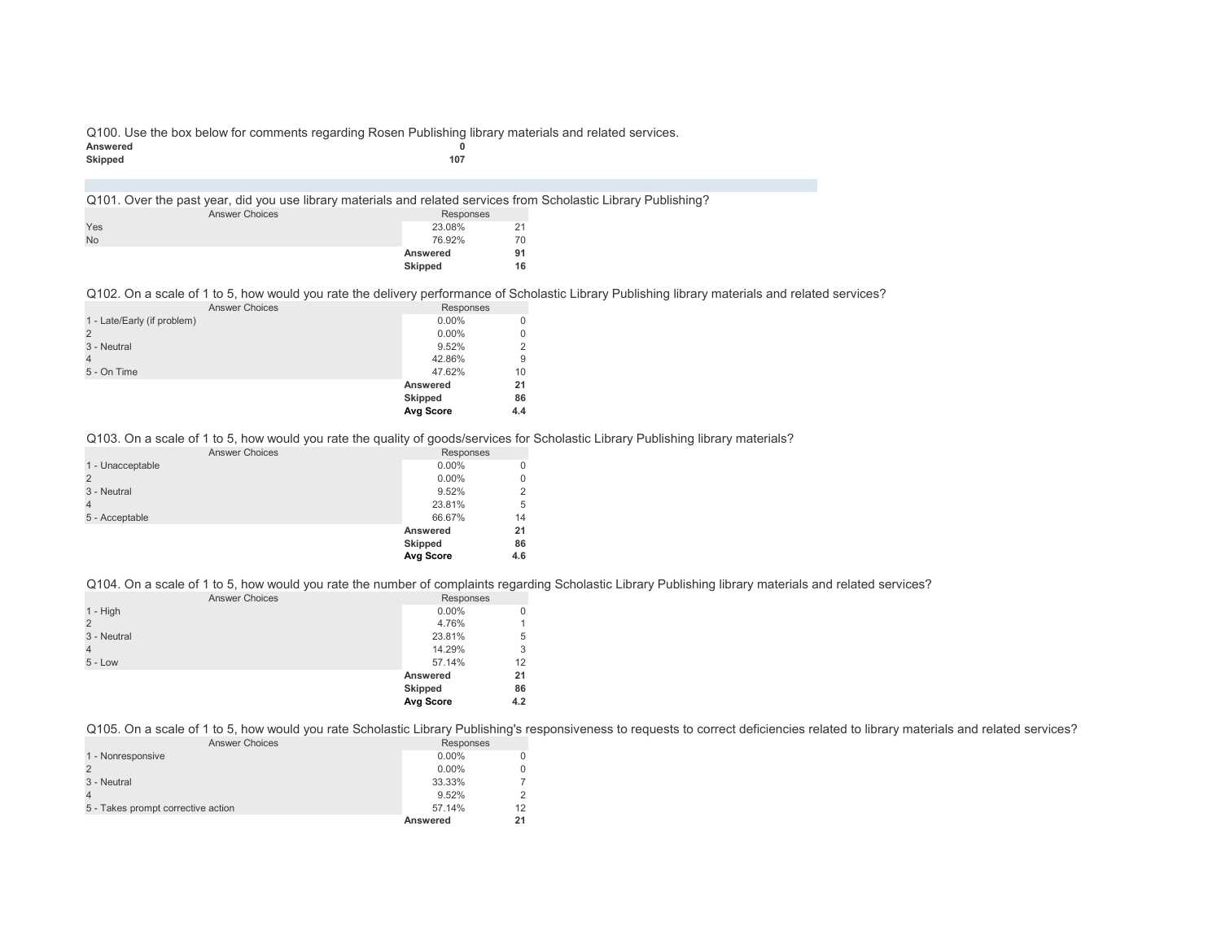Q100. Use the box below for comments regarding Rosen Publishing library materials and related services.

| | |
|---|---|
| **Answered** | **0** |
| **Skipped** | **107** |

Q101. Over the past year, did you use library materials and related services from Scholastic Library Publishing?

| Answer Choices | Responses | |
|---|---|---|
| Yes | 23.08% | 21 |
| No | 76.92% | 70 |
| | **Answered** | **91** |
| | **Skipped** | **16** |

Q102. On a scale of 1 to 5, how would you rate the delivery performance of Scholastic Library Publishing library materials and related services?

| Answer Choices | Responses | |
|---|---|---|
| 1 - Late/Early (if problem) | 0.00% | 0 |
| 2 | 0.00% | 0 |
| 3 - Neutral | 9.52% | 2 |
| 4 | 42.86% | 9 |
| 5 - On Time | 47.62% | 10 |
| | **Answered** | **21** |
| | **Skipped** | **86** |
| | **Avg Score** | **4.4** |

Q103. On a scale of 1 to 5, how would you rate the quality of goods/services for Scholastic Library Publishing library materials?

| Answer Choices | Responses | |
|---|---|---|
| 1 - Unacceptable | 0.00% | 0 |
| 2 | 0.00% | 0 |
| 3 - Neutral | 9.52% | 2 |
| 4 | 23.81% | 5 |
| 5 - Acceptable | 66.67% | 14 |
| | **Answered** | **21** |
| | **Skipped** | **86** |
| | **Avg Score** | **4.6** |

Q104. On a scale of 1 to 5, how would you rate the number of complaints regarding Scholastic Library Publishing library materials and related services?

| Answer Choices | Responses | |
|---|---|---|
| 1 - High | 0.00% | 0 |
| 2 | 4.76% | 1 |
| 3 - Neutral | 23.81% | 5 |
| 4 | 14.29% | 3 |
| 5 - Low | 57.14% | 12 |
| | **Answered** | **21** |
| | **Skipped** | **86** |
| | **Avg Score** | **4.2** |

Q105. On a scale of 1 to 5, how would you rate Scholastic Library Publishing's responsiveness to requests to correct deficiencies related to library materials and related services?

| Answer Choices | Responses | |
|---|---|---|
| 1 - Nonresponsive | 0.00% | 0 |
| 2 | 0.00% | 0 |
| 3 - Neutral | 33.33% | 7 |
| 4 | 9.52% | 2 |
| 5 - Takes prompt corrective action | 57.14% | 12 |
| | **Answered** | **21** |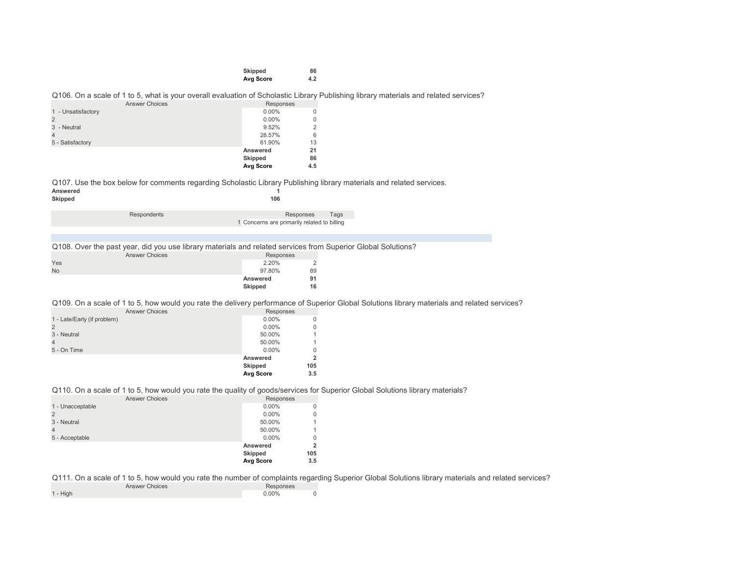| | | |
|---|---|---|
| | **Skipped** | **86** |
| | **Avg Score** | **4.2** |

Q106. On a scale of 1 to 5, what is your overall evaluation of Scholastic Library Publishing library materials and related services?

| Answer Choices | Responses | |
|---|---|---|
| 1 - Unsatisfactory | 0.00% | 0 |
| 2 | 0.00% | 0 |
| 3 - Neutral | 9.52% | 2 |
| 4 | 28.57% | 6 |
| 5 - Satisfactory | 61.90% | 13 |
| | **Answered** | **21** |
| | **Skipped** | **86** |
| | **Avg Score** | **4.5** |

Q107. Use the box below for comments regarding Scholastic Library Publishing library materials and related services.

| | |
|---|---|
| **Answered** | **1** |
| **Skipped** | **106** |

| Respondents | Responses | Tags |
|---|---|---|
| 1 | Concerns are primarily related to billing | |

Q108. Over the past year, did you use library materials and related services from Superior Global Solutions?

| Answer Choices | Responses | |
|---|---|---|
| Yes | 2.20% | 2 |
| No | 97.80% | 89 |
| | **Answered** | **91** |
| | **Skipped** | **16** |

Q109. On a scale of 1 to 5, how would you rate the delivery performance of Superior Global Solutions library materials and related services?

| Answer Choices | Responses | |
|---|---|---|
| 1 - Late/Early (if problem) | 0.00% | 0 |
| 2 | 0.00% | 0 |
| 3 - Neutral | 50.00% | 1 |
| 4 | 50.00% | 1 |
| 5 - On Time | 0.00% | 0 |
| | **Answered** | **2** |
| | **Skipped** | **105** |
| | **Avg Score** | **3.5** |

Q110. On a scale of 1 to 5, how would you rate the quality of goods/services for Superior Global Solutions library materials?

| Answer Choices | Responses | |
|---|---|---|
| 1 - Unacceptable | 0.00% | 0 |
| 2 | 0.00% | 0 |
| 3 - Neutral | 50.00% | 1 |
| 4 | 50.00% | 1 |
| 5 - Acceptable | 0.00% | 0 |
| | **Answered** | **2** |
| | **Skipped** | **105** |
| | **Avg Score** | **3.5** |

Q111. On a scale of 1 to 5, how would you rate the number of complaints regarding Superior Global Solutions library materials and related services?

| Answer Choices | Responses | |
|---|---|---|
| 1 - High | 0.00% | 0 |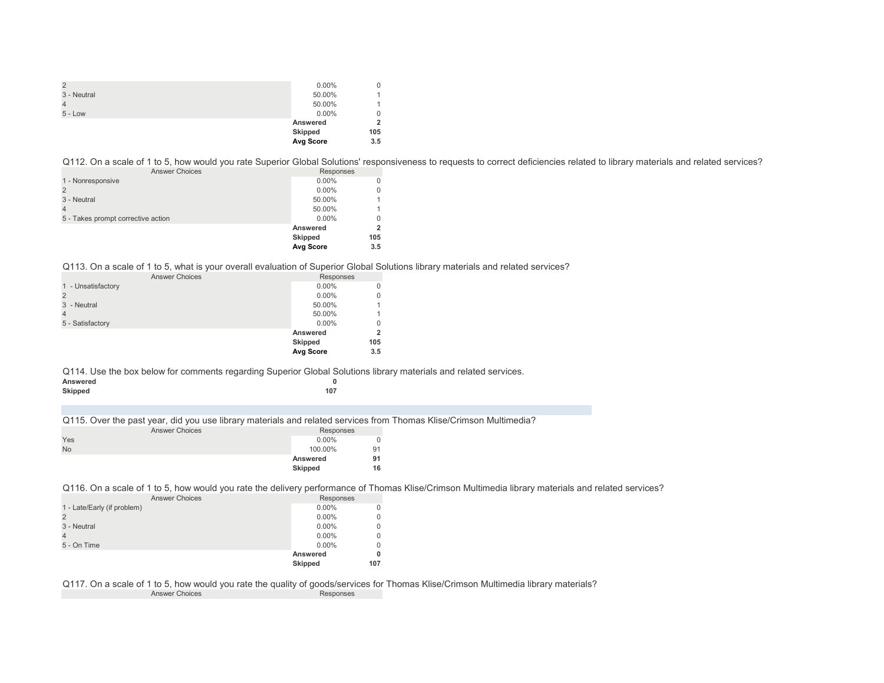| | | |
|---|---|---|
| 2 | 0.00% | 0 |
| 3 - Neutral | 50.00% | 1 |
| 4 | 50.00% | 1 |
| 5 - Low | 0.00% | 0 |
| | **Answered** | **2** |
| | **Skipped** | **105** |
| | **Avg Score** | **3.5** |

Q112. On a scale of 1 to 5, how would you rate Superior Global Solutions' responsiveness to requests to correct deficiencies related to library materials and related services?

| Answer Choices | Responses | |
|---|---|---|
| 1 - Nonresponsive | 0.00% | 0 |
| 2 | 0.00% | 0 |
| 3 - Neutral | 50.00% | 1 |
| 4 | 50.00% | 1 |
| 5 - Takes prompt corrective action | 0.00% | 0 |
| | **Answered** | **2** |
| | **Skipped** | **105** |
| | **Avg Score** | **3.5** |

Q113. On a scale of 1 to 5, what is your overall evaluation of Superior Global Solutions library materials and related services?

| Answer Choices | Responses | |
|---|---|---|
| 1 - Unsatisfactory | 0.00% | 0 |
| 2 | 0.00% | 0 |
| 3 - Neutral | 50.00% | 1 |
| 4 | 50.00% | 1 |
| 5 - Satisfactory | 0.00% | 0 |
| | **Answered** | **2** |
| | **Skipped** | **105** |
| | **Avg Score** | **3.5** |

Q114. Use the box below for comments regarding Superior Global Solutions library materials and related services.

| | |
|---|---|
| **Answered** | **0** |
| **Skipped** | **107** |

Q115. Over the past year, did you use library materials and related services from Thomas Klise/Crimson Multimedia?

| Answer Choices | Responses | |
|---|---|---|
| Yes | 0.00% | 0 |
| No | 100.00% | 91 |
| | **Answered** | **91** |
| | **Skipped** | **16** |

Q116. On a scale of 1 to 5, how would you rate the delivery performance of Thomas Klise/Crimson Multimedia library materials and related services?

| Answer Choices | Responses | |
|---|---|---|
| 1 - Late/Early (if problem) | 0.00% | 0 |
| 2 | 0.00% | 0 |
| 3 - Neutral | 0.00% | 0 |
| 4 | 0.00% | 0 |
| 5 - On Time | 0.00% | 0 |
| | **Answered** | **0** |
| | **Skipped** | **107** |

Q117. On a scale of 1 to 5, how would you rate the quality of goods/services for Thomas Klise/Crimson Multimedia library materials?

| Answer Choices | Responses |
|---|---|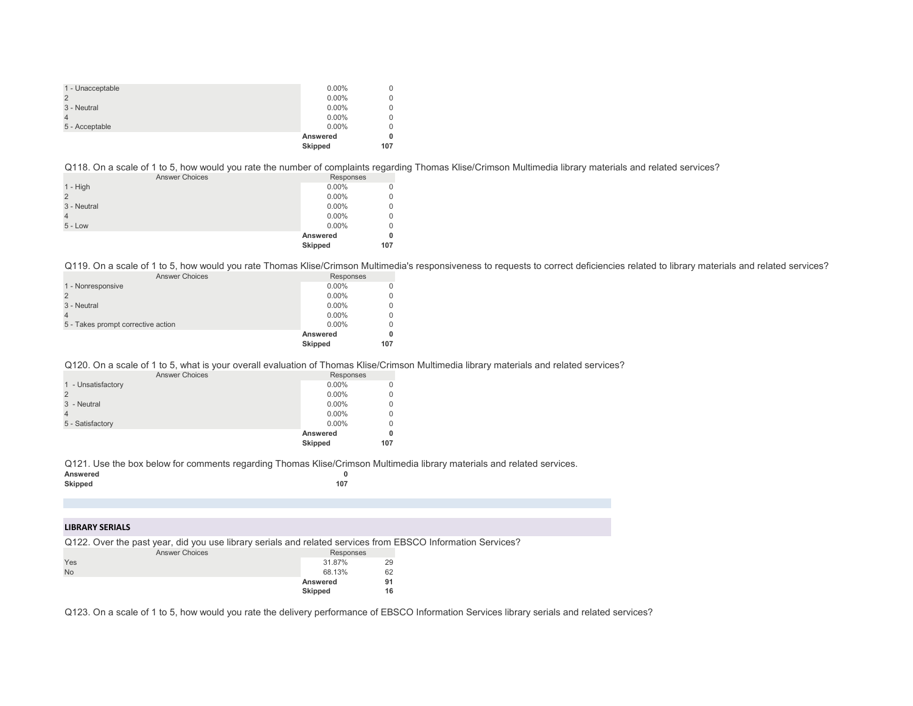| | | |
|---|---|---|
| 1 - Unacceptable | 0.00% | 0 |
| 2 | 0.00% | 0 |
| 3 - Neutral | 0.00% | 0 |
| 4 | 0.00% | 0 |
| 5 - Acceptable | 0.00% | 0 |
| | **Answered** | **0** |
| | **Skipped** | **107** |

Q118. On a scale of 1 to 5, how would you rate the number of complaints regarding Thomas Klise/Crimson Multimedia library materials and related services?

| Answer Choices | Responses | |
|---|---|---|
| 1 - High | 0.00% | 0 |
| 2 | 0.00% | 0 |
| 3 - Neutral | 0.00% | 0 |
| 4 | 0.00% | 0 |
| 5 - Low | 0.00% | 0 |
| | **Answered** | **0** |
| | **Skipped** | **107** |

Q119. On a scale of 1 to 5, how would you rate Thomas Klise/Crimson Multimedia's responsiveness to requests to correct deficiencies related to library materials and related services?

| Answer Choices | Responses | |
|---|---|---|
| 1 - Nonresponsive | 0.00% | 0 |
| 2 | 0.00% | 0 |
| 3 - Neutral | 0.00% | 0 |
| 4 | 0.00% | 0 |
| 5 - Takes prompt corrective action | 0.00% | 0 |
| | **Answered** | **0** |
| | **Skipped** | **107** |

Q120. On a scale of 1 to 5, what is your overall evaluation of Thomas Klise/Crimson Multimedia library materials and related services?

| Answer Choices | Responses | |
|---|---|---|
| 1 - Unsatisfactory | 0.00% | 0 |
| 2 | 0.00% | 0 |
| 3 - Neutral | 0.00% | 0 |
| 4 | 0.00% | 0 |
| 5 - Satisfactory | 0.00% | 0 |
| | **Answered** | **0** |
| | **Skipped** | **107** |

Q121. Use the box below for comments regarding Thomas Klise/Crimson Multimedia library materials and related services.

| | |
|---|---|
| **Answered** | **0** |
| **Skipped** | **107** |

**LIBRARY SERIALS**

Q122. Over the past year, did you use library serials and related services from EBSCO Information Services?

| Answer Choices | Responses | |
|---|---|---|
| Yes | 31.87% | 29 |
| No | 68.13% | 62 |
| | **Answered** | **91** |
| | **Skipped** | **16** |

Q123. On a scale of 1 to 5, how would you rate the delivery performance of EBSCO Information Services library serials and related services?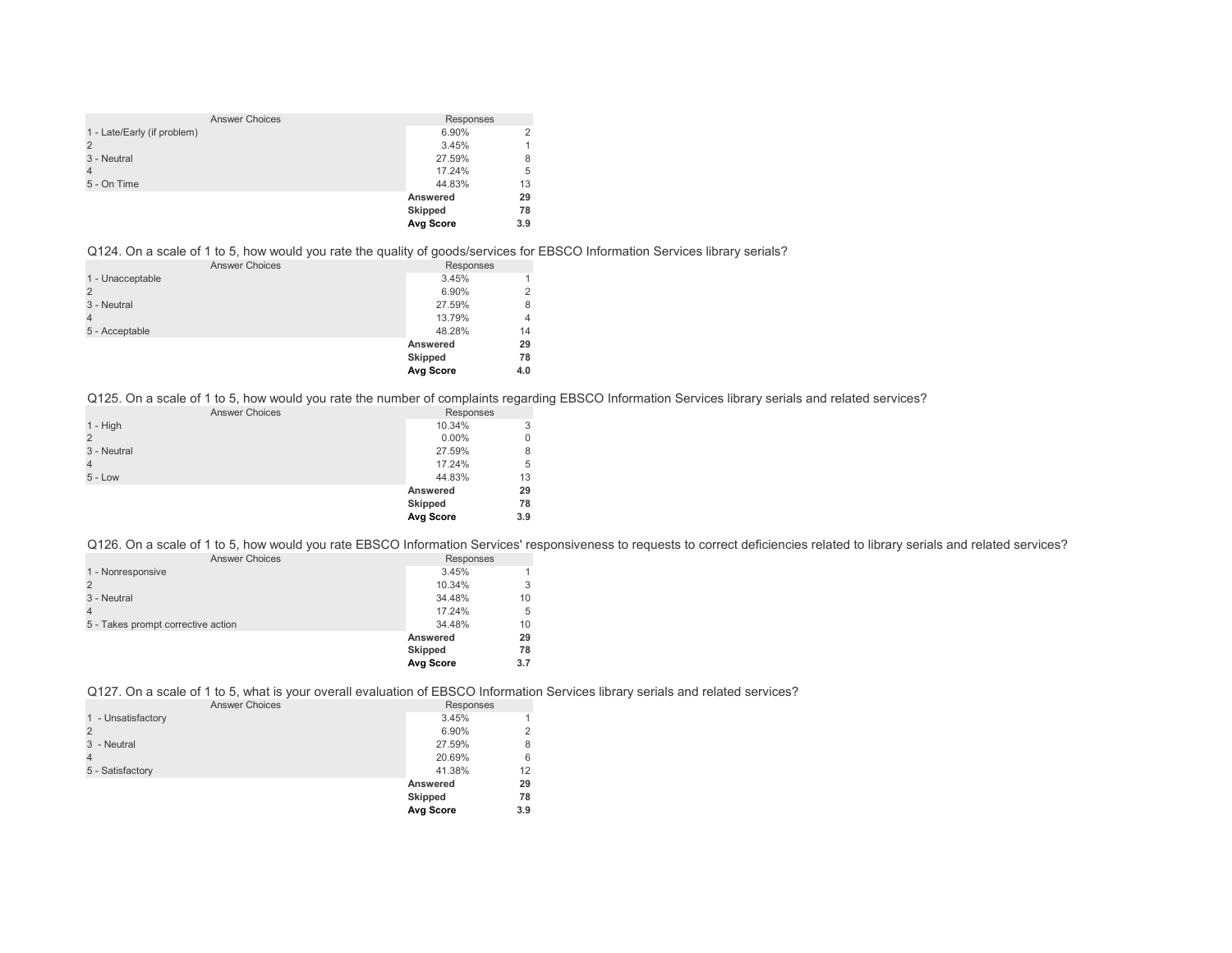| Answer Choices | Responses | |
|---|---|---|
| 1 - Late/Early (if problem) | 6.90% | 2 |
| 2 | 3.45% | 1 |
| 3 - Neutral | 27.59% | 8 |
| 4 | 17.24% | 5 |
| 5 - On Time | 44.83% | 13 |
| | **Answered** | **29** |
| | **Skipped** | **78** |
| | **Avg Score** | **3.9** |

Q124. On a scale of 1 to 5, how would you rate the quality of goods/services for EBSCO Information Services library serials?

| Answer Choices | Responses | |
|---|---|---|
| 1 - Unacceptable | 3.45% | 1 |
| 2 | 6.90% | 2 |
| 3 - Neutral | 27.59% | 8 |
| 4 | 13.79% | 4 |
| 5 - Acceptable | 48.28% | 14 |
| | **Answered** | **29** |
| | **Skipped** | **78** |
| | **Avg Score** | **4.0** |

Q125. On a scale of 1 to 5, how would you rate the number of complaints regarding EBSCO Information Services library serials and related services?

| Answer Choices | Responses | |
|---|---|---|
| 1 - High | 10.34% | 3 |
| 2 | 0.00% | 0 |
| 3 - Neutral | 27.59% | 8 |
| 4 | 17.24% | 5 |
| 5 - Low | 44.83% | 13 |
| | **Answered** | **29** |
| | **Skipped** | **78** |
| | **Avg Score** | **3.9** |

Q126. On a scale of 1 to 5, how would you rate EBSCO Information Services' responsiveness to requests to correct deficiencies related to library serials and related services?

| Answer Choices | Responses | |
|---|---|---|
| 1 - Nonresponsive | 3.45% | 1 |
| 2 | 10.34% | 3 |
| 3 - Neutral | 34.48% | 10 |
| 4 | 17.24% | 5 |
| 5 - Takes prompt corrective action | 34.48% | 10 |
| | **Answered** | **29** |
| | **Skipped** | **78** |
| | **Avg Score** | **3.7** |

Q127. On a scale of 1 to 5, what is your overall evaluation of EBSCO Information Services library serials and related services?

| Answer Choices | Responses | |
|---|---|---|
| 1 - Unsatisfactory | 3.45% | 1 |
| 2 | 6.90% | 2 |
| 3 - Neutral | 27.59% | 8 |
| 4 | 20.69% | 6 |
| 5 - Satisfactory | 41.38% | 12 |
| | **Answered** | **29** |
| | **Skipped** | **78** |
| | **Avg Score** | **3.9** |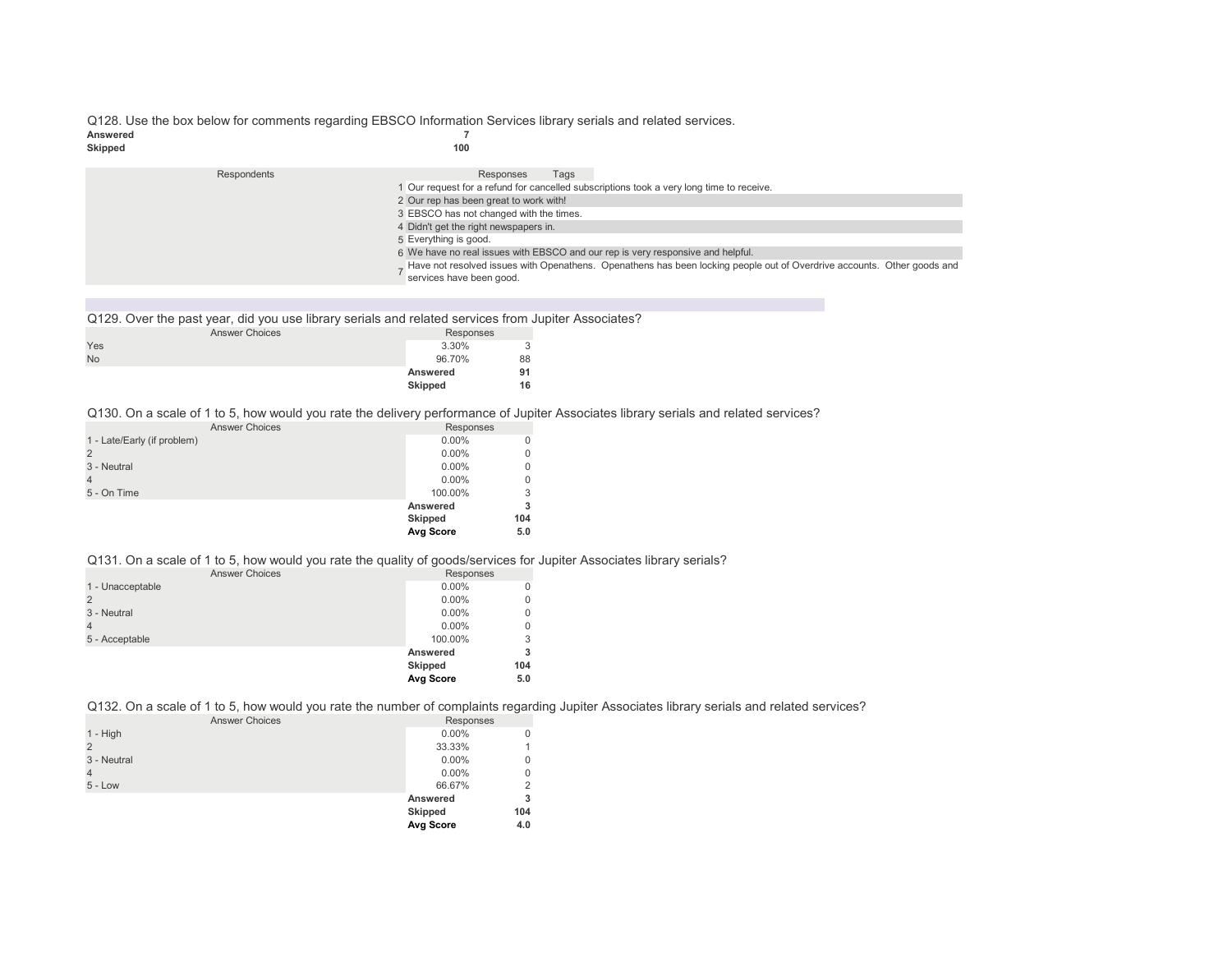Q128. Use the box below for comments regarding EBSCO Information Services library serials and related services.

| | |
|---|---|
| **Answered** | **7** |
| **Skipped** | **100** |

| Respondents | Responses | Tags |
|---|---|---|
| 1 | Our request for a refund for cancelled subscriptions took a very long time to receive. | |
| 2 | Our rep has been great to work with! | |
| 3 | EBSCO has not changed with the times. | |
| 4 | Didn't get the right newspapers in. | |
| 5 | Everything is good. | |
| 6 | We have no real issues with EBSCO and our rep is very responsive and helpful. | |
| 7 | Have not resolved issues with Openathens. Openathens has been locking people out of Overdrive accounts. Other goods and services have been good. | |

Q129. Over the past year, did you use library serials and related services from Jupiter Associates?

| Answer Choices | Responses | |
|---|---|---|
| Yes | 3.30% | 3 |
| No | 96.70% | 88 |
| | **Answered** | **91** |
| | **Skipped** | **16** |

Q130. On a scale of 1 to 5, how would you rate the delivery performance of Jupiter Associates library serials and related services?

| Answer Choices | Responses | |
|---|---|---|
| 1 - Late/Early (if problem) | 0.00% | 0 |
| 2 | 0.00% | 0 |
| 3 - Neutral | 0.00% | 0 |
| 4 | 0.00% | 0 |
| 5 - On Time | 100.00% | 3 |
| | **Answered** | **3** |
| | **Skipped** | **104** |
| | **Avg Score** | **5.0** |

Q131. On a scale of 1 to 5, how would you rate the quality of goods/services for Jupiter Associates library serials?

| Answer Choices | Responses | |
|---|---|---|
| 1 - Unacceptable | 0.00% | 0 |
| 2 | 0.00% | 0 |
| 3 - Neutral | 0.00% | 0 |
| 4 | 0.00% | 0 |
| 5 - Acceptable | 100.00% | 3 |
| | **Answered** | **3** |
| | **Skipped** | **104** |
| | **Avg Score** | **5.0** |

Q132. On a scale of 1 to 5, how would you rate the number of complaints regarding Jupiter Associates library serials and related services?

| Answer Choices | Responses | |
|---|---|---|
| 1 - High | 0.00% | 0 |
| 2 | 33.33% | 1 |
| 3 - Neutral | 0.00% | 0 |
| 4 | 0.00% | 0 |
| 5 - Low | 66.67% | 2 |
| | **Answered** | **3** |
| | **Skipped** | **104** |
| | **Avg Score** | **4.0** |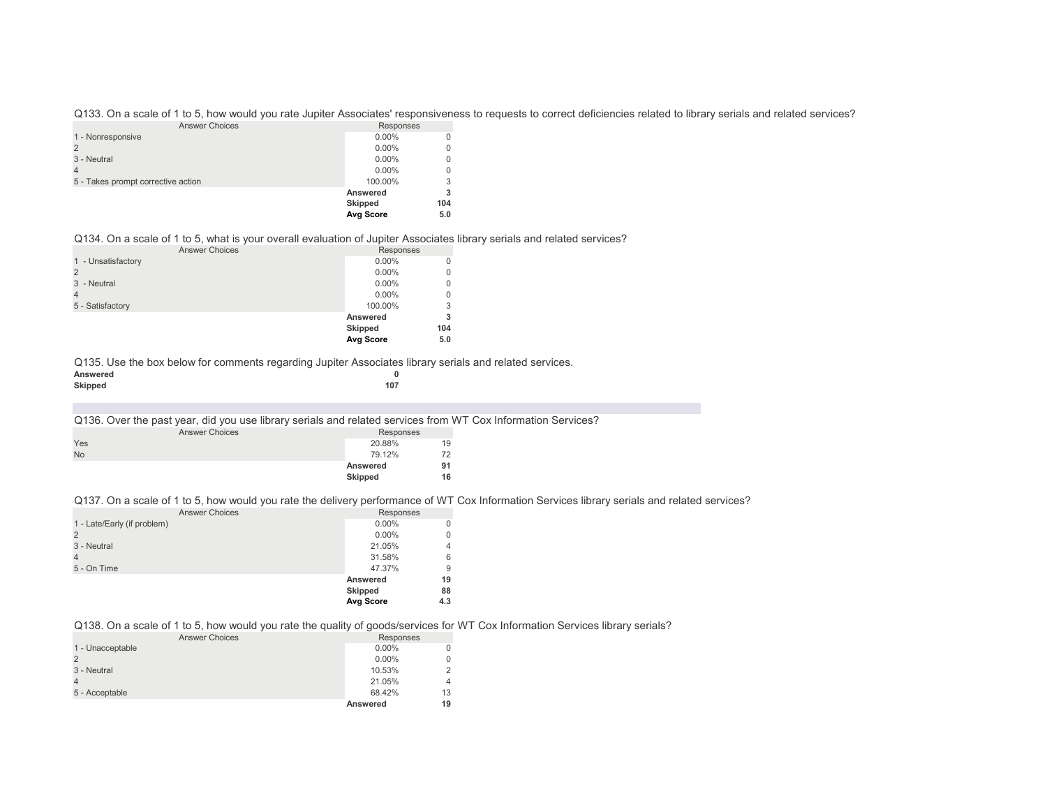Q133. On a scale of 1 to 5, how would you rate Jupiter Associates' responsiveness to requests to correct deficiencies related to library serials and related services?

| Answer Choices | Responses | |
|---|---|---|
| 1 - Nonresponsive | 0.00% | 0 |
| 2 | 0.00% | 0 |
| 3 - Neutral | 0.00% | 0 |
| 4 | 0.00% | 0 |
| 5 - Takes prompt corrective action | 100.00% | 3 |
| | **Answered** | **3** |
| | **Skipped** | **104** |
| | **Avg Score** | **5.0** |

Q134. On a scale of 1 to 5, what is your overall evaluation of Jupiter Associates library serials and related services?

| Answer Choices | Responses | |
|---|---|---|
| 1 - Unsatisfactory | 0.00% | 0 |
| 2 | 0.00% | 0 |
| 3 - Neutral | 0.00% | 0 |
| 4 | 0.00% | 0 |
| 5 - Satisfactory | 100.00% | 3 |
| | **Answered** | **3** |
| | **Skipped** | **104** |
| | **Avg Score** | **5.0** |

Q135. Use the box below for comments regarding Jupiter Associates library serials and related services.

| | |
|---|---|
| **Answered** | **0** |
| **Skipped** | **107** |

Q136. Over the past year, did you use library serials and related services from WT Cox Information Services?

| Answer Choices | Responses | |
|---|---|---|
| Yes | 20.88% | 19 |
| No | 79.12% | 72 |
| | **Answered** | **91** |
| | **Skipped** | **16** |

Q137. On a scale of 1 to 5, how would you rate the delivery performance of WT Cox Information Services library serials and related services?

| Answer Choices | Responses | |
|---|---|---|
| 1 - Late/Early (if problem) | 0.00% | 0 |
| 2 | 0.00% | 0 |
| 3 - Neutral | 21.05% | 4 |
| 4 | 31.58% | 6 |
| 5 - On Time | 47.37% | 9 |
| | **Answered** | **19** |
| | **Skipped** | **88** |
| | **Avg Score** | **4.3** |

Q138. On a scale of 1 to 5, how would you rate the quality of goods/services for WT Cox Information Services library serials?

| Answer Choices | Responses | |
|---|---|---|
| 1 - Unacceptable | 0.00% | 0 |
| 2 | 0.00% | 0 |
| 3 - Neutral | 10.53% | 2 |
| 4 | 21.05% | 4 |
| 5 - Acceptable | 68.42% | 13 |
| | **Answered** | **19** |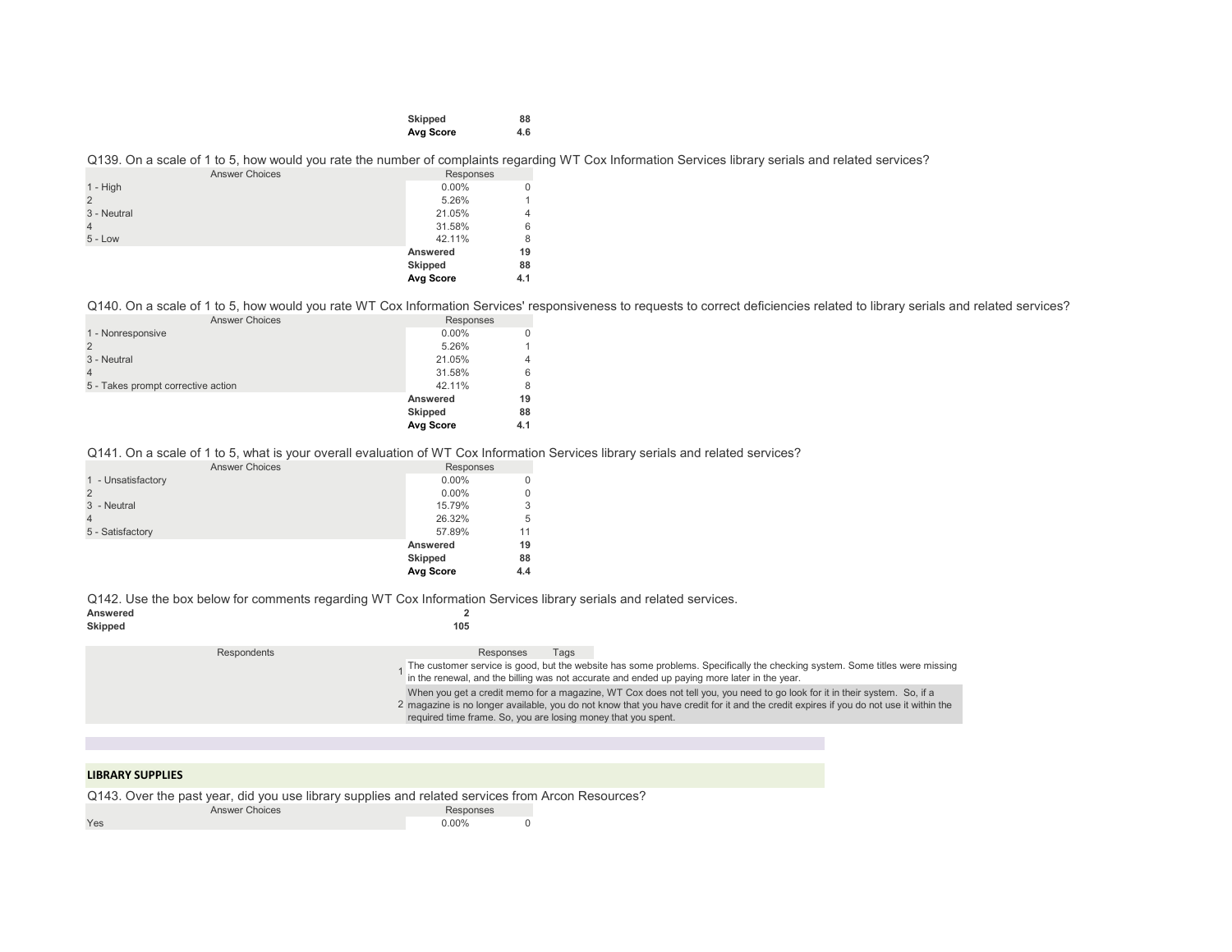| | | |
|---|---|---|
| | **Skipped** | **88** |
| | **Avg Score** | **4.6** |

Q139. On a scale of 1 to 5, how would you rate the number of complaints regarding WT Cox Information Services library serials and related services?

| Answer Choices | Responses | |
|---|---|---|
| 1 - High | 0.00% | 0 |
| 2 | 5.26% | 1 |
| 3 - Neutral | 21.05% | 4 |
| 4 | 31.58% | 6 |
| 5 - Low | 42.11% | 8 |
| | **Answered** | **19** |
| | **Skipped** | **88** |
| | **Avg Score** | **4.1** |

Q140. On a scale of 1 to 5, how would you rate WT Cox Information Services' responsiveness to requests to correct deficiencies related to library serials and related services?

| Answer Choices | Responses | |
|---|---|---|
| 1 - Nonresponsive | 0.00% | 0 |
| 2 | 5.26% | 1 |
| 3 - Neutral | 21.05% | 4 |
| 4 | 31.58% | 6 |
| 5 - Takes prompt corrective action | 42.11% | 8 |
| | **Answered** | **19** |
| | **Skipped** | **88** |
| | **Avg Score** | **4.1** |

Q141. On a scale of 1 to 5, what is your overall evaluation of WT Cox Information Services library serials and related services?

| Answer Choices | Responses | |
|---|---|---|
| 1 - Unsatisfactory | 0.00% | 0 |
| 2 | 0.00% | 0 |
| 3 - Neutral | 15.79% | 3 |
| 4 | 26.32% | 5 |
| 5 - Satisfactory | 57.89% | 11 |
| | **Answered** | **19** |
| | **Skipped** | **88** |
| | **Avg Score** | **4.4** |

Q142. Use the box below for comments regarding WT Cox Information Services library serials and related services.

| | |
|---|---|
| **Answered** | **2** |
| **Skipped** | **105** |

| Respondents | Responses | Tags |
|---|---|---|
| 1 | The customer service is good, but the website has some problems. Specifically the checking system. Some titles were missing in the renewal, and the billing was not accurate and ended up paying more later in the year. | |
| 2 | When you get a credit memo for a magazine, WT Cox does not tell you, you need to go look for it in their system. So, if a magazine is no longer available, you do not know that you have credit for it and the credit expires if you do not use it within the required time frame. So, you are losing money that you spent. | |

**LIBRARY SUPPLIES**

Q143. Over the past year, did you use library supplies and related services from Arcon Resources?

| Answer Choices | Responses | |
|---|---|---|
| Yes | 0.00% | 0 |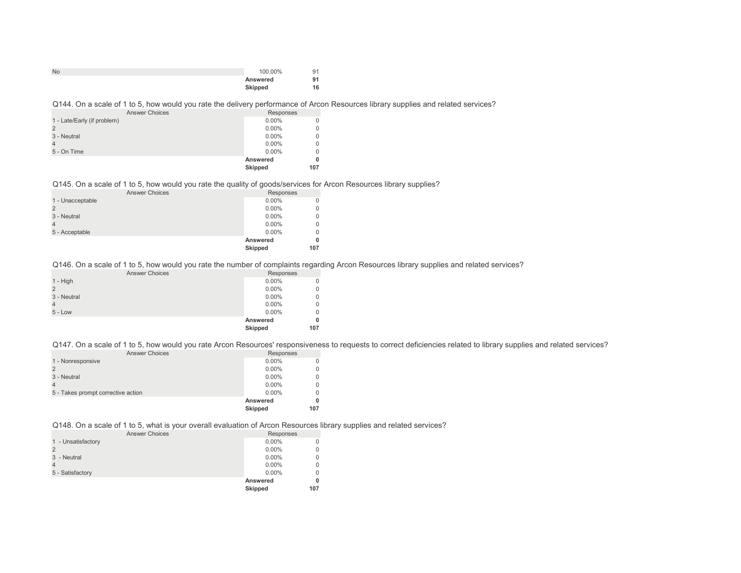| | | |
|---|---|---|
| No | 100.00% | 91 |
| | **Answered** | **91** |
| | **Skipped** | **16** |

Q144. On a scale of 1 to 5, how would you rate the delivery performance of Arcon Resources library supplies and related services?

| Answer Choices | Responses | |
|---|---|---|
| 1 - Late/Early (if problem) | 0.00% | 0 |
| 2 | 0.00% | 0 |
| 3 - Neutral | 0.00% | 0 |
| 4 | 0.00% | 0 |
| 5 - On Time | 0.00% | 0 |
| | **Answered** | **0** |
| | **Skipped** | **107** |

Q145. On a scale of 1 to 5, how would you rate the quality of goods/services for Arcon Resources library supplies?

| Answer Choices | Responses | |
|---|---|---|
| 1 - Unacceptable | 0.00% | 0 |
| 2 | 0.00% | 0 |
| 3 - Neutral | 0.00% | 0 |
| 4 | 0.00% | 0 |
| 5 - Acceptable | 0.00% | 0 |
| | **Answered** | **0** |
| | **Skipped** | **107** |

Q146. On a scale of 1 to 5, how would you rate the number of complaints regarding Arcon Resources library supplies and related services?

| Answer Choices | Responses | |
|---|---|---|
| 1 - High | 0.00% | 0 |
| 2 | 0.00% | 0 |
| 3 - Neutral | 0.00% | 0 |
| 4 | 0.00% | 0 |
| 5 - Low | 0.00% | 0 |
| | **Answered** | **0** |
| | **Skipped** | **107** |

Q147. On a scale of 1 to 5, how would you rate Arcon Resources' responsiveness to requests to correct deficiencies related to library supplies and related services?

| Answer Choices | Responses | |
|---|---|---|
| 1 - Nonresponsive | 0.00% | 0 |
| 2 | 0.00% | 0 |
| 3 - Neutral | 0.00% | 0 |
| 4 | 0.00% | 0 |
| 5 - Takes prompt corrective action | 0.00% | 0 |
| | **Answered** | **0** |
| | **Skipped** | **107** |

Q148. On a scale of 1 to 5, what is your overall evaluation of Arcon Resources library supplies and related services?

| Answer Choices | Responses | |
|---|---|---|
| 1 - Unsatisfactory | 0.00% | 0 |
| 2 | 0.00% | 0 |
| 3 - Neutral | 0.00% | 0 |
| 4 | 0.00% | 0 |
| 5 - Satisfactory | 0.00% | 0 |
| | **Answered** | **0** |
| | **Skipped** | **107** |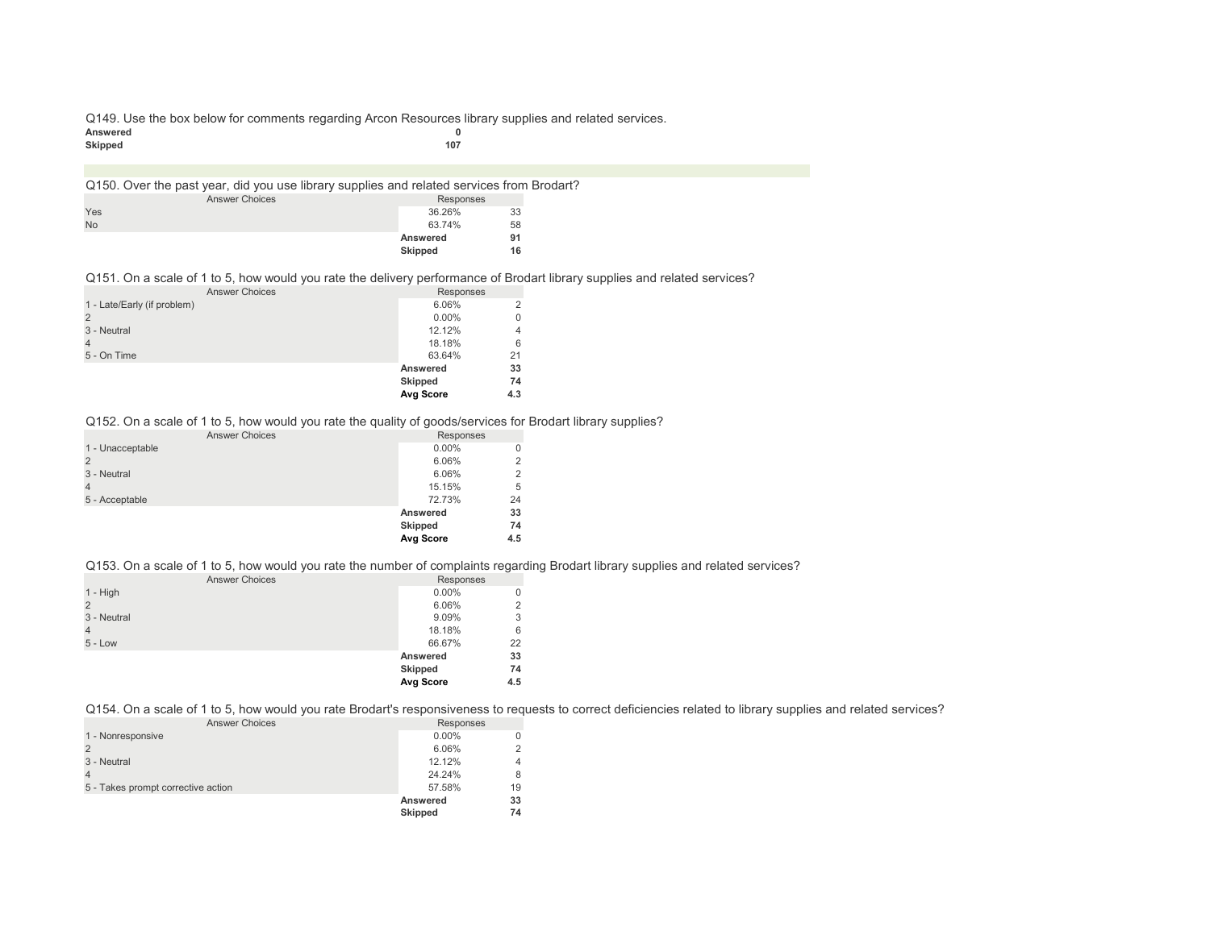Q149. Use the box below for comments regarding Arcon Resources library supplies and related services.

| | |
|---|---|
| **Answered** | **0** |
| **Skipped** | **107** |

Q150. Over the past year, did you use library supplies and related services from Brodart?

| Answer Choices | Responses | |
|---|---|---|
| Yes | 36.26% | 33 |
| No | 63.74% | 58 |
| | **Answered** | **91** |
| | **Skipped** | **16** |

Q151. On a scale of 1 to 5, how would you rate the delivery performance of Brodart library supplies and related services?

| Answer Choices | Responses | |
|---|---|---|
| 1 - Late/Early (if problem) | 6.06% | 2 |
| 2 | 0.00% | 0 |
| 3 - Neutral | 12.12% | 4 |
| 4 | 18.18% | 6 |
| 5 - On Time | 63.64% | 21 |
| | **Answered** | **33** |
| | **Skipped** | **74** |
| | **Avg Score** | **4.3** |

Q152. On a scale of 1 to 5, how would you rate the quality of goods/services for Brodart library supplies?

| Answer Choices | Responses | |
|---|---|---|
| 1 - Unacceptable | 0.00% | 0 |
| 2 | 6.06% | 2 |
| 3 - Neutral | 6.06% | 2 |
| 4 | 15.15% | 5 |
| 5 - Acceptable | 72.73% | 24 |
| | **Answered** | **33** |
| | **Skipped** | **74** |
| | **Avg Score** | **4.5** |

Q153. On a scale of 1 to 5, how would you rate the number of complaints regarding Brodart library supplies and related services?

| Answer Choices | Responses | |
|---|---|---|
| 1 - High | 0.00% | 0 |
| 2 | 6.06% | 2 |
| 3 - Neutral | 9.09% | 3 |
| 4 | 18.18% | 6 |
| 5 - Low | 66.67% | 22 |
| | **Answered** | **33** |
| | **Skipped** | **74** |
| | **Avg Score** | **4.5** |

Q154. On a scale of 1 to 5, how would you rate Brodart's responsiveness to requests to correct deficiencies related to library supplies and related services?

| Answer Choices | Responses | |
|---|---|---|
| 1 - Nonresponsive | 0.00% | 0 |
| 2 | 6.06% | 2 |
| 3 - Neutral | 12.12% | 4 |
| 4 | 24.24% | 8 |
| 5 - Takes prompt corrective action | 57.58% | 19 |
| | **Answered** | **33** |
| | **Skipped** | **74** |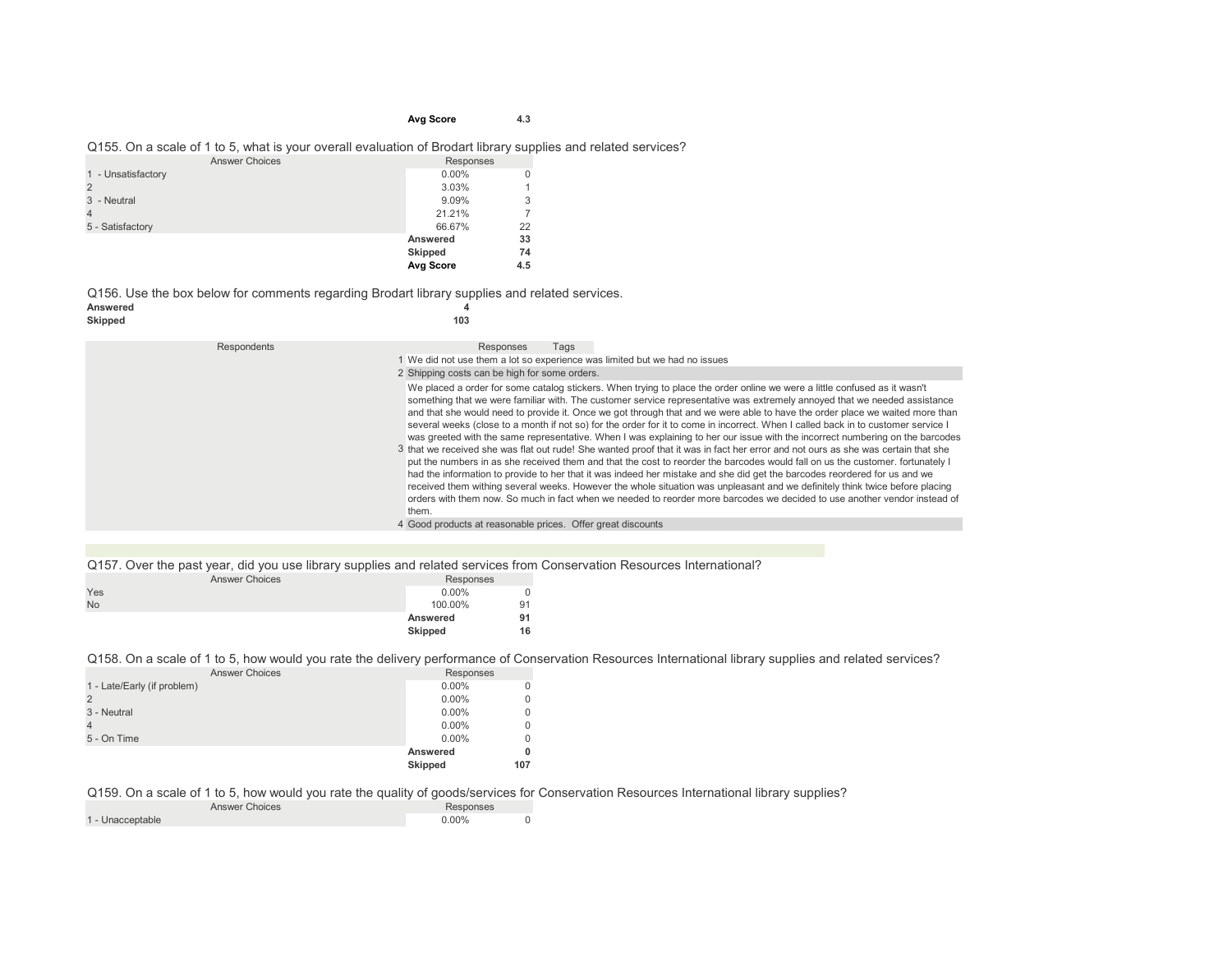| | Avg Score | 4.3 |
|---|---|---|

Q155. On a scale of 1 to 5, what is your overall evaluation of Brodart library supplies and related services?

| Answer Choices | Responses | |
|---|---|---|
| 1 - Unsatisfactory | 0.00% | 0 |
| 2 | 3.03% | 1 |
| 3 - Neutral | 9.09% | 3 |
| 4 | 21.21% | 7 |
| 5 - Satisfactory | 66.67% | 22 |
| | **Answered** | **33** |
| | **Skipped** | **74** |
| | **Avg Score** | **4.5** |

Q156. Use the box below for comments regarding Brodart library supplies and related services.

| | |
|---|---|
| **Answered** | **4** |
| **Skipped** | **103** |

| Respondents | Responses | Tags |
|---|---|---|
| 1 | We did not use them a lot so experience was limited but we had no issues | |
| 2 | Shipping costs can be high for some orders. | |
| 3 | We placed a order for some catalog stickers. When trying to place the order online we were a little confused as it wasn't something that we were familiar with. The customer service representative was extremely annoyed that we needed assistance and that she would need to provide it. Once we got through that and we were able to have the order place we waited more than several weeks (close to a month if not so) for the order for it to come in incorrect. When I called back in to customer service I was greeted with the same representative. When I was explaining to her our issue with the incorrect numbering on the barcodes that we received she was flat out rude! She wanted proof that it was in fact her error and not ours as she was certain that she put the numbers in as she received them and that the cost to reorder the barcodes would fall on us the customer. fortunately I had the information to provide to her that it was indeed her mistake and she did get the barcodes reordered for us and we received them withing several weeks. However the whole situation was unpleasant and we definitely think twice before placing orders with them now. So much in fact when we needed to reorder more barcodes we decided to use another vendor instead of them. | |
| 4 | Good products at reasonable prices. Offer great discounts | |

Q157. Over the past year, did you use library supplies and related services from Conservation Resources International?

| Answer Choices | Responses | |
|---|---|---|
| Yes | 0.00% | 0 |
| No | 100.00% | 91 |
| | **Answered** | **91** |
| | **Skipped** | **16** |

Q158. On a scale of 1 to 5, how would you rate the delivery performance of Conservation Resources International library supplies and related services?

| Answer Choices | Responses | |
|---|---|---|
| 1 - Late/Early (if problem) | 0.00% | 0 |
| 2 | 0.00% | 0 |
| 3 - Neutral | 0.00% | 0 |
| 4 | 0.00% | 0 |
| 5 - On Time | 0.00% | 0 |
| | **Answered** | **0** |
| | **Skipped** | **107** |

Q159. On a scale of 1 to 5, how would you rate the quality of goods/services for Conservation Resources International library supplies?

| Answer Choices | Responses | |
|---|---|---|
| 1 - Unacceptable | 0.00% | 0 |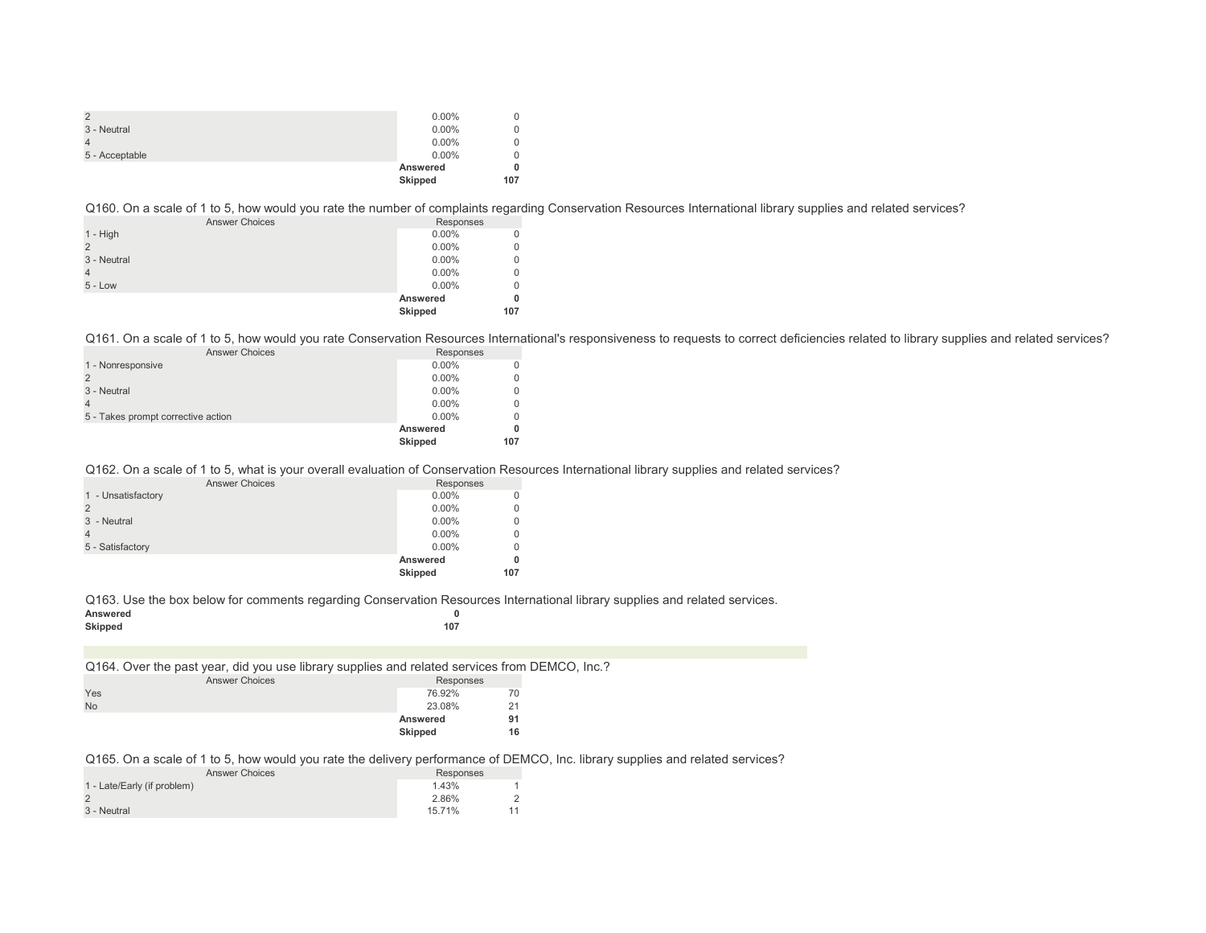| | | |
|---|---|---|
| 2 | 0.00% | 0 |
| 3 - Neutral | 0.00% | 0 |
| 4 | 0.00% | 0 |
| 5 - Acceptable | 0.00% | 0 |
| | **Answered** | **0** |
| | **Skipped** | **107** |

Q160. On a scale of 1 to 5, how would you rate the number of complaints regarding Conservation Resources International library supplies and related services?

| Answer Choices | Responses | |
|---|---|---|
| 1 - High | 0.00% | 0 |
| 2 | 0.00% | 0 |
| 3 - Neutral | 0.00% | 0 |
| 4 | 0.00% | 0 |
| 5 - Low | 0.00% | 0 |
| | **Answered** | **0** |
| | **Skipped** | **107** |

Q161. On a scale of 1 to 5, how would you rate Conservation Resources International's responsiveness to requests to correct deficiencies related to library supplies and related services?

| Answer Choices | Responses | |
|---|---|---|
| 1 - Nonresponsive | 0.00% | 0 |
| 2 | 0.00% | 0 |
| 3 - Neutral | 0.00% | 0 |
| 4 | 0.00% | 0 |
| 5 - Takes prompt corrective action | 0.00% | 0 |
| | **Answered** | **0** |
| | **Skipped** | **107** |

Q162. On a scale of 1 to 5, what is your overall evaluation of Conservation Resources International library supplies and related services?

| Answer Choices | Responses | |
|---|---|---|
| 1 - Unsatisfactory | 0.00% | 0 |
| 2 | 0.00% | 0 |
| 3 - Neutral | 0.00% | 0 |
| 4 | 0.00% | 0 |
| 5 - Satisfactory | 0.00% | 0 |
| | **Answered** | **0** |
| | **Skipped** | **107** |

Q163. Use the box below for comments regarding Conservation Resources International library supplies and related services.

| | |
|---|---|
| **Answered** | **0** |
| **Skipped** | **107** |

Q164. Over the past year, did you use library supplies and related services from DEMCO, Inc.?

| Answer Choices | Responses | |
|---|---|---|
| Yes | 76.92% | 70 |
| No | 23.08% | 21 |
| | **Answered** | **91** |
| | **Skipped** | **16** |

Q165. On a scale of 1 to 5, how would you rate the delivery performance of DEMCO, Inc. library supplies and related services?

| Answer Choices | Responses | |
|---|---|---|
| 1 - Late/Early (if problem) | 1.43% | 1 |
| 2 | 2.86% | 2 |
| 3 - Neutral | 15.71% | 11 |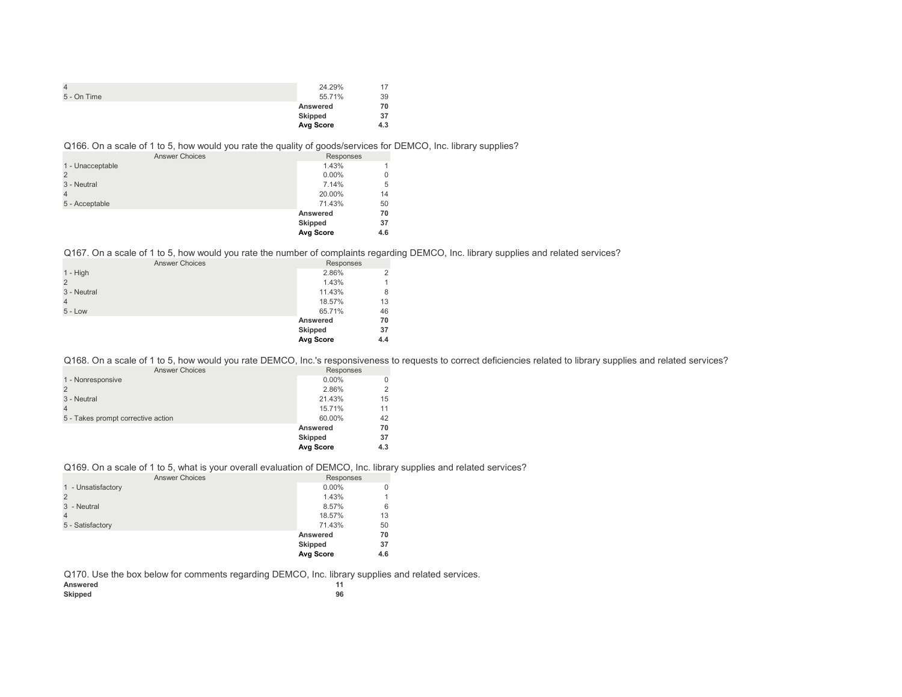| | | |
|---|---|---|
| 4 | 24.29% | 17 |
| 5 - On Time | 55.71% | 39 |
| | **Answered** | **70** |
| | **Skipped** | **37** |
| | **Avg Score** | **4.3** |

Q166. On a scale of 1 to 5, how would you rate the quality of goods/services for DEMCO, Inc. library supplies?

| Answer Choices | Responses | |
|---|---|---|
| 1 - Unacceptable | 1.43% | 1 |
| 2 | 0.00% | 0 |
| 3 - Neutral | 7.14% | 5 |
| 4 | 20.00% | 14 |
| 5 - Acceptable | 71.43% | 50 |
| | **Answered** | **70** |
| | **Skipped** | **37** |
| | **Avg Score** | **4.6** |

Q167. On a scale of 1 to 5, how would you rate the number of complaints regarding DEMCO, Inc. library supplies and related services?

| Answer Choices | Responses | |
|---|---|---|
| 1 - High | 2.86% | 2 |
| 2 | 1.43% | 1 |
| 3 - Neutral | 11.43% | 8 |
| 4 | 18.57% | 13 |
| 5 - Low | 65.71% | 46 |
| | **Answered** | **70** |
| | **Skipped** | **37** |
| | **Avg Score** | **4.4** |

Q168. On a scale of 1 to 5, how would you rate DEMCO, Inc.'s responsiveness to requests to correct deficiencies related to library supplies and related services?

| Answer Choices | Responses | |
|---|---|---|
| 1 - Nonresponsive | 0.00% | 0 |
| 2 | 2.86% | 2 |
| 3 - Neutral | 21.43% | 15 |
| 4 | 15.71% | 11 |
| 5 - Takes prompt corrective action | 60.00% | 42 |
| | **Answered** | **70** |
| | **Skipped** | **37** |
| | **Avg Score** | **4.3** |

Q169. On a scale of 1 to 5, what is your overall evaluation of DEMCO, Inc. library supplies and related services?

| Answer Choices | Responses | |
|---|---|---|
| 1 - Unsatisfactory | 0.00% | 0 |
| 2 | 1.43% | 1 |
| 3 - Neutral | 8.57% | 6 |
| 4 | 18.57% | 13 |
| 5 - Satisfactory | 71.43% | 50 |
| | **Answered** | **70** |
| | **Skipped** | **37** |
| | **Avg Score** | **4.6** |

Q170. Use the box below for comments regarding DEMCO, Inc. library supplies and related services.

| | |
|---|---|
| **Answered** | **11** |
| **Skipped** | **96** |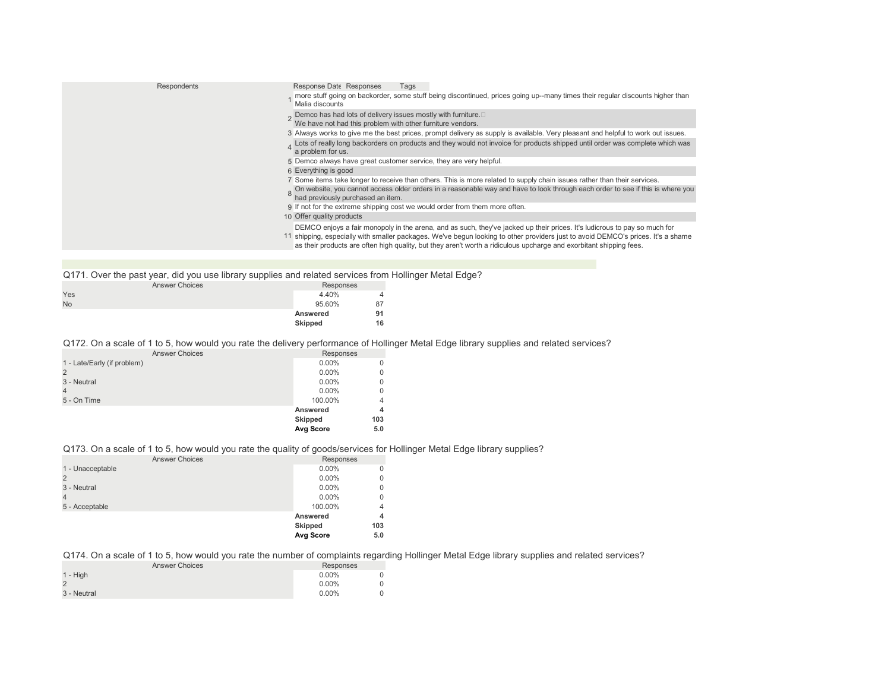| Respondents | Response Date | Responses | Tags |
|---|---|---|---|
| | 1 | more stuff going on backorder, some stuff being discontinued, prices going up--many times their regular discounts higher than Malia discounts | |
| | 2 | Demco has had lots of delivery issues mostly with furniture. We have not had this problem with other furniture vendors. | |
| | 3 | Always works to give me the best prices, prompt delivery as supply is available. Very pleasant and helpful to work out issues. | |
| | 4 | Lots of really long backorders on products and they would not invoice for products shipped until order was complete which was a problem for us. | |
| | 5 | Demco always have great customer service, they are very helpful. | |
| | 6 | Everything is good | |
| | 7 | Some items take longer to receive than others. This is more related to supply chain issues rather than their services. | |
| | 8 | On website, you cannot access older orders in a reasonable way and have to look through each order to see if this is where you had previously purchased an item. | |
| | 9 | If not for the extreme shipping cost we would order from them more often. | |
| | 10 | Offer quality products | |
| | 11 | DEMCO enjoys a fair monopoly in the arena, and as such, they've jacked up their prices. It's ludicrous to pay so much for shipping, especially with smaller packages. We've begun looking to other providers just to avoid DEMCO's prices. It's a shame as their products are often high quality, but they aren't worth a ridiculous upcharge and exorbitant shipping fees. | |

Q171. Over the past year, did you use library supplies and related services from Hollinger Metal Edge?

| Answer Choices | Responses | |
|---|---|---|
| Yes | 4.40% | 4 |
| No | 95.60% | 87 |
| | **Answered** | **91** |
| | **Skipped** | **16** |

Q172. On a scale of 1 to 5, how would you rate the delivery performance of Hollinger Metal Edge library supplies and related services?

| Answer Choices | Responses | |
|---|---|---|
| 1 - Late/Early (if problem) | 0.00% | 0 |
| 2 | 0.00% | 0 |
| 3 - Neutral | 0.00% | 0 |
| 4 | 0.00% | 0 |
| 5 - On Time | 100.00% | 4 |
| | **Answered** | **4** |
| | **Skipped** | **103** |
| | **Avg Score** | **5.0** |

Q173. On a scale of 1 to 5, how would you rate the quality of goods/services for Hollinger Metal Edge library supplies?

| Answer Choices | Responses | |
|---|---|---|
| 1 - Unacceptable | 0.00% | 0 |
| 2 | 0.00% | 0 |
| 3 - Neutral | 0.00% | 0 |
| 4 | 0.00% | 0 |
| 5 - Acceptable | 100.00% | 4 |
| | **Answered** | **4** |
| | **Skipped** | **103** |
| | **Avg Score** | **5.0** |

Q174. On a scale of 1 to 5, how would you rate the number of complaints regarding Hollinger Metal Edge library supplies and related services?

| Answer Choices | Responses | |
|---|---|---|
| 1 - High | 0.00% | 0 |
| 2 | 0.00% | 0 |
| 3 - Neutral | 0.00% | 0 |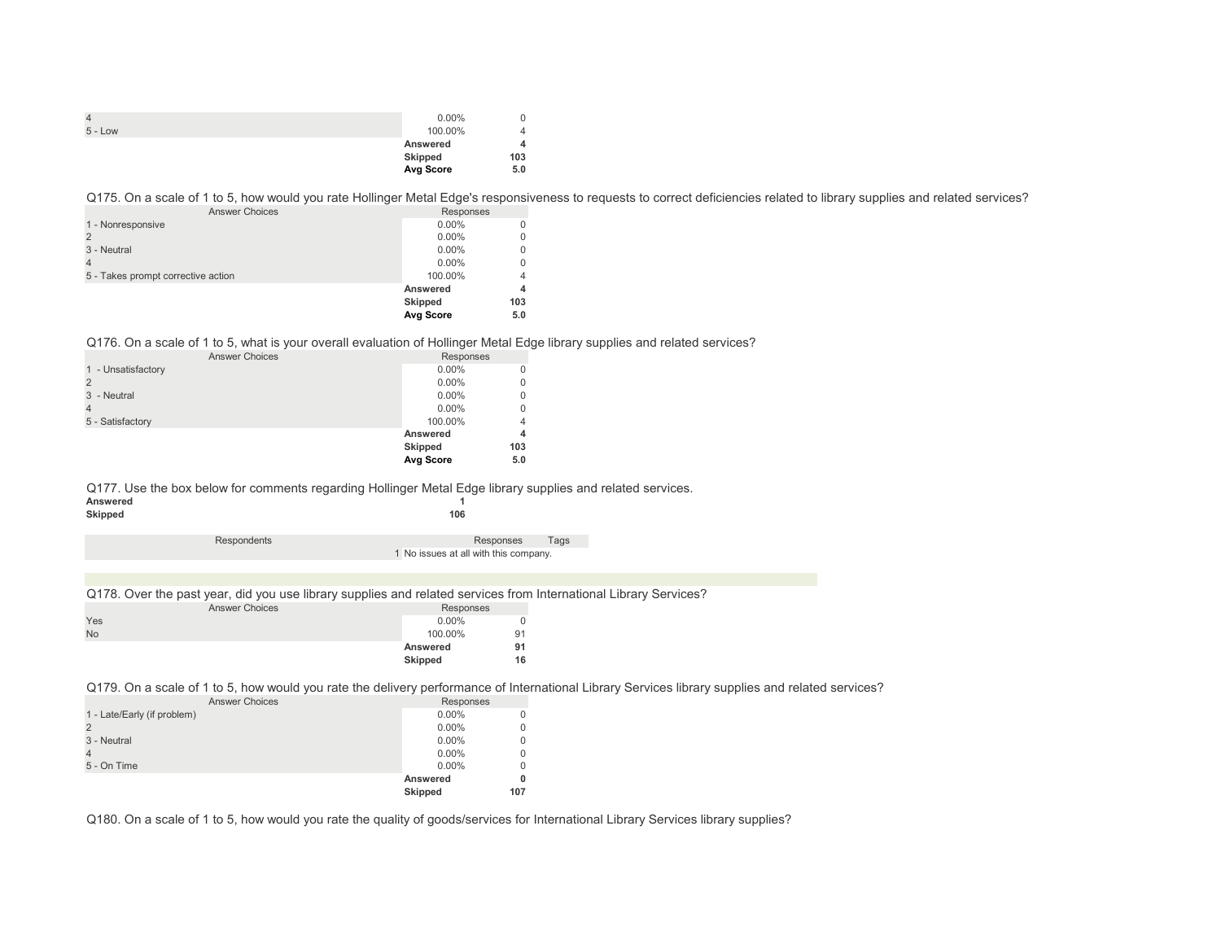| | | |
|---|---|---|
| 4 | 0.00% | 0 |
| 5 - Low | 100.00% | 4 |
| | **Answered** | **4** |
| | **Skipped** | **103** |
| | **Avg Score** | **5.0** |

Q175. On a scale of 1 to 5, how would you rate Hollinger Metal Edge's responsiveness to requests to correct deficiencies related to library supplies and related services?

| Answer Choices | Responses | |
|---|---|---|
| 1 - Nonresponsive | 0.00% | 0 |
| 2 | 0.00% | 0 |
| 3 - Neutral | 0.00% | 0 |
| 4 | 0.00% | 0 |
| 5 - Takes prompt corrective action | 100.00% | 4 |
| | **Answered** | **4** |
| | **Skipped** | **103** |
| | **Avg Score** | **5.0** |

Q176. On a scale of 1 to 5, what is your overall evaluation of Hollinger Metal Edge library supplies and related services?

| Answer Choices | Responses | |
|---|---|---|
| 1 - Unsatisfactory | 0.00% | 0 |
| 2 | 0.00% | 0 |
| 3 - Neutral | 0.00% | 0 |
| 4 | 0.00% | 0 |
| 5 - Satisfactory | 100.00% | 4 |
| | **Answered** | **4** |
| | **Skipped** | **103** |
| | **Avg Score** | **5.0** |

Q177. Use the box below for comments regarding Hollinger Metal Edge library supplies and related services.

| | |
|---|---|
| **Answered** | **1** |
| **Skipped** | **106** |

| Respondents | Responses | Tags |
|---|---|---|
| 1 | No issues at all with this company. | |

Q178. Over the past year, did you use library supplies and related services from International Library Services?

| Answer Choices | Responses | |
|---|---|---|
| Yes | 0.00% | 0 |
| No | 100.00% | 91 |
| | **Answered** | **91** |
| | **Skipped** | **16** |

Q179. On a scale of 1 to 5, how would you rate the delivery performance of International Library Services library supplies and related services?

| Answer Choices | Responses | |
|---|---|---|
| 1 - Late/Early (if problem) | 0.00% | 0 |
| 2 | 0.00% | 0 |
| 3 - Neutral | 0.00% | 0 |
| 4 | 0.00% | 0 |
| 5 - On Time | 0.00% | 0 |
| | **Answered** | **0** |
| | **Skipped** | **107** |

Q180. On a scale of 1 to 5, how would you rate the quality of goods/services for International Library Services library supplies?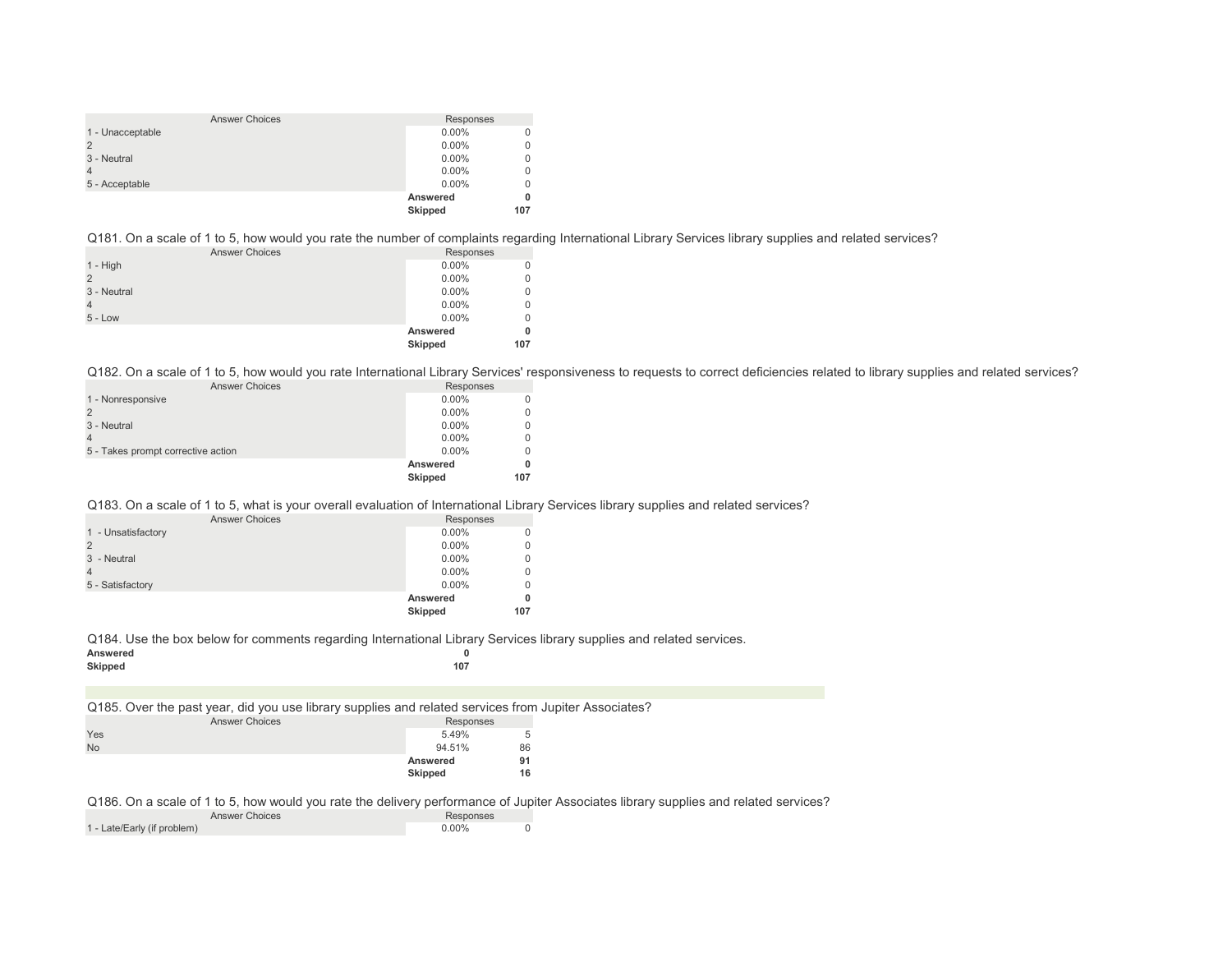| Answer Choices | Responses | |
|---|---|---|
| 1 - Unacceptable | 0.00% | 0 |
| 2 | 0.00% | 0 |
| 3 - Neutral | 0.00% | 0 |
| 4 | 0.00% | 0 |
| 5 - Acceptable | 0.00% | 0 |
| | **Answered** | **0** |
| | **Skipped** | **107** |

Q181. On a scale of 1 to 5, how would you rate the number of complaints regarding International Library Services library supplies and related services?

| Answer Choices | Responses | |
|---|---|---|
| 1 - High | 0.00% | 0 |
| 2 | 0.00% | 0 |
| 3 - Neutral | 0.00% | 0 |
| 4 | 0.00% | 0 |
| 5 - Low | 0.00% | 0 |
| | **Answered** | **0** |
| | **Skipped** | **107** |

Q182. On a scale of 1 to 5, how would you rate International Library Services' responsiveness to requests to correct deficiencies related to library supplies and related services?

| Answer Choices | Responses | |
|---|---|---|
| 1 - Nonresponsive | 0.00% | 0 |
| 2 | 0.00% | 0 |
| 3 - Neutral | 0.00% | 0 |
| 4 | 0.00% | 0 |
| 5 - Takes prompt corrective action | 0.00% | 0 |
| | **Answered** | **0** |
| | **Skipped** | **107** |

Q183. On a scale of 1 to 5, what is your overall evaluation of International Library Services library supplies and related services?

| Answer Choices | Responses | |
|---|---|---|
| 1 - Unsatisfactory | 0.00% | 0 |
| 2 | 0.00% | 0 |
| 3 - Neutral | 0.00% | 0 |
| 4 | 0.00% | 0 |
| 5 - Satisfactory | 0.00% | 0 |
| | **Answered** | **0** |
| | **Skipped** | **107** |

Q184. Use the box below for comments regarding International Library Services library supplies and related services.

| | |
|---|---|
| **Answered** | **0** |
| **Skipped** | **107** |

Q185. Over the past year, did you use library supplies and related services from Jupiter Associates?

| Answer Choices | Responses | |
|---|---|---|
| Yes | 5.49% | 5 |
| No | 94.51% | 86 |
| | **Answered** | **91** |
| | **Skipped** | **16** |

Q186. On a scale of 1 to 5, how would you rate the delivery performance of Jupiter Associates library supplies and related services?

| Answer Choices | Responses | |
|---|---|---|
| 1 - Late/Early (if problem) | 0.00% | 0 |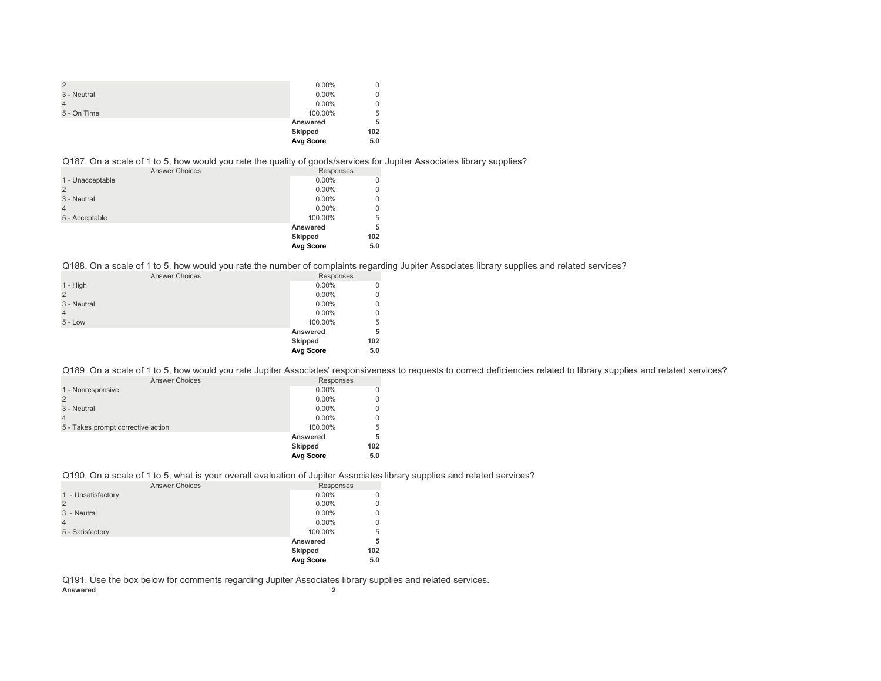| | | |
|---|---|---|
| 2 | 0.00% | 0 |
| 3 - Neutral | 0.00% | 0 |
| 4 | 0.00% | 0 |
| 5 - On Time | 100.00% | 5 |
| | **Answered** | **5** |
| | **Skipped** | **102** |
| | **Avg Score** | **5.0** |

Q187. On a scale of 1 to 5, how would you rate the quality of goods/services for Jupiter Associates library supplies?

| Answer Choices | Responses | |
|---|---|---|
| 1 - Unacceptable | 0.00% | 0 |
| 2 | 0.00% | 0 |
| 3 - Neutral | 0.00% | 0 |
| 4 | 0.00% | 0 |
| 5 - Acceptable | 100.00% | 5 |
| | **Answered** | **5** |
| | **Skipped** | **102** |
| | **Avg Score** | **5.0** |

Q188. On a scale of 1 to 5, how would you rate the number of complaints regarding Jupiter Associates library supplies and related services?

| Answer Choices | Responses | |
|---|---|---|
| 1 - High | 0.00% | 0 |
| 2 | 0.00% | 0 |
| 3 - Neutral | 0.00% | 0 |
| 4 | 0.00% | 0 |
| 5 - Low | 100.00% | 5 |
| | **Answered** | **5** |
| | **Skipped** | **102** |
| | **Avg Score** | **5.0** |

Q189. On a scale of 1 to 5, how would you rate Jupiter Associates' responsiveness to requests to correct deficiencies related to library supplies and related services?

| Answer Choices | Responses | |
|---|---|---|
| 1 - Nonresponsive | 0.00% | 0 |
| 2 | 0.00% | 0 |
| 3 - Neutral | 0.00% | 0 |
| 4 | 0.00% | 0 |
| 5 - Takes prompt corrective action | 100.00% | 5 |
| | **Answered** | **5** |
| | **Skipped** | **102** |
| | **Avg Score** | **5.0** |

Q190. On a scale of 1 to 5, what is your overall evaluation of Jupiter Associates library supplies and related services?

| Answer Choices | Responses | |
|---|---|---|
| 1 - Unsatisfactory | 0.00% | 0 |
| 2 | 0.00% | 0 |
| 3 - Neutral | 0.00% | 0 |
| 4 | 0.00% | 0 |
| 5 - Satisfactory | 100.00% | 5 |
| | **Answered** | **5** |
| | **Skipped** | **102** |
| | **Avg Score** | **5.0** |

Q191. Use the box below for comments regarding Jupiter Associates library supplies and related services.

**Answered** **2**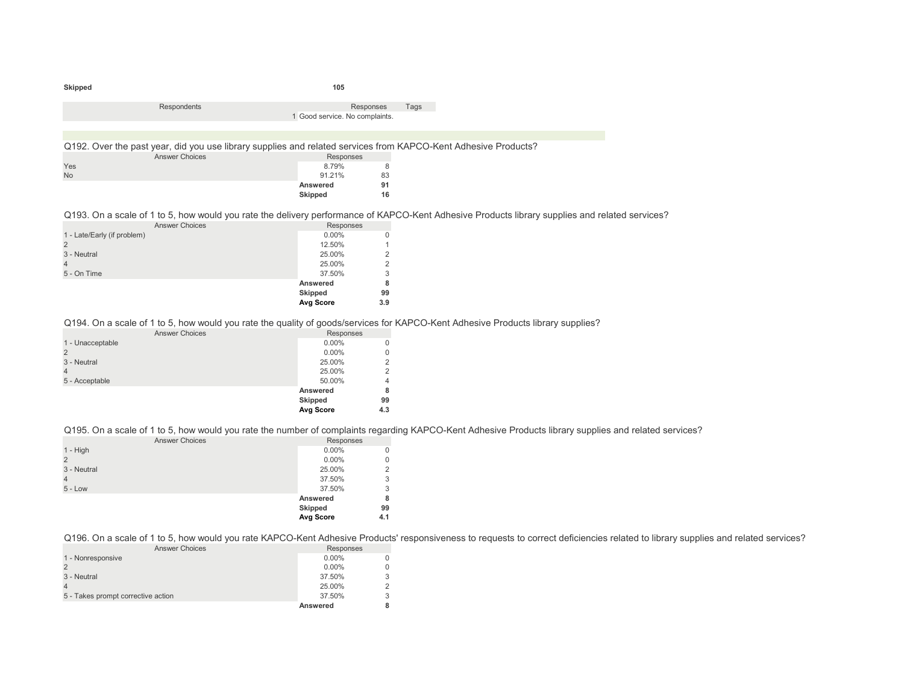| Skipped | 105 |
|---|---|

| Respondents | Responses | Tags |
|---|---|---|
| 1 | Good service. No complaints. | |

Q192. Over the past year, did you use library supplies and related services from KAPCO-Kent Adhesive Products?

| Answer Choices | Responses | |
|---|---|---|
| Yes | 8.79% | 8 |
| No | 91.21% | 83 |
| | **Answered** | **91** |
| | **Skipped** | **16** |

Q193. On a scale of 1 to 5, how would you rate the delivery performance of KAPCO-Kent Adhesive Products library supplies and related services?

| Answer Choices | Responses | |
|---|---|---|
| 1 - Late/Early (if problem) | 0.00% | 0 |
| 2 | 12.50% | 1 |
| 3 - Neutral | 25.00% | 2 |
| 4 | 25.00% | 2 |
| 5 - On Time | 37.50% | 3 |
| | **Answered** | **8** |
| | **Skipped** | **99** |
| | **Avg Score** | **3.9** |

Q194. On a scale of 1 to 5, how would you rate the quality of goods/services for KAPCO-Kent Adhesive Products library supplies?

| Answer Choices | Responses | |
|---|---|---|
| 1 - Unacceptable | 0.00% | 0 |
| 2 | 0.00% | 0 |
| 3 - Neutral | 25.00% | 2 |
| 4 | 25.00% | 2 |
| 5 - Acceptable | 50.00% | 4 |
| | **Answered** | **8** |
| | **Skipped** | **99** |
| | **Avg Score** | **4.3** |

Q195. On a scale of 1 to 5, how would you rate the number of complaints regarding KAPCO-Kent Adhesive Products library supplies and related services?

| Answer Choices | Responses | |
|---|---|---|
| 1 - High | 0.00% | 0 |
| 2 | 0.00% | 0 |
| 3 - Neutral | 25.00% | 2 |
| 4 | 37.50% | 3 |
| 5 - Low | 37.50% | 3 |
| | **Answered** | **8** |
| | **Skipped** | **99** |
| | **Avg Score** | **4.1** |

Q196. On a scale of 1 to 5, how would you rate KAPCO-Kent Adhesive Products' responsiveness to requests to correct deficiencies related to library supplies and related services?

| Answer Choices | Responses | |
|---|---|---|
| 1 - Nonresponsive | 0.00% | 0 |
| 2 | 0.00% | 0 |
| 3 - Neutral | 37.50% | 3 |
| 4 | 25.00% | 2 |
| 5 - Takes prompt corrective action | 37.50% | 3 |
| | **Answered** | **8** |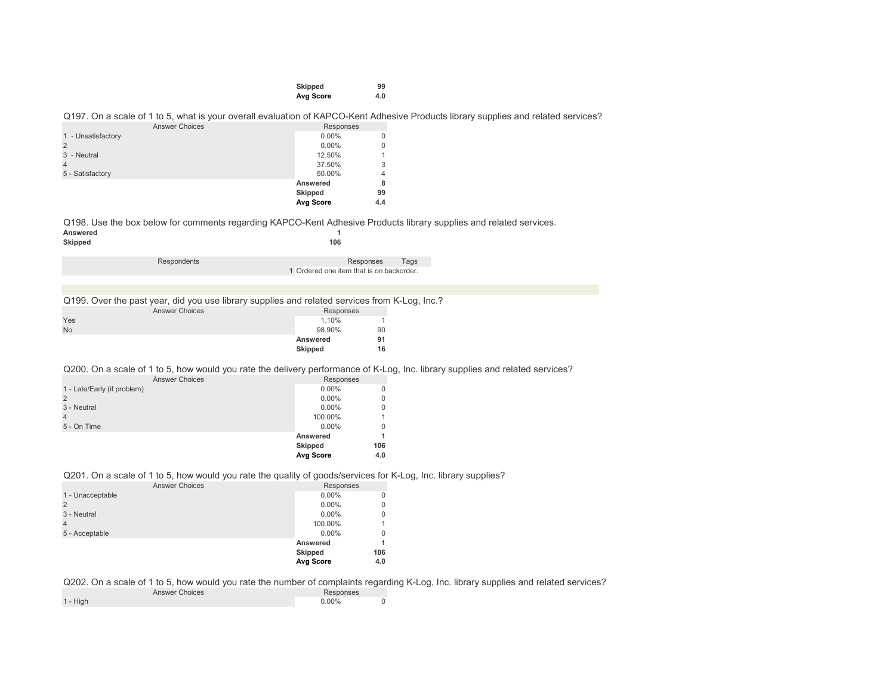| | | |
|---|---|---|
| | **Skipped** | **99** |
| | **Avg Score** | **4.0** |

Q197. On a scale of 1 to 5, what is your overall evaluation of KAPCO-Kent Adhesive Products library supplies and related services?

| Answer Choices | Responses | |
|---|---|---|
| 1 - Unsatisfactory | 0.00% | 0 |
| 2 | 0.00% | 0 |
| 3 - Neutral | 12.50% | 1 |
| 4 | 37.50% | 3 |
| 5 - Satisfactory | 50.00% | 4 |
| | **Answered** | **8** |
| | **Skipped** | **99** |
| | **Avg Score** | **4.4** |

Q198. Use the box below for comments regarding KAPCO-Kent Adhesive Products library supplies and related services.

| | |
|---|---|
| **Answered** | **1** |
| **Skipped** | **106** |

| Respondents | Responses | Tags |
|---|---|---|
| 1 | Ordered one item that is on backorder. | |

Q199. Over the past year, did you use library supplies and related services from K-Log, Inc.?

| Answer Choices | Responses | |
|---|---|---|
| Yes | 1.10% | 1 |
| No | 98.90% | 90 |
| | **Answered** | **91** |
| | **Skipped** | **16** |

Q200. On a scale of 1 to 5, how would you rate the delivery performance of K-Log, Inc. library supplies and related services?

| Answer Choices | Responses | |
|---|---|---|
| 1 - Late/Early (if problem) | 0.00% | 0 |
| 2 | 0.00% | 0 |
| 3 - Neutral | 0.00% | 0 |
| 4 | 100.00% | 1 |
| 5 - On Time | 0.00% | 0 |
| | **Answered** | **1** |
| | **Skipped** | **106** |
| | **Avg Score** | **4.0** |

Q201. On a scale of 1 to 5, how would you rate the quality of goods/services for K-Log, Inc. library supplies?

| Answer Choices | Responses | |
|---|---|---|
| 1 - Unacceptable | 0.00% | 0 |
| 2 | 0.00% | 0 |
| 3 - Neutral | 0.00% | 0 |
| 4 | 100.00% | 1 |
| 5 - Acceptable | 0.00% | 0 |
| | **Answered** | **1** |
| | **Skipped** | **106** |
| | **Avg Score** | **4.0** |

Q202. On a scale of 1 to 5, how would you rate the number of complaints regarding K-Log, Inc. library supplies and related services?

| Answer Choices | Responses | |
|---|---|---|
| 1 - High | 0.00% | 0 |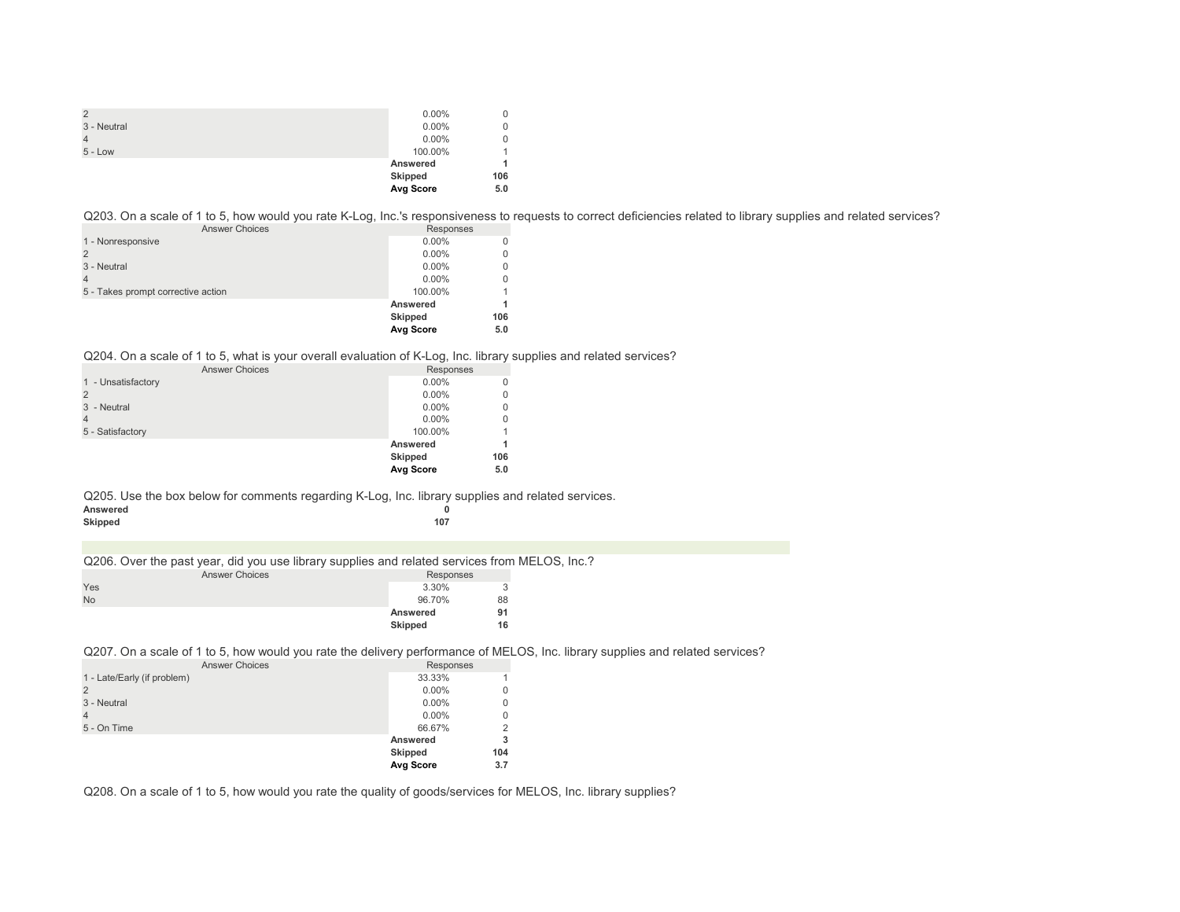| | | |
|---|---|---|
| 2 | 0.00% | 0 |
| 3 - Neutral | 0.00% | 0 |
| 4 | 0.00% | 0 |
| 5 - Low | 100.00% | 1 |
| | **Answered** | **1** |
| | **Skipped** | **106** |
| | **Avg Score** | **5.0** |

Q203. On a scale of 1 to 5, how would you rate K-Log, Inc.'s responsiveness to requests to correct deficiencies related to library supplies and related services?

| Answer Choices | Responses | |
|---|---|---|
| 1 - Nonresponsive | 0.00% | 0 |
| 2 | 0.00% | 0 |
| 3 - Neutral | 0.00% | 0 |
| 4 | 0.00% | 0 |
| 5 - Takes prompt corrective action | 100.00% | 1 |
| | **Answered** | **1** |
| | **Skipped** | **106** |
| | **Avg Score** | **5.0** |

Q204. On a scale of 1 to 5, what is your overall evaluation of K-Log, Inc. library supplies and related services?

| Answer Choices | Responses | |
|---|---|---|
| 1 - Unsatisfactory | 0.00% | 0 |
| 2 | 0.00% | 0 |
| 3 - Neutral | 0.00% | 0 |
| 4 | 0.00% | 0 |
| 5 - Satisfactory | 100.00% | 1 |
| | **Answered** | **1** |
| | **Skipped** | **106** |
| | **Avg Score** | **5.0** |

Q205. Use the box below for comments regarding K-Log, Inc. library supplies and related services.

| | |
|---|---|
| **Answered** | **0** |
| **Skipped** | **107** |

Q206. Over the past year, did you use library supplies and related services from MELOS, Inc.?

| Answer Choices | Responses | |
|---|---|---|
| Yes | 3.30% | 3 |
| No | 96.70% | 88 |
| | **Answered** | **91** |
| | **Skipped** | **16** |

Q207. On a scale of 1 to 5, how would you rate the delivery performance of MELOS, Inc. library supplies and related services?

| Answer Choices | Responses | |
|---|---|---|
| 1 - Late/Early (if problem) | 33.33% | 1 |
| 2 | 0.00% | 0 |
| 3 - Neutral | 0.00% | 0 |
| 4 | 0.00% | 0 |
| 5 - On Time | 66.67% | 2 |
| | **Answered** | **3** |
| | **Skipped** | **104** |
| | **Avg Score** | **3.7** |

Q208. On a scale of 1 to 5, how would you rate the quality of goods/services for MELOS, Inc. library supplies?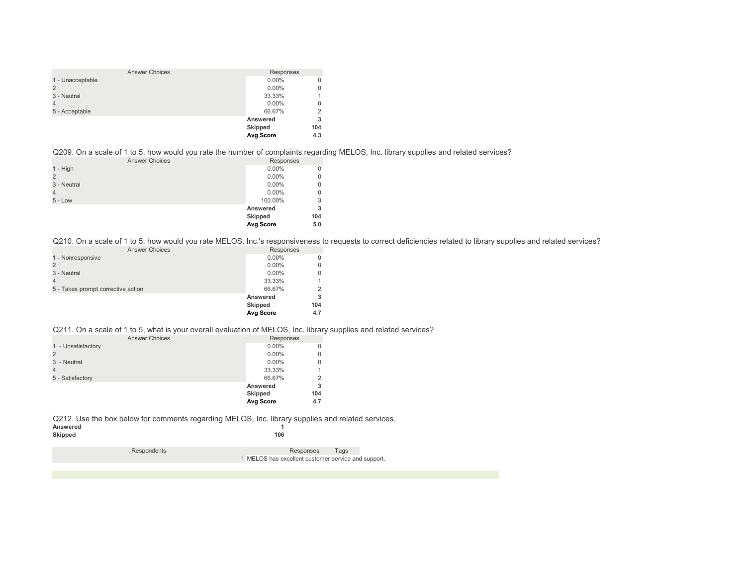| Answer Choices | Responses | |
|---|---|---|
| 1 - Unacceptable | 0.00% | 0 |
| 2 | 0.00% | 0 |
| 3 - Neutral | 33.33% | 1 |
| 4 | 0.00% | 0 |
| 5 - Acceptable | 66.67% | 2 |
| | **Answered** | **3** |
| | **Skipped** | **104** |
| | **Avg Score** | **4.3** |

Q209. On a scale of 1 to 5, how would you rate the number of complaints regarding MELOS, Inc. library supplies and related services?

| Answer Choices | Responses | |
|---|---|---|
| 1 - High | 0.00% | 0 |
| 2 | 0.00% | 0 |
| 3 - Neutral | 0.00% | 0 |
| 4 | 0.00% | 0 |
| 5 - Low | 100.00% | 3 |
| | **Answered** | **3** |
| | **Skipped** | **104** |
| | **Avg Score** | **5.0** |

Q210. On a scale of 1 to 5, how would you rate MELOS, Inc.'s responsiveness to requests to correct deficiencies related to library supplies and related services?

| Answer Choices | Responses | |
|---|---|---|
| 1 - Nonresponsive | 0.00% | 0 |
| 2 | 0.00% | 0 |
| 3 - Neutral | 0.00% | 0 |
| 4 | 33.33% | 1 |
| 5 - Takes prompt corrective action | 66.67% | 2 |
| | **Answered** | **3** |
| | **Skipped** | **104** |
| | **Avg Score** | **4.7** |

Q211. On a scale of 1 to 5, what is your overall evaluation of MELOS, Inc. library supplies and related services?

| Answer Choices | Responses | |
|---|---|---|
| 1 - Unsatisfactory | 0.00% | 0 |
| 2 | 0.00% | 0 |
| 3 - Neutral | 0.00% | 0 |
| 4 | 33.33% | 1 |
| 5 - Satisfactory | 66.67% | 2 |
| | **Answered** | **3** |
| | **Skipped** | **104** |
| | **Avg Score** | **4.7** |

Q212. Use the box below for comments regarding MELOS, Inc. library supplies and related services.

| | |
|---|---|
| **Answered** | **1** |
| **Skipped** | **106** |

| Respondents | Responses | Tags |
|---|---|---|
| 1 | MELOS has excellent customer service and support. | |